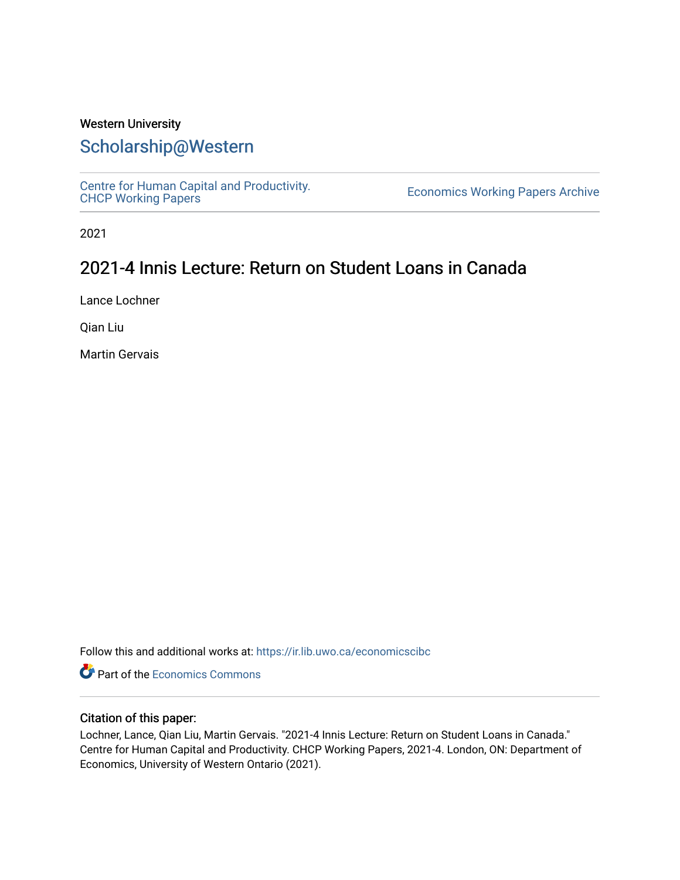Western University

# Scholarship@Western

Centre for Human Capital and Productivity. CHCP Working Papers

Economics Working Papers Archive

2021

## 2021-4 Innis Lecture: Return on Student Loans in Canada

Lance Lochner

Qian Liu

Martin Gervais

Follow this and additional works at: https://ir.lib.uwo.ca/economicscibc

Part of the Economics Commons

### Citation of this paper:

Lochner, Lance, Qian Liu, Martin Gervais. "2021-4 Innis Lecture: Return on Student Loans in Canada." Centre for Human Capital and Productivity. CHCP Working Papers, 2021-4. London, ON: Department of Economics, University of Western Ontario (2021).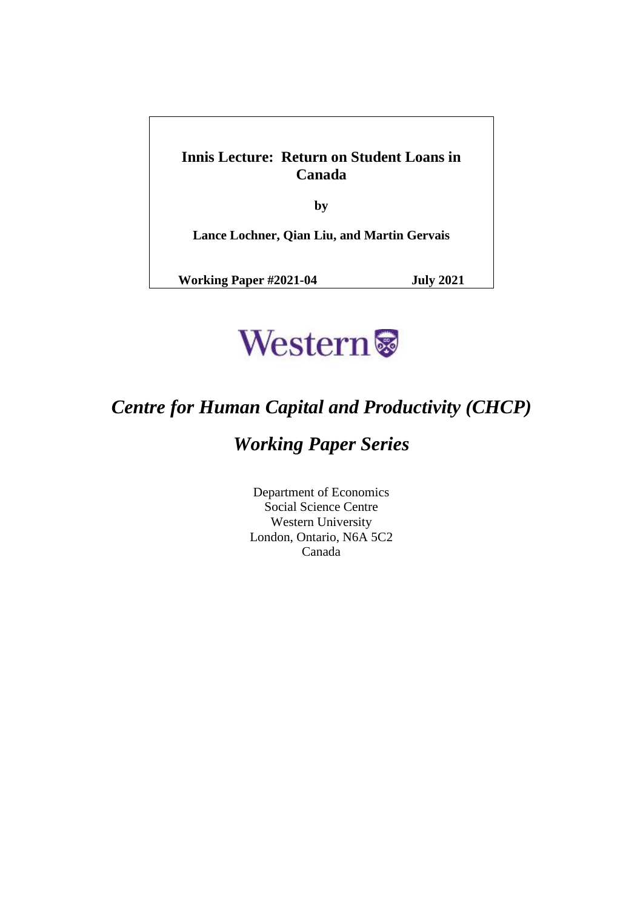**Innis Lecture: Return on Student Loans in Canada**

**by**

**Lance Lochner, Qian Liu, and Martin Gervais**

**Working Paper #2021-04** **July 2021**

Western

# *Centre for Human Capital and Productivity (CHCP)*

## *Working Paper Series*

Department of Economics
Social Science Centre
Western University
London, Ontario, N6A 5C2
Canada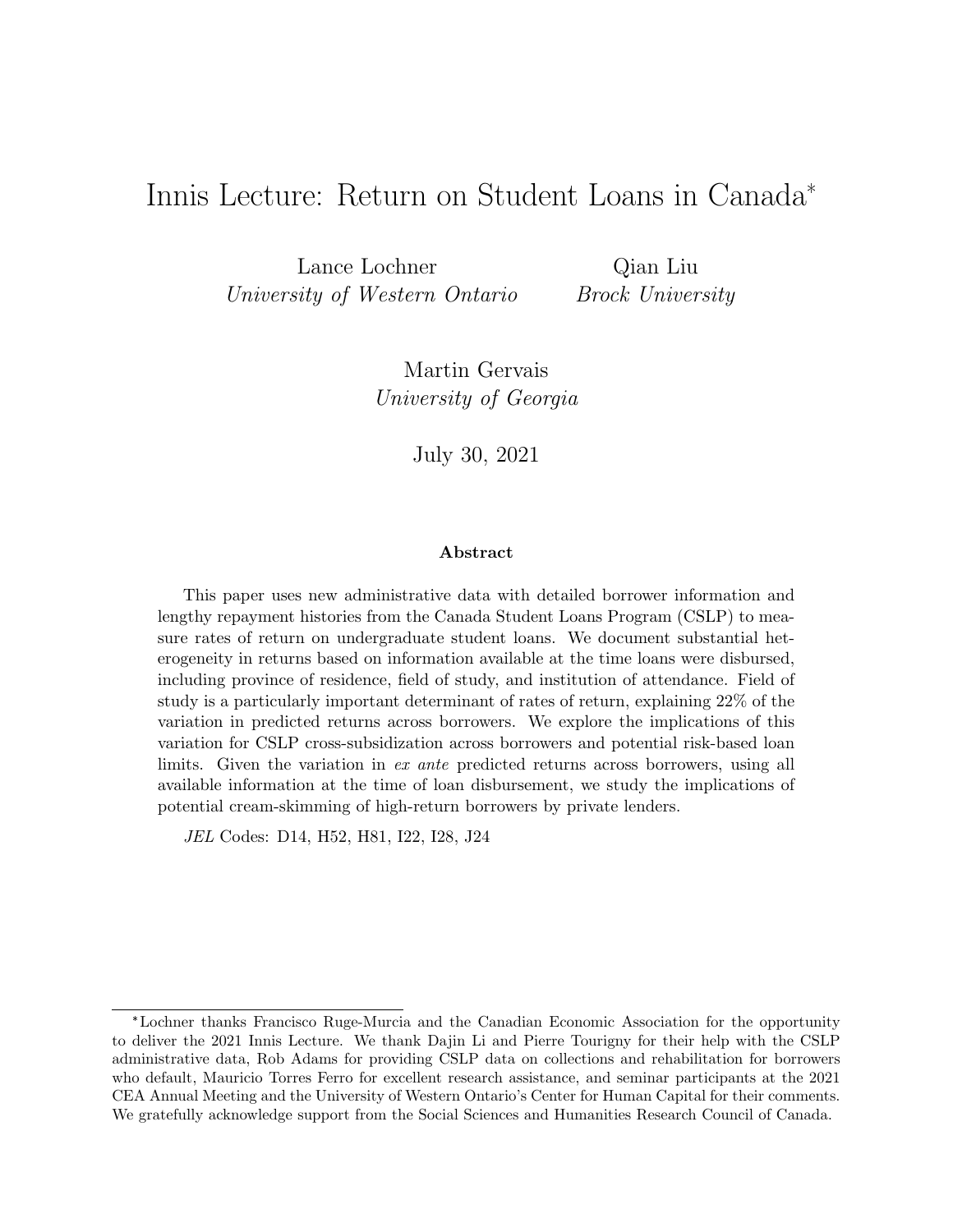# Innis Lecture: Return on Student Loans in Canada*

Lance Lochner
*University of Western Ontario*

Qian Liu
*Brock University*

Martin Gervais
*University of Georgia*

July 30, 2021

### Abstract

This paper uses new administrative data with detailed borrower information and lengthy repayment histories from the Canada Student Loans Program (CSLP) to measure rates of return on undergraduate student loans. We document substantial heterogeneity in returns based on information available at the time loans were disbursed, including province of residence, field of study, and institution of attendance. Field of study is a particularly important determinant of rates of return, explaining 22% of the variation in predicted returns across borrowers. We explore the implications of this variation for CSLP cross-subsidization across borrowers and potential risk-based loan limits. Given the variation in *ex ante* predicted returns across borrowers, using all available information at the time of loan disbursement, we study the implications of potential cream-skimming of high-return borrowers by private lenders.

*JEL* Codes: D14, H52, H81, I22, I28, J24

*Lochner thanks Francisco Ruge-Murcia and the Canadian Economic Association for the opportunity to deliver the 2021 Innis Lecture. We thank Dajin Li and Pierre Tourigny for their help with the CSLP administrative data, Rob Adams for providing CSLP data on collections and rehabilitation for borrowers who default, Mauricio Torres Ferro for excellent research assistance, and seminar participants at the 2021 CEA Annual Meeting and the University of Western Ontario's Center for Human Capital for their comments. We gratefully acknowledge support from the Social Sciences and Humanities Research Council of Canada.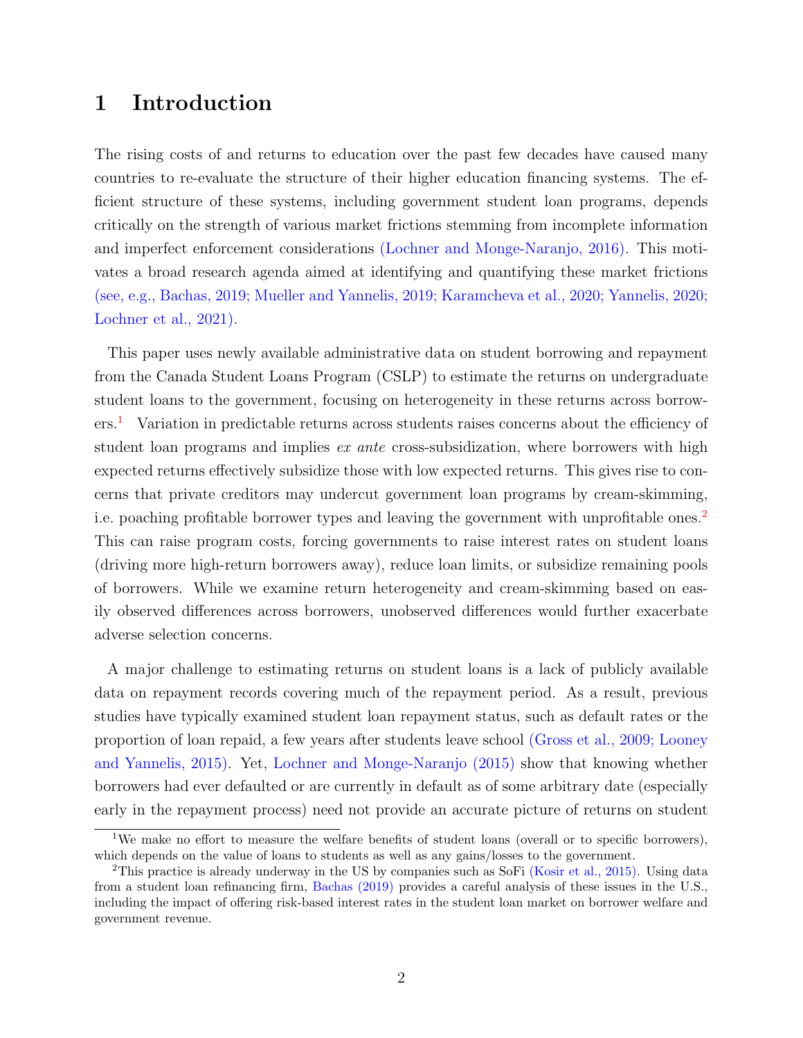# 1 Introduction

The rising costs of and returns to education over the past few decades have caused many countries to re-evaluate the structure of their higher education financing systems. The efficient structure of these systems, including government student loan programs, depends critically on the strength of various market frictions stemming from incomplete information and imperfect enforcement considerations (Lochner and Monge-Naranjo, 2016). This motivates a broad research agenda aimed at identifying and quantifying these market frictions (see, e.g., Bachas, 2019; Mueller and Yannelis, 2019; Karamcheva et al., 2020; Yannelis, 2020; Lochner et al., 2021).

This paper uses newly available administrative data on student borrowing and repayment from the Canada Student Loans Program (CSLP) to estimate the returns on undergraduate student loans to the government, focusing on heterogeneity in these returns across borrowers.[1] Variation in predictable returns across students raises concerns about the efficiency of student loan programs and implies *ex ante* cross-subsidization, where borrowers with high expected returns effectively subsidize those with low expected returns. This gives rise to concerns that private creditors may undercut government loan programs by cream-skimming, i.e. poaching profitable borrower types and leaving the government with unprofitable ones.[2] This can raise program costs, forcing governments to raise interest rates on student loans (driving more high-return borrowers away), reduce loan limits, or subsidize remaining pools of borrowers. While we examine return heterogeneity and cream-skimming based on easily observed differences across borrowers, unobserved differences would further exacerbate adverse selection concerns.

A major challenge to estimating returns on student loans is a lack of publicly available data on repayment records covering much of the repayment period. As a result, previous studies have typically examined student loan repayment status, such as default rates or the proportion of loan repaid, a few years after students leave school (Gross et al., 2009; Looney and Yannelis, 2015). Yet, Lochner and Monge-Naranjo (2015) show that knowing whether borrowers had ever defaulted or are currently in default as of some arbitrary date (especially early in the repayment process) need not provide an accurate picture of returns on student

[1] We make no effort to measure the welfare benefits of student loans (overall or to specific borrowers), which depends on the value of loans to students as well as any gains/losses to the government.

[2] This practice is already underway in the US by companies such as SoFi (Kosir et al., 2015). Using data from a student loan refinancing firm, Bachas (2019) provides a careful analysis of these issues in the U.S., including the impact of offering risk-based interest rates in the student loan market on borrower welfare and government revenue.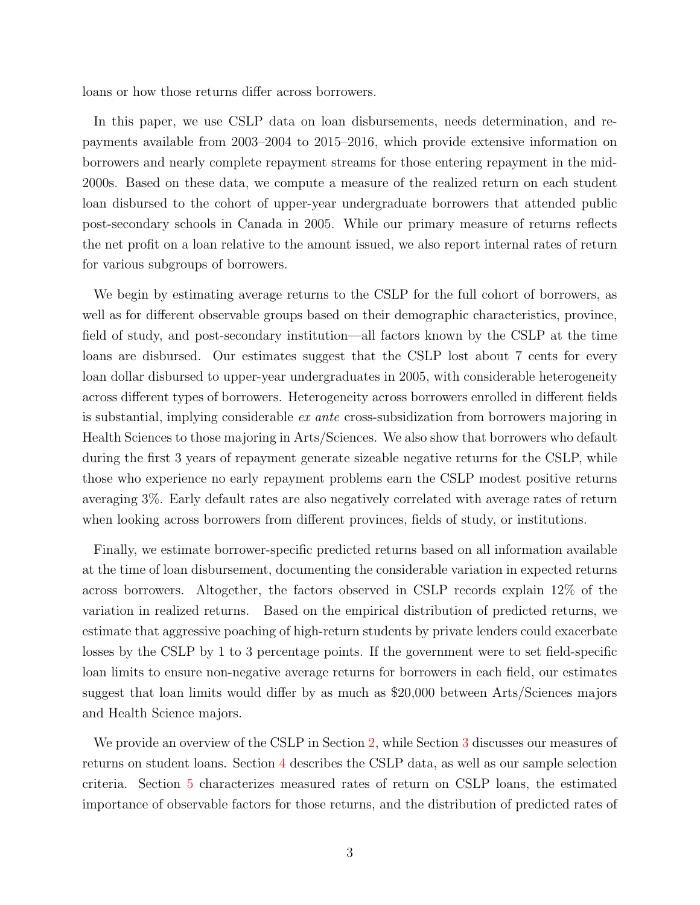loans or how those returns differ across borrowers.

In this paper, we use CSLP data on loan disbursements, needs determination, and repayments available from 2003–2004 to 2015–2016, which provide extensive information on borrowers and nearly complete repayment streams for those entering repayment in the mid-2000s. Based on these data, we compute a measure of the realized return on each student loan disbursed to the cohort of upper-year undergraduate borrowers that attended public post-secondary schools in Canada in 2005. While our primary measure of returns reflects the net profit on a loan relative to the amount issued, we also report internal rates of return for various subgroups of borrowers.

We begin by estimating average returns to the CSLP for the full cohort of borrowers, as well as for different observable groups based on their demographic characteristics, province, field of study, and post-secondary institution—all factors known by the CSLP at the time loans are disbursed. Our estimates suggest that the CSLP lost about 7 cents for every loan dollar disbursed to upper-year undergraduates in 2005, with considerable heterogeneity across different types of borrowers. Heterogeneity across borrowers enrolled in different fields is substantial, implying considerable *ex ante* cross-subsidization from borrowers majoring in Health Sciences to those majoring in Arts/Sciences. We also show that borrowers who default during the first 3 years of repayment generate sizeable negative returns for the CSLP, while those who experience no early repayment problems earn the CSLP modest positive returns averaging 3%. Early default rates are also negatively correlated with average rates of return when looking across borrowers from different provinces, fields of study, or institutions.

Finally, we estimate borrower-specific predicted returns based on all information available at the time of loan disbursement, documenting the considerable variation in expected returns across borrowers. Altogether, the factors observed in CSLP records explain 12% of the variation in realized returns. Based on the empirical distribution of predicted returns, we estimate that aggressive poaching of high-return students by private lenders could exacerbate losses by the CSLP by 1 to 3 percentage points. If the government were to set field-specific loan limits to ensure non-negative average returns for borrowers in each field, our estimates suggest that loan limits would differ by as much as $20,000 between Arts/Sciences majors and Health Science majors.

We provide an overview of the CSLP in Section 2, while Section 3 discusses our measures of returns on student loans. Section 4 describes the CSLP data, as well as our sample selection criteria. Section 5 characterizes measured rates of return on CSLP loans, the estimated importance of observable factors for those returns, and the distribution of predicted rates of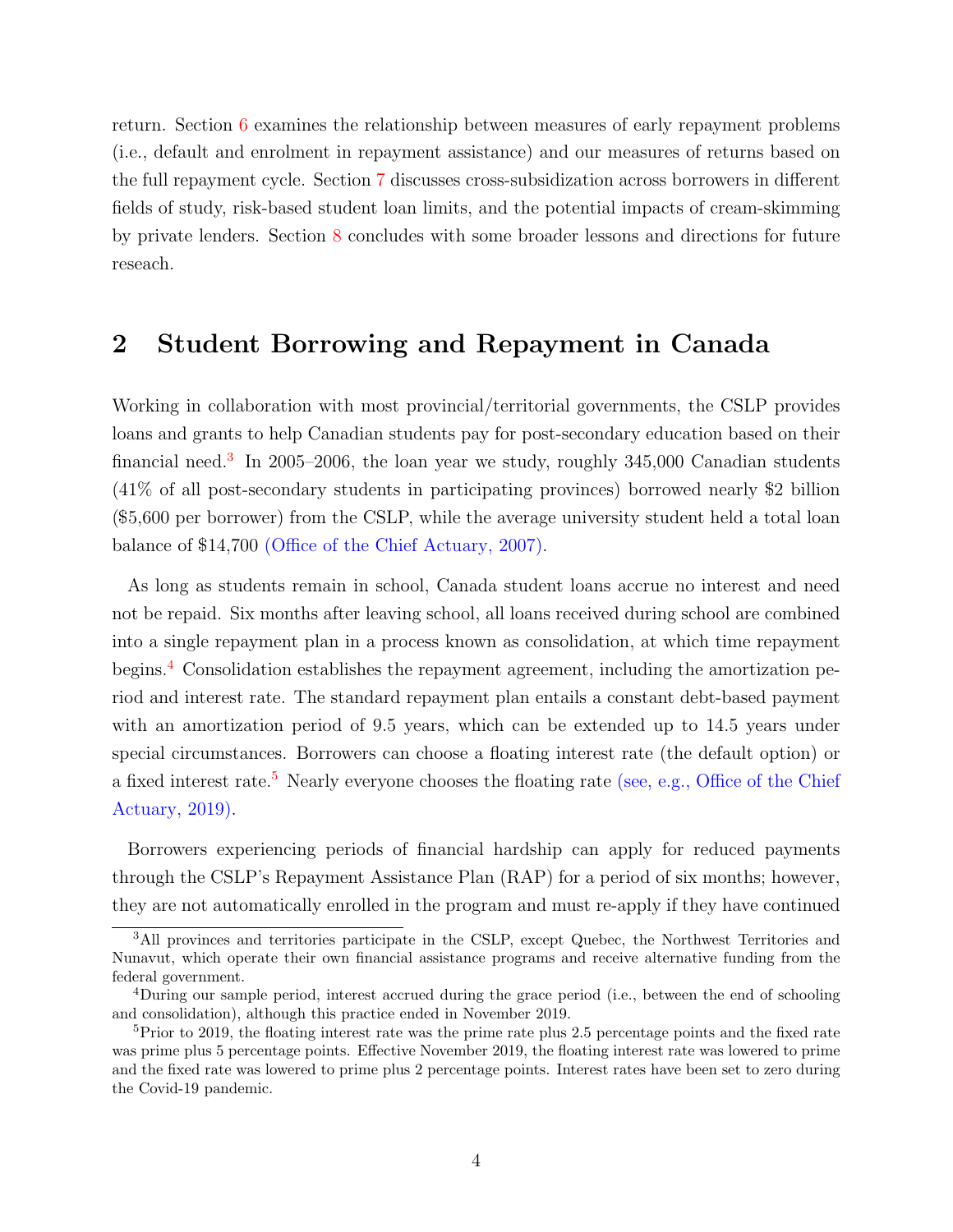return. Section 6 examines the relationship between measures of early repayment problems (i.e., default and enrolment in repayment assistance) and our measures of returns based on the full repayment cycle. Section 7 discusses cross-subsidization across borrowers in different fields of study, risk-based student loan limits, and the potential impacts of cream-skimming by private lenders. Section 8 concludes with some broader lessons and directions for future reseach.

## 2 Student Borrowing and Repayment in Canada

Working in collaboration with most provincial/territorial governments, the CSLP provides loans and grants to help Canadian students pay for post-secondary education based on their financial need.[3] In 2005–2006, the loan year we study, roughly 345,000 Canadian students (41% of all post-secondary students in participating provinces) borrowed nearly $2 billion ($5,600 per borrower) from the CSLP, while the average university student held a total loan balance of $14,700 (Office of the Chief Actuary, 2007).

As long as students remain in school, Canada student loans accrue no interest and need not be repaid. Six months after leaving school, all loans received during school are combined into a single repayment plan in a process known as consolidation, at which time repayment begins.[4] Consolidation establishes the repayment agreement, including the amortization period and interest rate. The standard repayment plan entails a constant debt-based payment with an amortization period of 9.5 years, which can be extended up to 14.5 years under special circumstances. Borrowers can choose a floating interest rate (the default option) or a fixed interest rate.[5] Nearly everyone chooses the floating rate (see, e.g., Office of the Chief Actuary, 2019).

Borrowers experiencing periods of financial hardship can apply for reduced payments through the CSLP's Repayment Assistance Plan (RAP) for a period of six months; however, they are not automatically enrolled in the program and must re-apply if they have continued

[3] All provinces and territories participate in the CSLP, except Quebec, the Northwest Territories and Nunavut, which operate their own financial assistance programs and receive alternative funding from the federal government.

[4] During our sample period, interest accrued during the grace period (i.e., between the end of schooling and consolidation), although this practice ended in November 2019.

[5] Prior to 2019, the floating interest rate was the prime rate plus 2.5 percentage points and the fixed rate was prime plus 5 percentage points. Effective November 2019, the floating interest rate was lowered to prime and the fixed rate was lowered to prime plus 2 percentage points. Interest rates have been set to zero during the Covid-19 pandemic.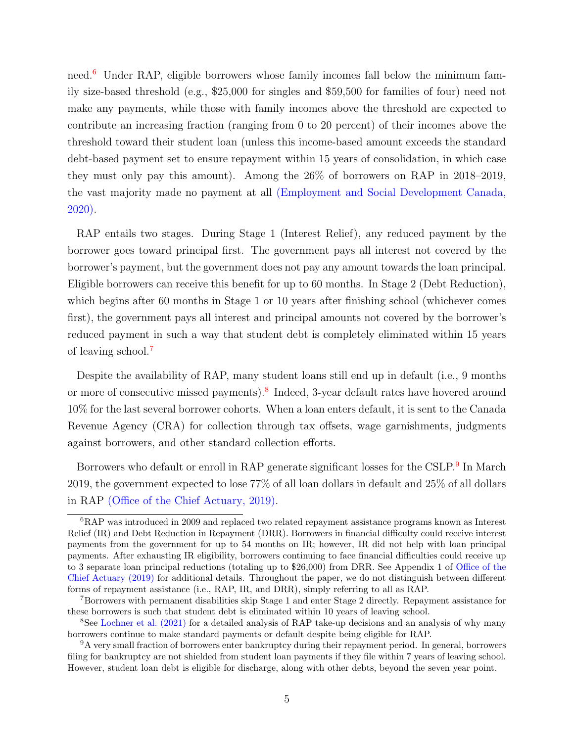need.[6] Under RAP, eligible borrowers whose family incomes fall below the minimum family size-based threshold (e.g., $25,000 for singles and $59,500 for families of four) need not make any payments, while those with family incomes above the threshold are expected to contribute an increasing fraction (ranging from 0 to 20 percent) of their incomes above the threshold toward their student loan (unless this income-based amount exceeds the standard debt-based payment set to ensure repayment within 15 years of consolidation, in which case they must only pay this amount). Among the 26% of borrowers on RAP in 2018–2019, the vast majority made no payment at all (Employment and Social Development Canada, 2020).

RAP entails two stages. During Stage 1 (Interest Relief), any reduced payment by the borrower goes toward principal first. The government pays all interest not covered by the borrower's payment, but the government does not pay any amount towards the loan principal. Eligible borrowers can receive this benefit for up to 60 months. In Stage 2 (Debt Reduction), which begins after 60 months in Stage 1 or 10 years after finishing school (whichever comes first), the government pays all interest and principal amounts not covered by the borrower's reduced payment in such a way that student debt is completely eliminated within 15 years of leaving school.[7]

Despite the availability of RAP, many student loans still end up in default (i.e., 9 months or more of consecutive missed payments).[8] Indeed, 3-year default rates have hovered around 10% for the last several borrower cohorts. When a loan enters default, it is sent to the Canada Revenue Agency (CRA) for collection through tax offsets, wage garnishments, judgments against borrowers, and other standard collection efforts.

Borrowers who default or enroll in RAP generate significant losses for the CSLP.[9] In March 2019, the government expected to lose 77% of all loan dollars in default and 25% of all dollars in RAP (Office of the Chief Actuary, 2019).

[6] RAP was introduced in 2009 and replaced two related repayment assistance programs known as Interest Relief (IR) and Debt Reduction in Repayment (DRR). Borrowers in financial difficulty could receive interest payments from the government for up to 54 months on IR; however, IR did not help with loan principal payments. After exhausting IR eligibility, borrowers continuing to face financial difficulties could receive up to 3 separate loan principal reductions (totaling up to $26,000) from DRR. See Appendix 1 of Office of the Chief Actuary (2019) for additional details. Throughout the paper, we do not distinguish between different forms of repayment assistance (i.e., RAP, IR, and DRR), simply referring to all as RAP.

[7] Borrowers with permanent disabilities skip Stage 1 and enter Stage 2 directly. Repayment assistance for these borrowers is such that student debt is eliminated within 10 years of leaving school.

[8] See Lochner et al. (2021) for a detailed analysis of RAP take-up decisions and an analysis of why many borrowers continue to make standard payments or default despite being eligible for RAP.

[9] A very small fraction of borrowers enter bankruptcy during their repayment period. In general, borrowers filing for bankruptcy are not shielded from student loan payments if they file within 7 years of leaving school. However, student loan debt is eligible for discharge, along with other debts, beyond the seven year point.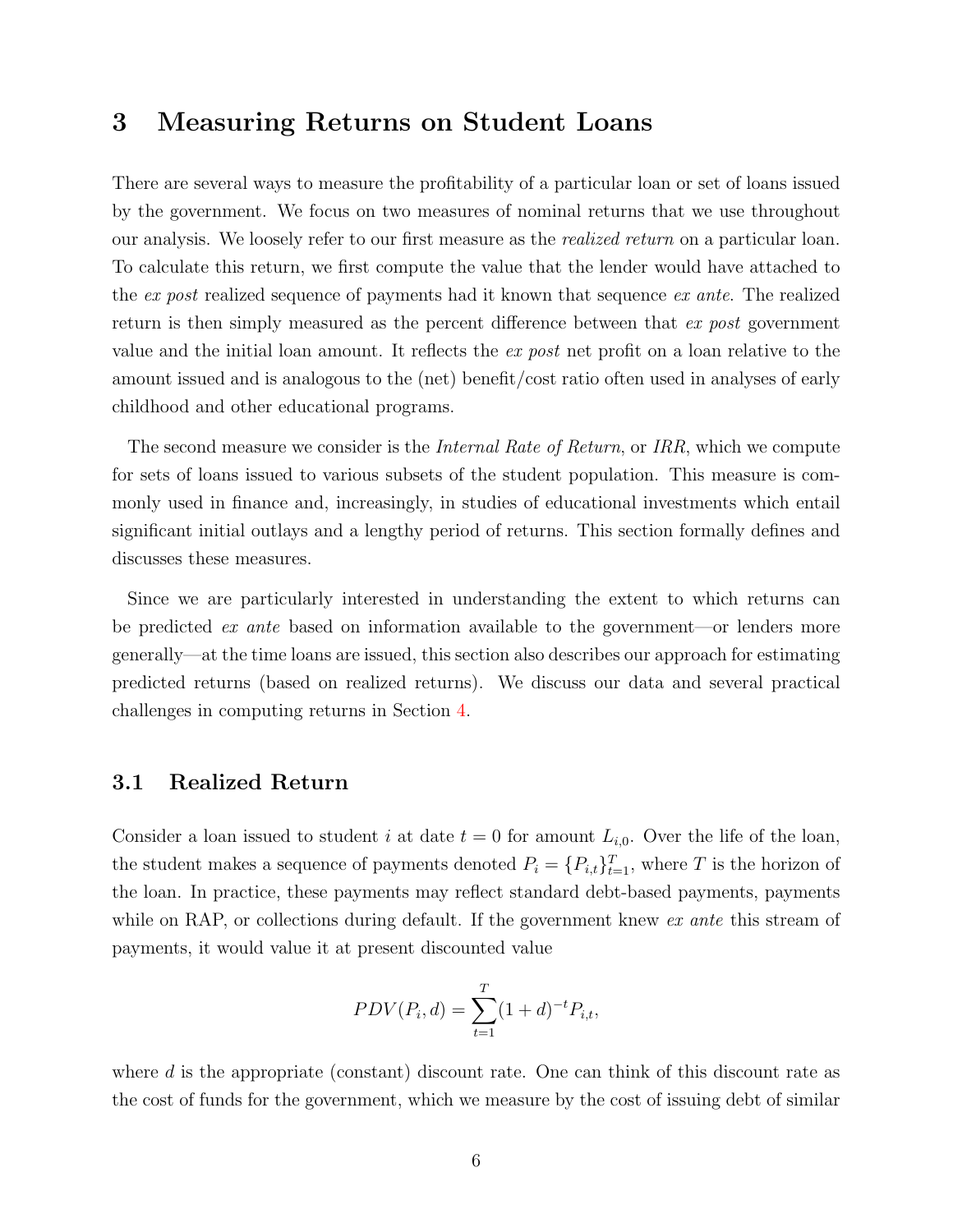# 3 Measuring Returns on Student Loans

There are several ways to measure the profitability of a particular loan or set of loans issued by the government. We focus on two measures of nominal returns that we use throughout our analysis. We loosely refer to our first measure as the *realized return* on a particular loan. To calculate this return, we first compute the value that the lender would have attached to the *ex post* realized sequence of payments had it known that sequence *ex ante*. The realized return is then simply measured as the percent difference between that *ex post* government value and the initial loan amount. It reflects the *ex post* net profit on a loan relative to the amount issued and is analogous to the (net) benefit/cost ratio often used in analyses of early childhood and other educational programs.

The second measure we consider is the *Internal Rate of Return*, or *IRR*, which we compute for sets of loans issued to various subsets of the student population. This measure is commonly used in finance and, increasingly, in studies of educational investments which entail significant initial outlays and a lengthy period of returns. This section formally defines and discusses these measures.

Since we are particularly interested in understanding the extent to which returns can be predicted *ex ante* based on information available to the government—or lenders more generally—at the time loans are issued, this section also describes our approach for estimating predicted returns (based on realized returns). We discuss our data and several practical challenges in computing returns in Section 4.

## 3.1 Realized Return

Consider a loan issued to student $i$ at date $t = 0$ for amount $L_{i,0}$. Over the life of the loan, the student makes a sequence of payments denoted $P_i = \{P_{i,t}\}_{t=1}^{T}$, where $T$ is the horizon of the loan. In practice, these payments may reflect standard debt-based payments, payments while on RAP, or collections during default. If the government knew *ex ante* this stream of payments, it would value it at present discounted value

$$PDV(P_i, d) = \sum_{t=1}^{T} (1 + d)^{-t} P_{i,t},$$

where $d$ is the appropriate (constant) discount rate. One can think of this discount rate as the cost of funds for the government, which we measure by the cost of issuing debt of similar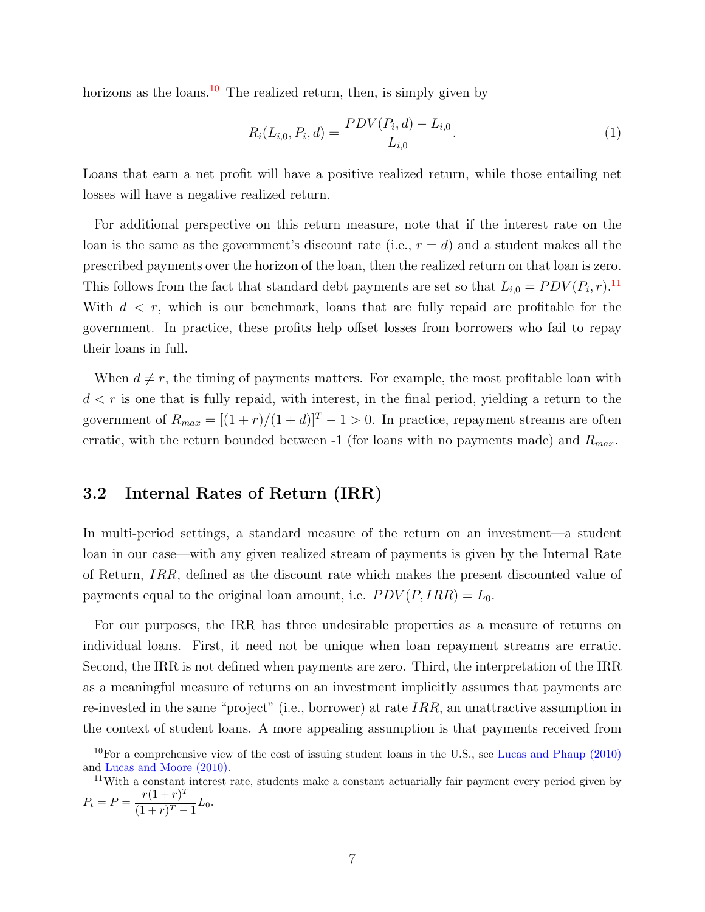horizons as the loans.[10] The realized return, then, is simply given by

$$R_i(L_{i,0}, P_i, d) = \frac{PDV(P_i, d) - L_{i,0}}{L_{i,0}}. \tag{1}$$

Loans that earn a net profit will have a positive realized return, while those entailing net losses will have a negative realized return.

For additional perspective on this return measure, note that if the interest rate on the loan is the same as the government's discount rate (i.e., $r = d$) and a student makes all the prescribed payments over the horizon of the loan, then the realized return on that loan is zero. This follows from the fact that standard debt payments are set so that $L_{i,0} = PDV(P_i, r)$.[11] With $d < r$, which is our benchmark, loans that are fully repaid are profitable for the government. In practice, these profits help offset losses from borrowers who fail to repay their loans in full.

When $d \neq r$, the timing of payments matters. For example, the most profitable loan with $d < r$ is one that is fully repaid, with interest, in the final period, yielding a return to the government of $R_{max} = [(1+r)/(1+d)]^T - 1 > 0$. In practice, repayment streams are often erratic, with the return bounded between -1 (for loans with no payments made) and $R_{max}$.

### 3.2 Internal Rates of Return (IRR)

In multi-period settings, a standard measure of the return on an investment—a student loan in our case—with any given realized stream of payments is given by the Internal Rate of Return, $IRR$, defined as the discount rate which makes the present discounted value of payments equal to the original loan amount, i.e. $PDV(P, IRR) = L_0$.

For our purposes, the IRR has three undesirable properties as a measure of returns on individual loans. First, it need not be unique when loan repayment streams are erratic. Second, the IRR is not defined when payments are zero. Third, the interpretation of the IRR as a meaningful measure of returns on an investment implicitly assumes that payments are re-invested in the same "project" (i.e., borrower) at rate $IRR$, an unattractive assumption in the context of student loans. A more appealing assumption is that payments received from

[10] For a comprehensive view of the cost of issuing student loans in the U.S., see Lucas and Phaup (2010) and Lucas and Moore (2010).

[11] With a constant interest rate, students make a constant actuarially fair payment every period given by $P_t = P = \frac{r(1+r)^T}{(1+r)^T - 1} L_0$.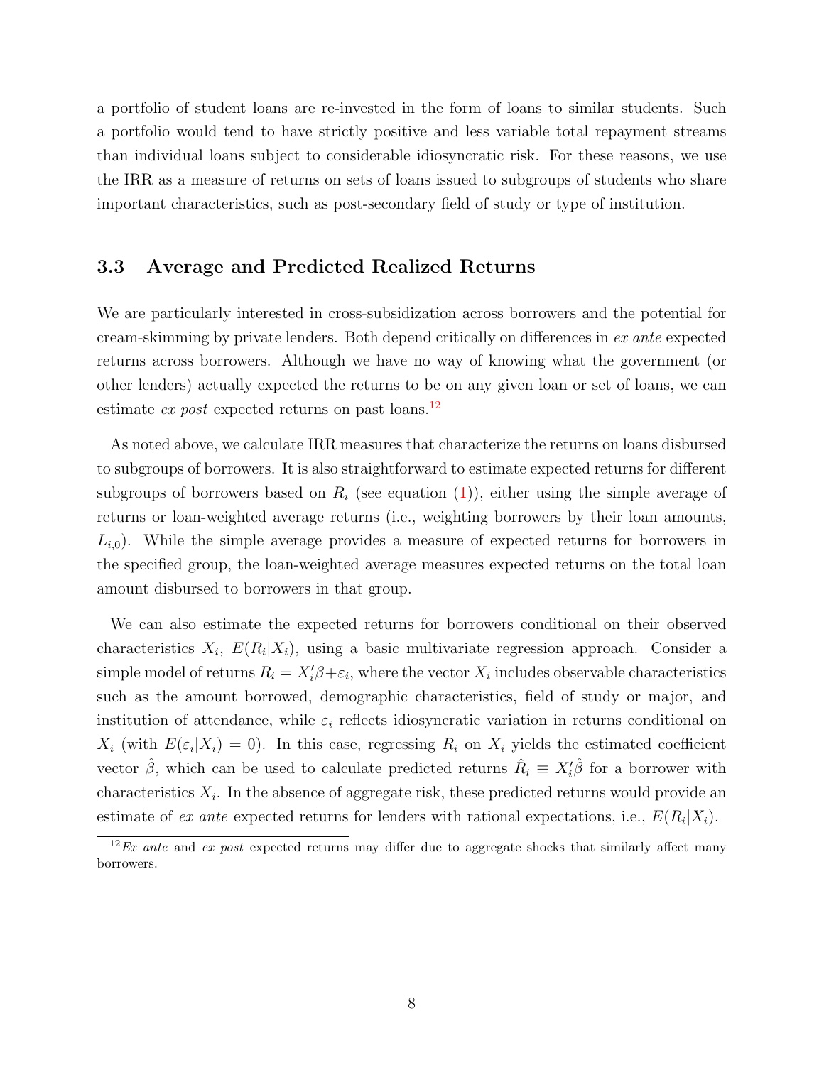a portfolio of student loans are re-invested in the form of loans to similar students. Such a portfolio would tend to have strictly positive and less variable total repayment streams than individual loans subject to considerable idiosyncratic risk. For these reasons, we use the IRR as a measure of returns on sets of loans issued to subgroups of students who share important characteristics, such as post-secondary field of study or type of institution.

### 3.3 Average and Predicted Realized Returns

We are particularly interested in cross-subsidization across borrowers and the potential for cream-skimming by private lenders. Both depend critically on differences in *ex ante* expected returns across borrowers. Although we have no way of knowing what the government (or other lenders) actually expected the returns to be on any given loan or set of loans, we can estimate *ex post* expected returns on past loans.[12]

As noted above, we calculate IRR measures that characterize the returns on loans disbursed to subgroups of borrowers. It is also straightforward to estimate expected returns for different subgroups of borrowers based on $R_i$ (see equation (1)), either using the simple average of returns or loan-weighted average returns (i.e., weighting borrowers by their loan amounts, $L_{i,0}$). While the simple average provides a measure of expected returns for borrowers in the specified group, the loan-weighted average measures expected returns on the total loan amount disbursed to borrowers in that group.

We can also estimate the expected returns for borrowers conditional on their observed characteristics $X_i$, $E(R_i|X_i)$, using a basic multivariate regression approach. Consider a simple model of returns $R_i = X_i'\beta + \varepsilon_i$, where the vector $X_i$ includes observable characteristics such as the amount borrowed, demographic characteristics, field of study or major, and institution of attendance, while $\varepsilon_i$ reflects idiosyncratic variation in returns conditional on $X_i$ (with $E(\varepsilon_i|X_i) = 0$). In this case, regressing $R_i$ on $X_i$ yields the estimated coefficient vector $\hat{\beta}$, which can be used to calculate predicted returns $\hat{R}_i \equiv X_i'\hat{\beta}$ for a borrower with characteristics $X_i$. In the absence of aggregate risk, these predicted returns would provide an estimate of *ex ante* expected returns for lenders with rational expectations, i.e., $E(R_i|X_i)$.

[12] *Ex ante* and *ex post* expected returns may differ due to aggregate shocks that similarly affect many borrowers.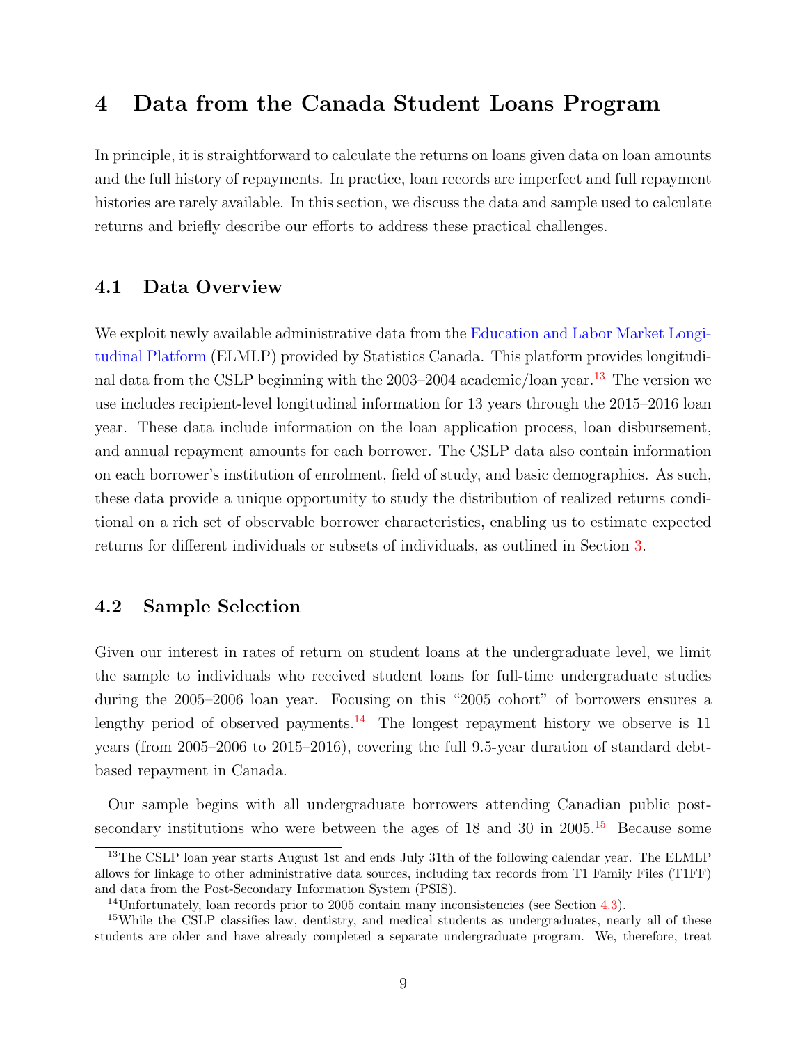# 4 Data from the Canada Student Loans Program

In principle, it is straightforward to calculate the returns on loans given data on loan amounts and the full history of repayments. In practice, loan records are imperfect and full repayment histories are rarely available. In this section, we discuss the data and sample used to calculate returns and briefly describe our efforts to address these practical challenges.

## 4.1 Data Overview

We exploit newly available administrative data from the Education and Labor Market Longitudinal Platform (ELMLP) provided by Statistics Canada. This platform provides longitudinal data from the CSLP beginning with the 2003–2004 academic/loan year.[13] The version we use includes recipient-level longitudinal information for 13 years through the 2015–2016 loan year. These data include information on the loan application process, loan disbursement, and annual repayment amounts for each borrower. The CSLP data also contain information on each borrower's institution of enrolment, field of study, and basic demographics. As such, these data provide a unique opportunity to study the distribution of realized returns conditional on a rich set of observable borrower characteristics, enabling us to estimate expected returns for different individuals or subsets of individuals, as outlined in Section 3.

## 4.2 Sample Selection

Given our interest in rates of return on student loans at the undergraduate level, we limit the sample to individuals who received student loans for full-time undergraduate studies during the 2005–2006 loan year. Focusing on this "2005 cohort" of borrowers ensures a lengthy period of observed payments.[14] The longest repayment history we observe is 11 years (from 2005–2006 to 2015–2016), covering the full 9.5-year duration of standard debt-based repayment in Canada.

Our sample begins with all undergraduate borrowers attending Canadian public post-secondary institutions who were between the ages of 18 and 30 in 2005.[15] Because some

[13] The CSLP loan year starts August 1st and ends July 31th of the following calendar year. The ELMLP allows for linkage to other administrative data sources, including tax records from T1 Family Files (T1FF) and data from the Post-Secondary Information System (PSIS).

[14] Unfortunately, loan records prior to 2005 contain many inconsistencies (see Section 4.3).

[15] While the CSLP classifies law, dentistry, and medical students as undergraduates, nearly all of these students are older and have already completed a separate undergraduate program. We, therefore, treat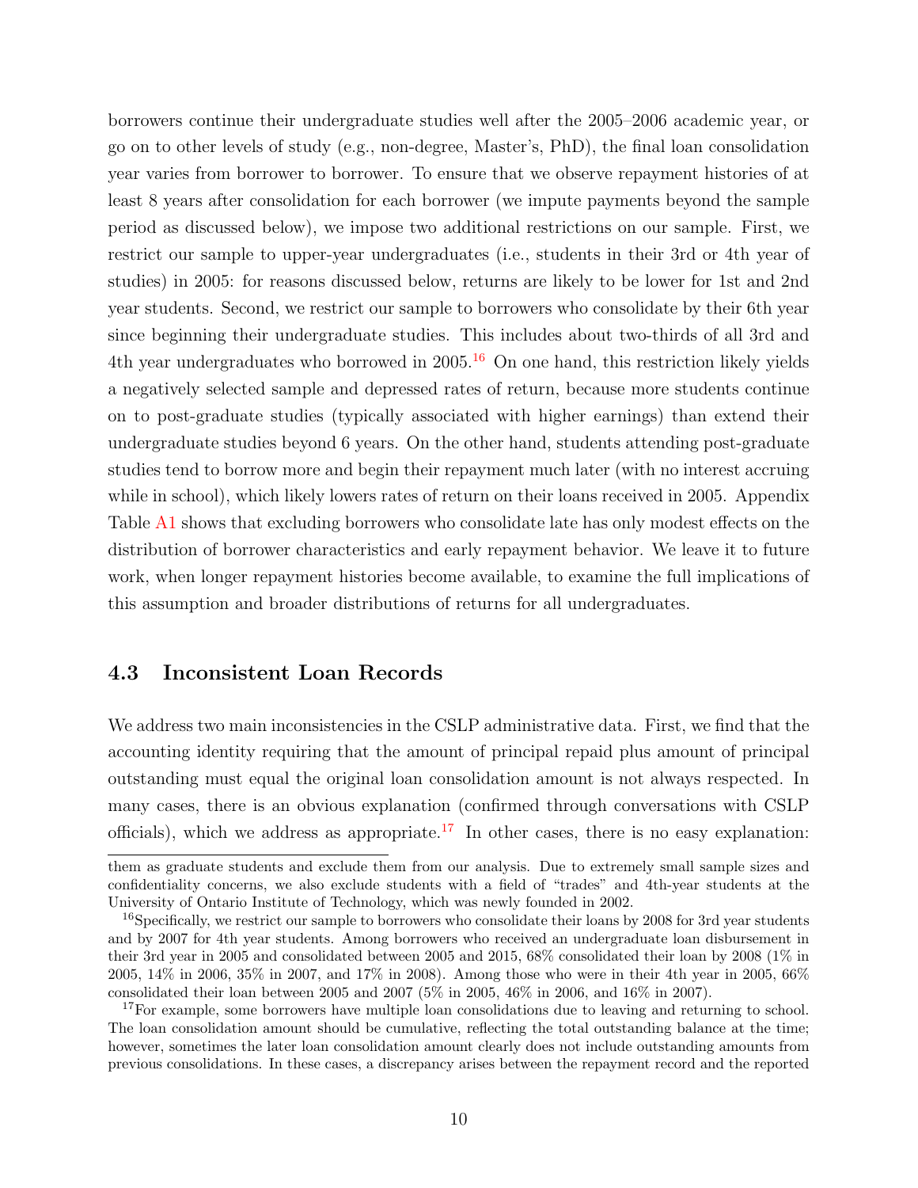borrowers continue their undergraduate studies well after the 2005–2006 academic year, or go on to other levels of study (e.g., non-degree, Master's, PhD), the final loan consolidation year varies from borrower to borrower. To ensure that we observe repayment histories of at least 8 years after consolidation for each borrower (we impute payments beyond the sample period as discussed below), we impose two additional restrictions on our sample. First, we restrict our sample to upper-year undergraduates (i.e., students in their 3rd or 4th year of studies) in 2005: for reasons discussed below, returns are likely to be lower for 1st and 2nd year students. Second, we restrict our sample to borrowers who consolidate by their 6th year since beginning their undergraduate studies. This includes about two-thirds of all 3rd and 4th year undergraduates who borrowed in 2005.[16] On one hand, this restriction likely yields a negatively selected sample and depressed rates of return, because more students continue on to post-graduate studies (typically associated with higher earnings) than extend their undergraduate studies beyond 6 years. On the other hand, students attending post-graduate studies tend to borrow more and begin their repayment much later (with no interest accruing while in school), which likely lowers rates of return on their loans received in 2005. Appendix Table A1 shows that excluding borrowers who consolidate late has only modest effects on the distribution of borrower characteristics and early repayment behavior. We leave it to future work, when longer repayment histories become available, to examine the full implications of this assumption and broader distributions of returns for all undergraduates.

### 4.3 Inconsistent Loan Records

We address two main inconsistencies in the CSLP administrative data. First, we find that the accounting identity requiring that the amount of principal repaid plus amount of principal outstanding must equal the original loan consolidation amount is not always respected. In many cases, there is an obvious explanation (confirmed through conversations with CSLP officials), which we address as appropriate.[17] In other cases, there is no easy explanation:

them as graduate students and exclude them from our analysis. Due to extremely small sample sizes and confidentiality concerns, we also exclude students with a field of "trades" and 4th-year students at the University of Ontario Institute of Technology, which was newly founded in 2002.

[16] Specifically, we restrict our sample to borrowers who consolidate their loans by 2008 for 3rd year students and by 2007 for 4th year students. Among borrowers who received an undergraduate loan disbursement in their 3rd year in 2005 and consolidated between 2005 and 2015, 68% consolidated their loan by 2008 (1% in 2005, 14% in 2006, 35% in 2007, and 17% in 2008). Among those who were in their 4th year in 2005, 66% consolidated their loan between 2005 and 2007 (5% in 2005, 46% in 2006, and 16% in 2007).

[17] For example, some borrowers have multiple loan consolidations due to leaving and returning to school. The loan consolidation amount should be cumulative, reflecting the total outstanding balance at the time; however, sometimes the later loan consolidation amount clearly does not include outstanding amounts from previous consolidations. In these cases, a discrepancy arises between the repayment record and the reported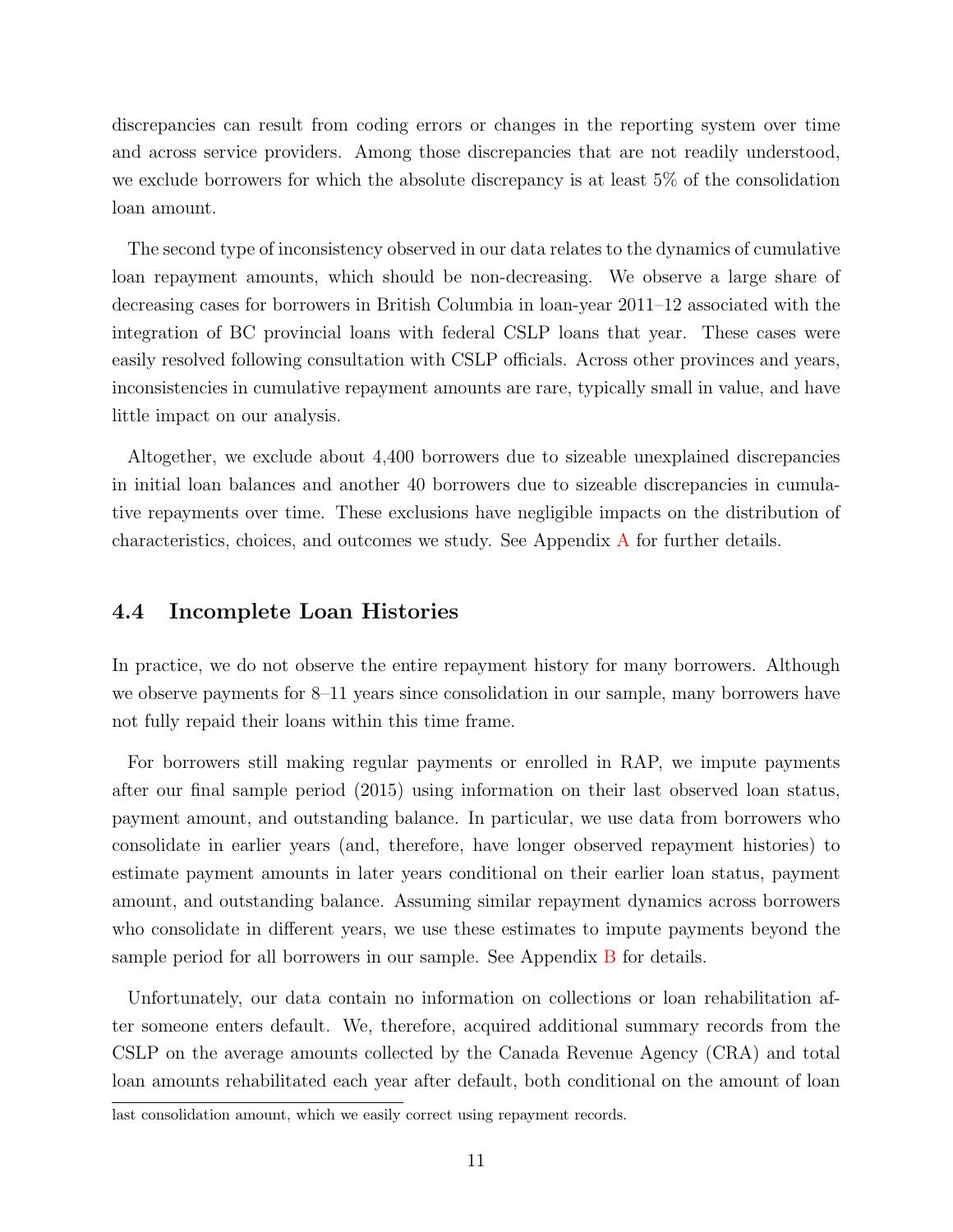discrepancies can result from coding errors or changes in the reporting system over time and across service providers. Among those discrepancies that are not readily understood, we exclude borrowers for which the absolute discrepancy is at least 5% of the consolidation loan amount.

The second type of inconsistency observed in our data relates to the dynamics of cumulative loan repayment amounts, which should be non-decreasing. We observe a large share of decreasing cases for borrowers in British Columbia in loan-year 2011–12 associated with the integration of BC provincial loans with federal CSLP loans that year. These cases were easily resolved following consultation with CSLP officials. Across other provinces and years, inconsistencies in cumulative repayment amounts are rare, typically small in value, and have little impact on our analysis.

Altogether, we exclude about 4,400 borrowers due to sizeable unexplained discrepancies in initial loan balances and another 40 borrowers due to sizeable discrepancies in cumulative repayments over time. These exclusions have negligible impacts on the distribution of characteristics, choices, and outcomes we study. See Appendix A for further details.

## 4.4 Incomplete Loan Histories

In practice, we do not observe the entire repayment history for many borrowers. Although we observe payments for 8–11 years since consolidation in our sample, many borrowers have not fully repaid their loans within this time frame.

For borrowers still making regular payments or enrolled in RAP, we impute payments after our final sample period (2015) using information on their last observed loan status, payment amount, and outstanding balance. In particular, we use data from borrowers who consolidate in earlier years (and, therefore, have longer observed repayment histories) to estimate payment amounts in later years conditional on their earlier loan status, payment amount, and outstanding balance. Assuming similar repayment dynamics across borrowers who consolidate in different years, we use these estimates to impute payments beyond the sample period for all borrowers in our sample. See Appendix B for details.

Unfortunately, our data contain no information on collections or loan rehabilitation after someone enters default. We, therefore, acquired additional summary records from the CSLP on the average amounts collected by the Canada Revenue Agency (CRA) and total loan amounts rehabilitated each year after default, both conditional on the amount of loan

last consolidation amount, which we easily correct using repayment records.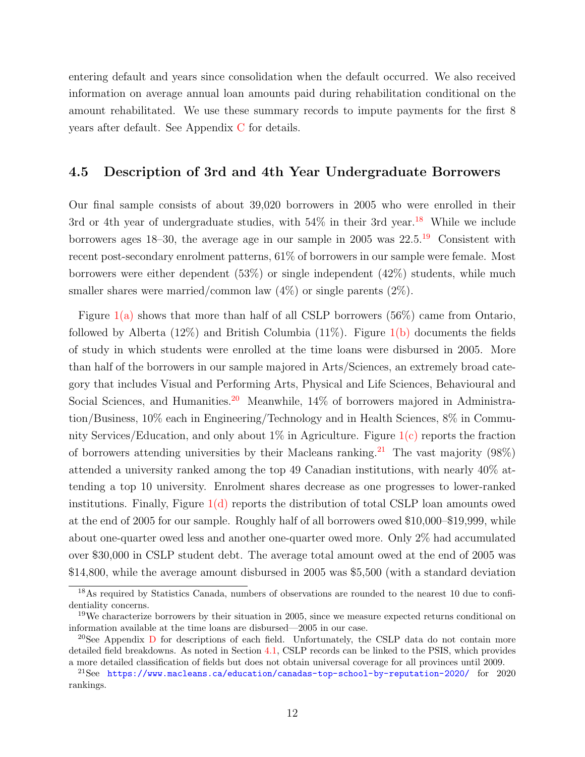entering default and years since consolidation when the default occurred. We also received information on average annual loan amounts paid during rehabilitation conditional on the amount rehabilitated. We use these summary records to impute payments for the first 8 years after default. See Appendix C for details.

### 4.5 Description of 3rd and 4th Year Undergraduate Borrowers

Our final sample consists of about 39,020 borrowers in 2005 who were enrolled in their 3rd or 4th year of undergraduate studies, with 54% in their 3rd year.[18] While we include borrowers ages 18–30, the average age in our sample in 2005 was 22.5.[19] Consistent with recent post-secondary enrolment patterns, 61% of borrowers in our sample were female. Most borrowers were either dependent (53%) or single independent (42%) students, while much smaller shares were married/common law (4%) or single parents (2%).

Figure 1(a) shows that more than half of all CSLP borrowers (56%) came from Ontario, followed by Alberta (12%) and British Columbia (11%). Figure 1(b) documents the fields of study in which students were enrolled at the time loans were disbursed in 2005. More than half of the borrowers in our sample majored in Arts/Sciences, an extremely broad category that includes Visual and Performing Arts, Physical and Life Sciences, Behavioural and Social Sciences, and Humanities.[20] Meanwhile, 14% of borrowers majored in Administration/Business, 10% each in Engineering/Technology and in Health Sciences, 8% in Community Services/Education, and only about 1% in Agriculture. Figure 1(c) reports the fraction of borrowers attending universities by their Macleans ranking.[21] The vast majority (98%) attended a university ranked among the top 49 Canadian institutions, with nearly 40% attending a top 10 university. Enrolment shares decrease as one progresses to lower-ranked institutions. Finally, Figure 1(d) reports the distribution of total CSLP loan amounts owed at the end of 2005 for our sample. Roughly half of all borrowers owed $10,000–$19,999, while about one-quarter owed less and another one-quarter owed more. Only 2% had accumulated over $30,000 in CSLP student debt. The average total amount owed at the end of 2005 was $14,800, while the average amount disbursed in 2005 was $5,500 (with a standard deviation

[18] As required by Statistics Canada, numbers of observations are rounded to the nearest 10 due to confidentiality concerns.

[19] We characterize borrowers by their situation in 2005, since we measure expected returns conditional on information available at the time loans are disbursed—2005 in our case.

[20] See Appendix D for descriptions of each field. Unfortunately, the CSLP data do not contain more detailed field breakdowns. As noted in Section 4.1, CSLP records can be linked to the PSIS, which provides a more detailed classification of fields but does not obtain universal coverage for all provinces until 2009.

[21] See https://www.macleans.ca/education/canadas-top-school-by-reputation-2020/ for 2020 rankings.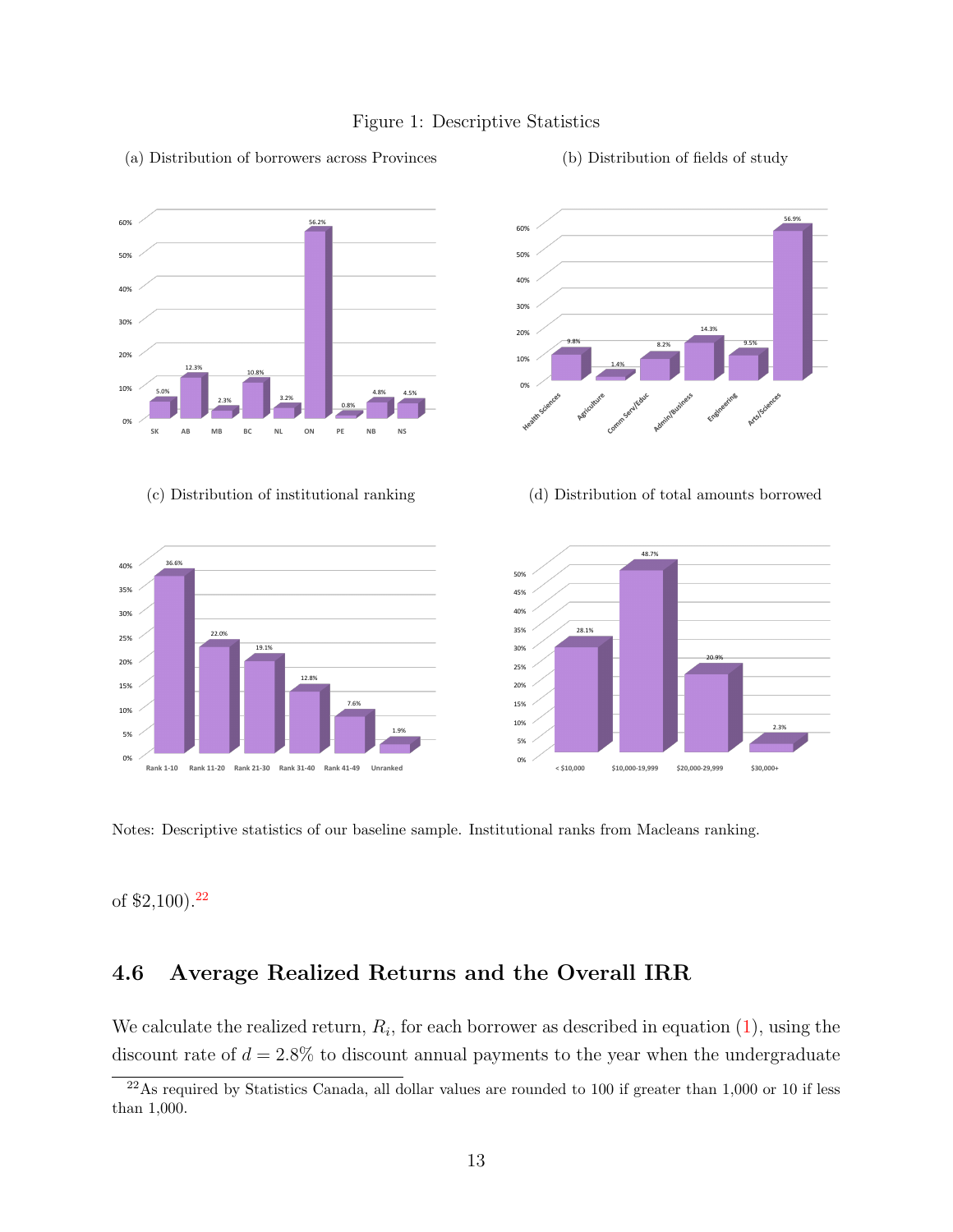Figure 1: Descriptive Statistics

(a) Distribution of borrowers across Provinces

(b) Distribution of fields of study

(c) Distribution of institutional ranking

(d) Distribution of total amounts borrowed

Notes: Descriptive statistics of our baseline sample. Institutional ranks from Macleans ranking.

of $2,100).[22]

## 4.6 Average Realized Returns and the Overall IRR

We calculate the realized return, $R_i$, for each borrower as described in equation (1), using the discount rate of $d = 2.8\%$ to discount annual payments to the year when the undergraduate

[22] As required by Statistics Canada, all dollar values are rounded to 100 if greater than 1,000 or 10 if less than 1,000.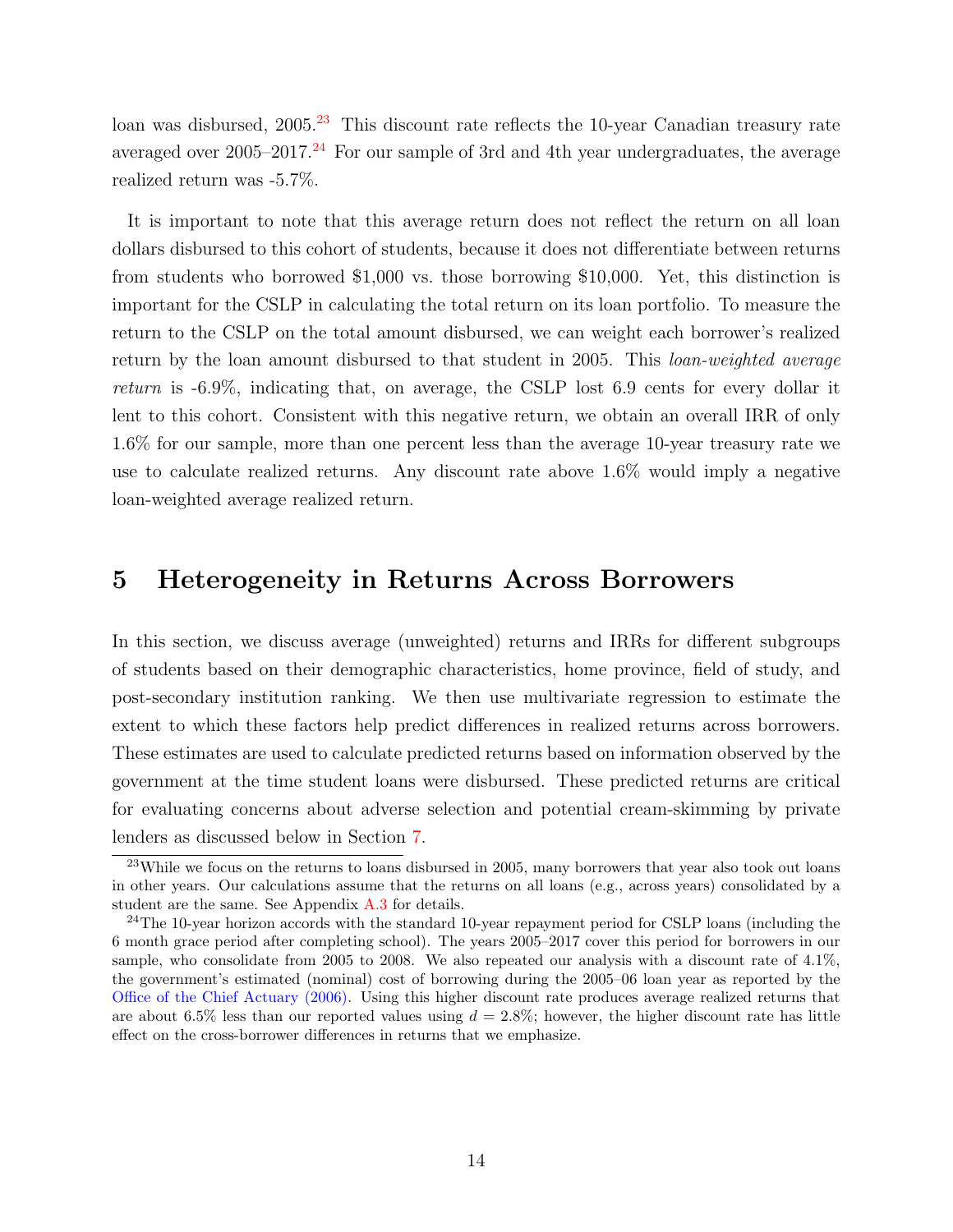loan was disbursed, 2005.[23] This discount rate reflects the 10-year Canadian treasury rate averaged over 2005–2017.[24] For our sample of 3rd and 4th year undergraduates, the average realized return was -5.7%.

It is important to note that this average return does not reflect the return on all loan dollars disbursed to this cohort of students, because it does not differentiate between returns from students who borrowed $1,000 vs. those borrowing $10,000. Yet, this distinction is important for the CSLP in calculating the total return on its loan portfolio. To measure the return to the CSLP on the total amount disbursed, we can weight each borrower's realized return by the loan amount disbursed to that student in 2005. This *loan-weighted average return* is -6.9%, indicating that, on average, the CSLP lost 6.9 cents for every dollar it lent to this cohort. Consistent with this negative return, we obtain an overall IRR of only 1.6% for our sample, more than one percent less than the average 10-year treasury rate we use to calculate realized returns. Any discount rate above 1.6% would imply a negative loan-weighted average realized return.

# 5 Heterogeneity in Returns Across Borrowers

In this section, we discuss average (unweighted) returns and IRRs for different subgroups of students based on their demographic characteristics, home province, field of study, and post-secondary institution ranking. We then use multivariate regression to estimate the extent to which these factors help predict differences in realized returns across borrowers. These estimates are used to calculate predicted returns based on information observed by the government at the time student loans were disbursed. These predicted returns are critical for evaluating concerns about adverse selection and potential cream-skimming by private lenders as discussed below in Section 7.

[23] While we focus on the returns to loans disbursed in 2005, many borrowers that year also took out loans in other years. Our calculations assume that the returns on all loans (e.g., across years) consolidated by a student are the same. See Appendix A.3 for details.

[24] The 10-year horizon accords with the standard 10-year repayment period for CSLP loans (including the 6 month grace period after completing school). The years 2005–2017 cover this period for borrowers in our sample, who consolidate from 2005 to 2008. We also repeated our analysis with a discount rate of 4.1%, the government's estimated (nominal) cost of borrowing during the 2005–06 loan year as reported by the Office of the Chief Actuary (2006). Using this higher discount rate produces average realized returns that are about 6.5% less than our reported values using $d = 2.8\%$; however, the higher discount rate has little effect on the cross-borrower differences in returns that we emphasize.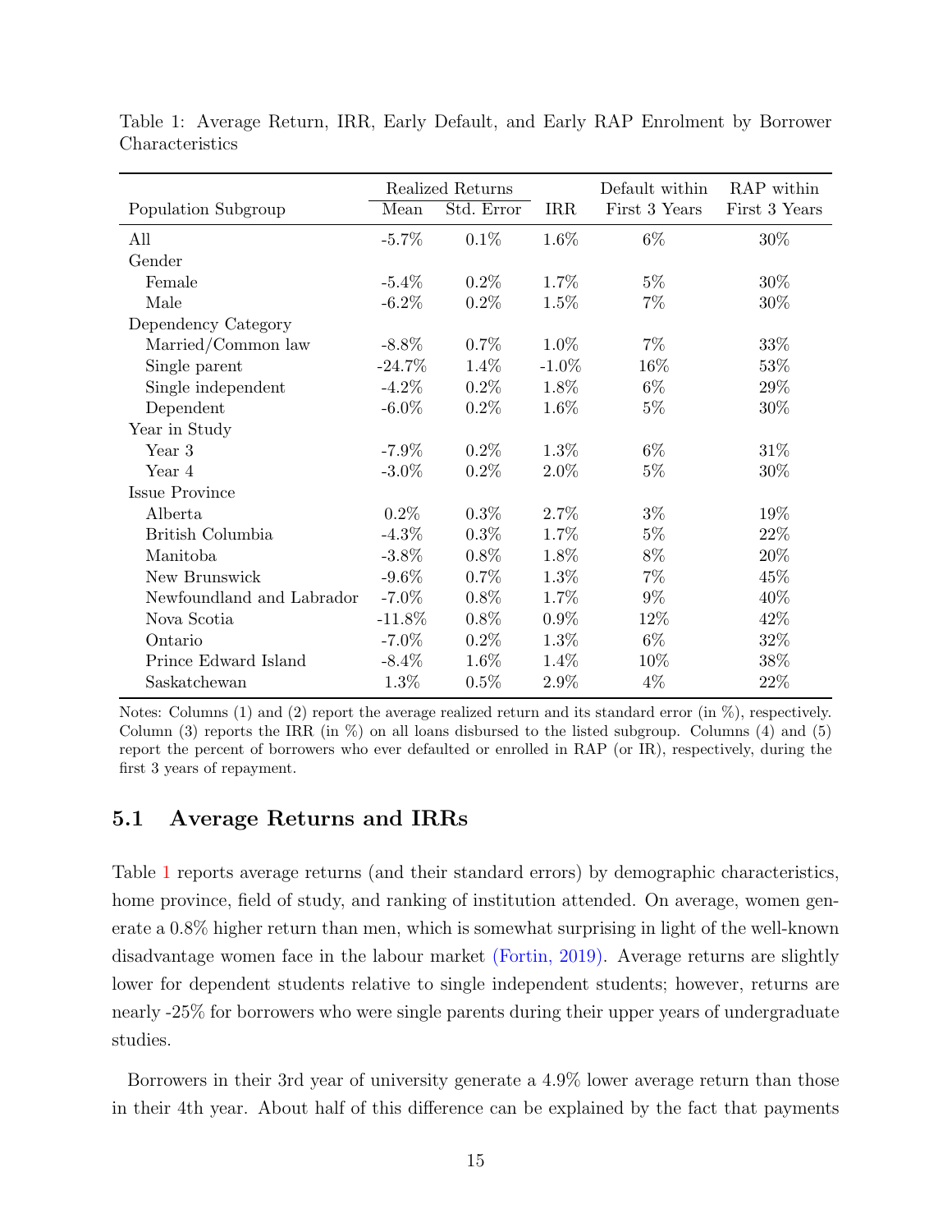Table 1: Average Return, IRR, Early Default, and Early RAP Enrolment by Borrower Characteristics

| Population Subgroup | Realized Returns | | IRR | Default within | RAP within |
|---|---|---|---|---|---|
| | Mean | Std. Error | | First 3 Years | First 3 Years |
| All | -5.7% | 0.1% | 1.6% | 6% | 30% |
| Gender | | | | | |
| Female | -5.4% | 0.2% | 1.7% | 5% | 30% |
| Male | -6.2% | 0.2% | 1.5% | 7% | 30% |
| Dependency Category | | | | | |
| Married/Common law | -8.8% | 0.7% | 1.0% | 7% | 33% |
| Single parent | -24.7% | 1.4% | -1.0% | 16% | 53% |
| Single independent | -4.2% | 0.2% | 1.8% | 6% | 29% |
| Dependent | -6.0% | 0.2% | 1.6% | 5% | 30% |
| Year in Study | | | | | |
| Year 3 | -7.9% | 0.2% | 1.3% | 6% | 31% |
| Year 4 | -3.0% | 0.2% | 2.0% | 5% | 30% |
| Issue Province | | | | | |
| Alberta | 0.2% | 0.3% | 2.7% | 3% | 19% |
| British Columbia | -4.3% | 0.3% | 1.7% | 5% | 22% |
| Manitoba | -3.8% | 0.8% | 1.8% | 8% | 20% |
| New Brunswick | -9.6% | 0.7% | 1.3% | 7% | 45% |
| Newfoundland and Labrador | -7.0% | 0.8% | 1.7% | 9% | 40% |
| Nova Scotia | -11.8% | 0.8% | 0.9% | 12% | 42% |
| Ontario | -7.0% | 0.2% | 1.3% | 6% | 32% |
| Prince Edward Island | -8.4% | 1.6% | 1.4% | 10% | 38% |
| Saskatchewan | 1.3% | 0.5% | 2.9% | 4% | 22% |

Notes: Columns (1) and (2) report the average realized return and its standard error (in %), respectively. Column (3) reports the IRR (in %) on all loans disbursed to the listed subgroup. Columns (4) and (5) report the percent of borrowers who ever defaulted or enrolled in RAP (or IR), respectively, during the first 3 years of repayment.

## 5.1 Average Returns and IRRs

Table 1 reports average returns (and their standard errors) by demographic characteristics, home province, field of study, and ranking of institution attended. On average, women generate a 0.8% higher return than men, which is somewhat surprising in light of the well-known disadvantage women face in the labour market (Fortin, 2019). Average returns are slightly lower for dependent students relative to single independent students; however, returns are nearly -25% for borrowers who were single parents during their upper years of undergraduate studies.

Borrowers in their 3rd year of university generate a 4.9% lower average return than those in their 4th year. About half of this difference can be explained by the fact that payments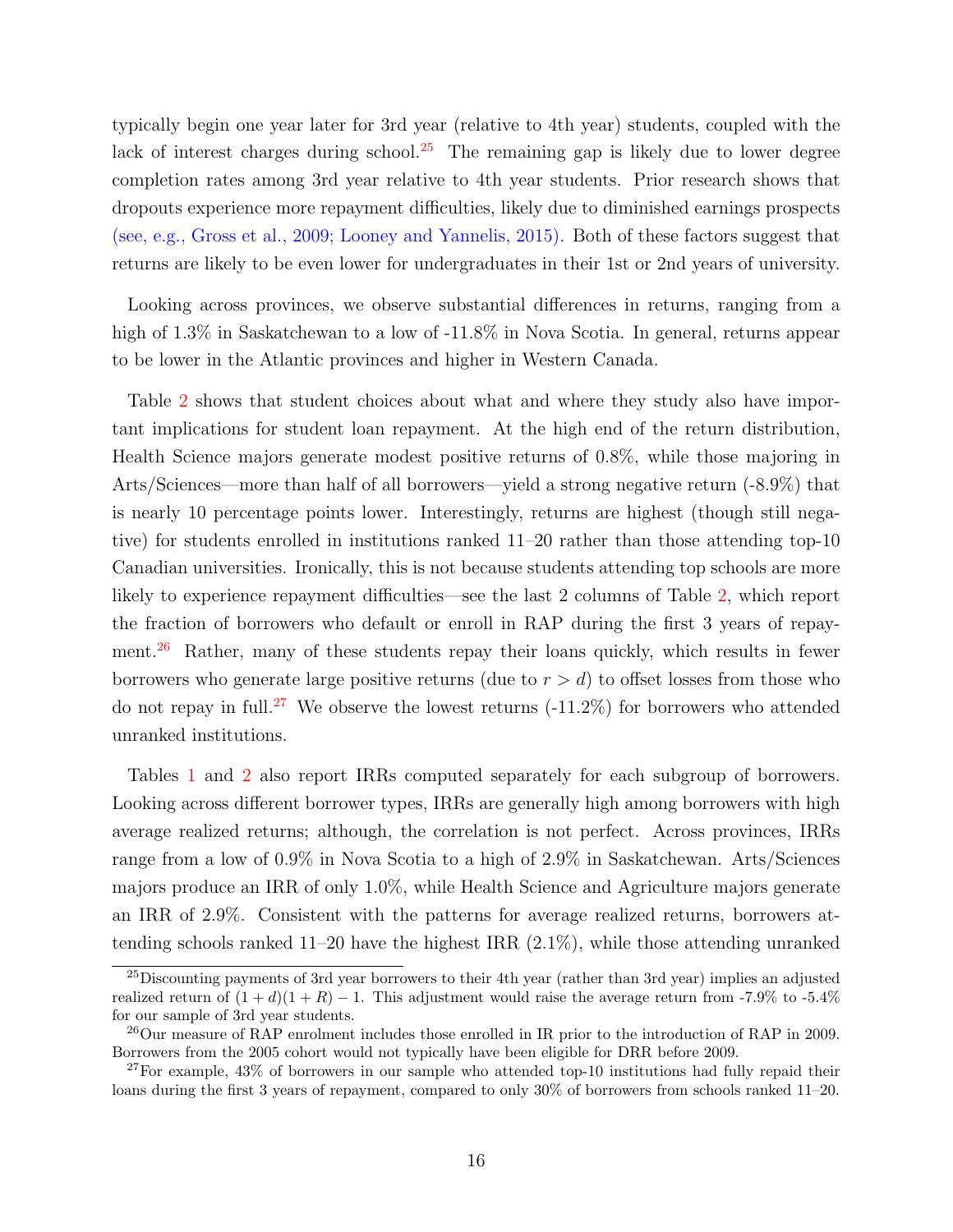typically begin one year later for 3rd year (relative to 4th year) students, coupled with the lack of interest charges during school.[25] The remaining gap is likely due to lower degree completion rates among 3rd year relative to 4th year students. Prior research shows that dropouts experience more repayment difficulties, likely due to diminished earnings prospects (see, e.g., Gross et al., 2009; Looney and Yannelis, 2015). Both of these factors suggest that returns are likely to be even lower for undergraduates in their 1st or 2nd years of university.

Looking across provinces, we observe substantial differences in returns, ranging from a high of 1.3% in Saskatchewan to a low of -11.8% in Nova Scotia. In general, returns appear to be lower in the Atlantic provinces and higher in Western Canada.

Table 2 shows that student choices about what and where they study also have important implications for student loan repayment. At the high end of the return distribution, Health Science majors generate modest positive returns of 0.8%, while those majoring in Arts/Sciences—more than half of all borrowers—yield a strong negative return (-8.9%) that is nearly 10 percentage points lower. Interestingly, returns are highest (though still negative) for students enrolled in institutions ranked 11–20 rather than those attending top-10 Canadian universities. Ironically, this is not because students attending top schools are more likely to experience repayment difficulties—see the last 2 columns of Table 2, which report the fraction of borrowers who default or enroll in RAP during the first 3 years of repayment.[26] Rather, many of these students repay their loans quickly, which results in fewer borrowers who generate large positive returns (due to $r > d$) to offset losses from those who do not repay in full.[27] We observe the lowest returns (-11.2%) for borrowers who attended unranked institutions.

Tables 1 and 2 also report IRRs computed separately for each subgroup of borrowers. Looking across different borrower types, IRRs are generally high among borrowers with high average realized returns; although, the correlation is not perfect. Across provinces, IRRs range from a low of 0.9% in Nova Scotia to a high of 2.9% in Saskatchewan. Arts/Sciences majors produce an IRR of only 1.0%, while Health Science and Agriculture majors generate an IRR of 2.9%. Consistent with the patterns for average realized returns, borrowers attending schools ranked 11–20 have the highest IRR (2.1%), while those attending unranked

[25] Discounting payments of 3rd year borrowers to their 4th year (rather than 3rd year) implies an adjusted realized return of $(1 + d)(1 + R) - 1$. This adjustment would raise the average return from -7.9% to -5.4% for our sample of 3rd year students.

[26] Our measure of RAP enrolment includes those enrolled in IR prior to the introduction of RAP in 2009. Borrowers from the 2005 cohort would not typically have been eligible for DRR before 2009.

[27] For example, 43% of borrowers in our sample who attended top-10 institutions had fully repaid their loans during the first 3 years of repayment, compared to only 30% of borrowers from schools ranked 11–20.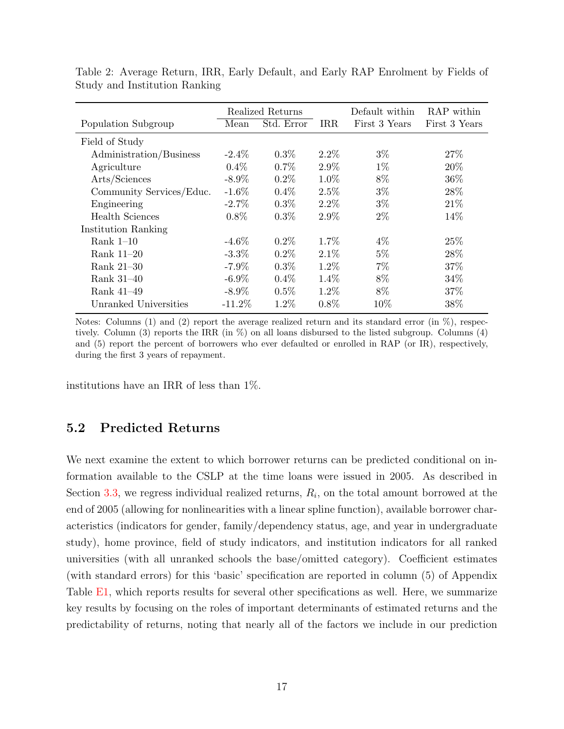Table 2: Average Return, IRR, Early Default, and Early RAP Enrolment by Fields of Study and Institution Ranking

| Population Subgroup | Realized Returns Mean | Realized Returns Std. Error | IRR | Default within First 3 Years | RAP within First 3 Years |
|---|---|---|---|---|---|
| Field of Study | | | | | |
| Administration/Business | -2.4% | 0.3% | 2.2% | 3% | 27% |
| Agriculture | 0.4% | 0.7% | 2.9% | 1% | 20% |
| Arts/Sciences | -8.9% | 0.2% | 1.0% | 8% | 36% |
| Community Services/Educ. | -1.6% | 0.4% | 2.5% | 3% | 28% |
| Engineering | -2.7% | 0.3% | 2.2% | 3% | 21% |
| Health Sciences | 0.8% | 0.3% | 2.9% | 2% | 14% |
| Institution Ranking | | | | | |
| Rank 1–10 | -4.6% | 0.2% | 1.7% | 4% | 25% |
| Rank 11–20 | -3.3% | 0.2% | 2.1% | 5% | 28% |
| Rank 21–30 | -7.9% | 0.3% | 1.2% | 7% | 37% |
| Rank 31–40 | -6.9% | 0.4% | 1.4% | 8% | 34% |
| Rank 41–49 | -8.9% | 0.5% | 1.2% | 8% | 37% |
| Unranked Universities | -11.2% | 1.2% | 0.8% | 10% | 38% |

Notes: Columns (1) and (2) report the average realized return and its standard error (in %), respectively. Column (3) reports the IRR (in %) on all loans disbursed to the listed subgroup. Columns (4) and (5) report the percent of borrowers who ever defaulted or enrolled in RAP (or IR), respectively, during the first 3 years of repayment.

institutions have an IRR of less than 1%.

## 5.2 Predicted Returns

We next examine the extent to which borrower returns can be predicted conditional on information available to the CSLP at the time loans were issued in 2005. As described in Section 3.3, we regress individual realized returns, $R_i$, on the total amount borrowed at the end of 2005 (allowing for nonlinearities with a linear spline function), available borrower characteristics (indicators for gender, family/dependency status, age, and year in undergraduate study), home province, field of study indicators, and institution indicators for all ranked universities (with all unranked schools the base/omitted category). Coefficient estimates (with standard errors) for this 'basic' specification are reported in column (5) of Appendix Table E1, which reports results for several other specifications as well. Here, we summarize key results by focusing on the roles of important determinants of estimated returns and the predictability of returns, noting that nearly all of the factors we include in our prediction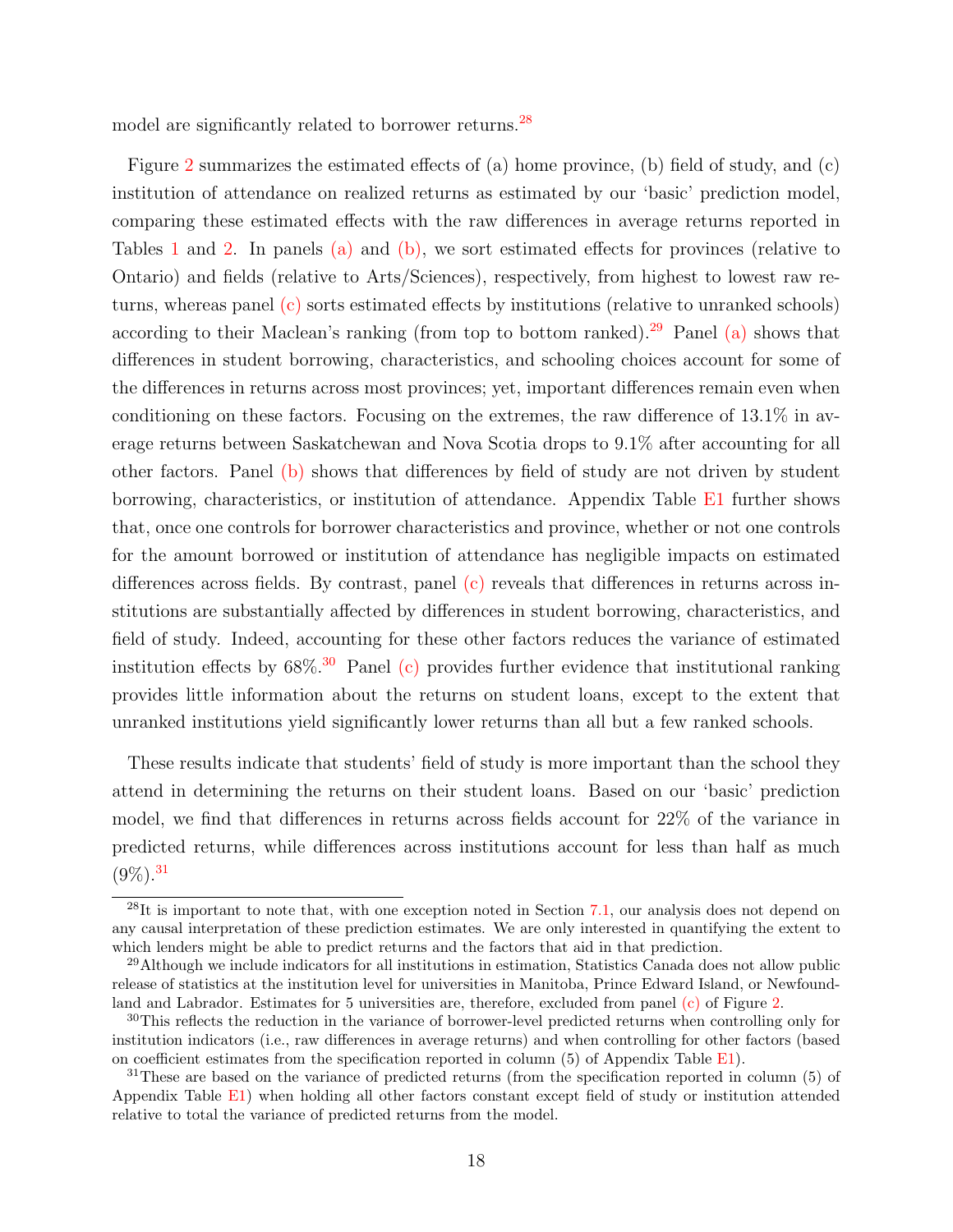model are significantly related to borrower returns.[28]

Figure 2 summarizes the estimated effects of (a) home province, (b) field of study, and (c) institution of attendance on realized returns as estimated by our 'basic' prediction model, comparing these estimated effects with the raw differences in average returns reported in Tables 1 and 2. In panels (a) and (b), we sort estimated effects for provinces (relative to Ontario) and fields (relative to Arts/Sciences), respectively, from highest to lowest raw returns, whereas panel (c) sorts estimated effects by institutions (relative to unranked schools) according to their Maclean's ranking (from top to bottom ranked).[29] Panel (a) shows that differences in student borrowing, characteristics, and schooling choices account for some of the differences in returns across most provinces; yet, important differences remain even when conditioning on these factors. Focusing on the extremes, the raw difference of 13.1% in average returns between Saskatchewan and Nova Scotia drops to 9.1% after accounting for all other factors. Panel (b) shows that differences by field of study are not driven by student borrowing, characteristics, or institution of attendance. Appendix Table E1 further shows that, once one controls for borrower characteristics and province, whether or not one controls for the amount borrowed or institution of attendance has negligible impacts on estimated differences across fields. By contrast, panel (c) reveals that differences in returns across institutions are substantially affected by differences in student borrowing, characteristics, and field of study. Indeed, accounting for these other factors reduces the variance of estimated institution effects by 68%.[30] Panel (c) provides further evidence that institutional ranking provides little information about the returns on student loans, except to the extent that unranked institutions yield significantly lower returns than all but a few ranked schools.

These results indicate that students' field of study is more important than the school they attend in determining the returns on their student loans. Based on our 'basic' prediction model, we find that differences in returns across fields account for 22% of the variance in predicted returns, while differences across institutions account for less than half as much (9%).[31]

---

[28] It is important to note that, with one exception noted in Section 7.1, our analysis does not depend on any causal interpretation of these prediction estimates. We are only interested in quantifying the extent to which lenders might be able to predict returns and the factors that aid in that prediction.

[29] Although we include indicators for all institutions in estimation, Statistics Canada does not allow public release of statistics at the institution level for universities in Manitoba, Prince Edward Island, or Newfoundland and Labrador. Estimates for 5 universities are, therefore, excluded from panel (c) of Figure 2.

[30] This reflects the reduction in the variance of borrower-level predicted returns when controlling only for institution indicators (i.e., raw differences in average returns) and when controlling for other factors (based on coefficient estimates from the specification reported in column (5) of Appendix Table E1).

[31] These are based on the variance of predicted returns (from the specification reported in column (5) of Appendix Table E1) when holding all other factors constant except field of study or institution attended relative to total the variance of predicted returns from the model.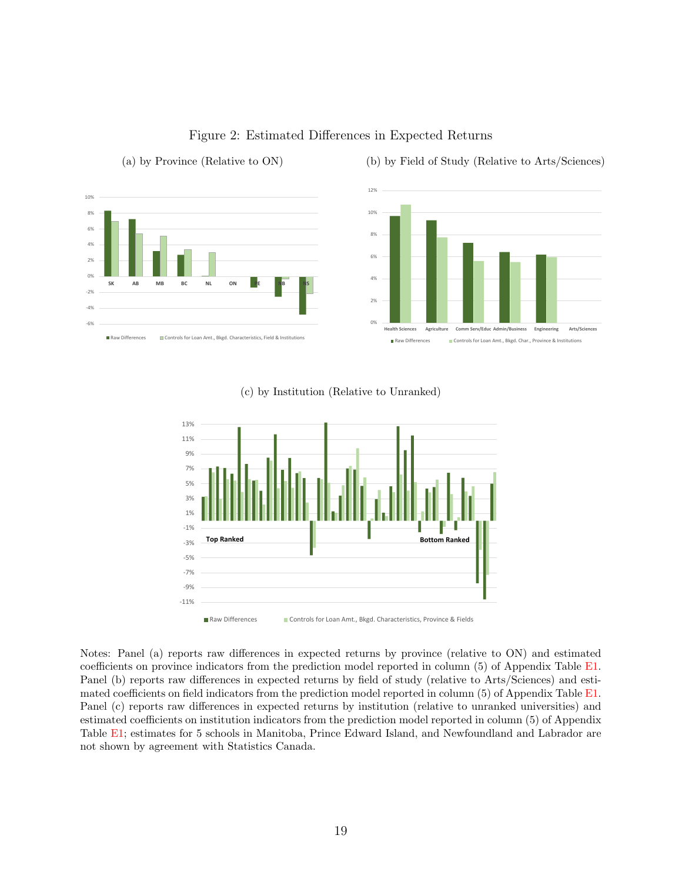Figure 2: Estimated Differences in Expected Returns

(a) by Province (Relative to ON)

10%
8%
6%
4%
2%
0%
-2%
-4%
-6%

SK AB MB BC NL ON PE NB NS

Raw Differences
Controls for Loan Amt., Bkgd. Characteristics, Field & Institutions

(b) by Field of Study (Relative to Arts/Sciences)

12%
10%
8%
6%
4%
2%
0%

Health Sciences Agriculture Comm Serv/Educ Admin/Business Engineering Arts/Sciences

Raw Differences
Controls for Loan Amt., Bkgd. Char., Province & Institutions

(c) by Institution (Relative to Unranked)

13%
11%
9%
7%
5%
3%
1%
-1%
-3%
-5%
-7%
-9%
-11%

Top Ranked
Bottom Ranked

Raw Differences
Controls for Loan Amt., Bkgd. Characteristics, Province & Fields

Notes: Panel (a) reports raw differences in expected returns by province (relative to ON) and estimated coefficients on province indicators from the prediction model reported in column (5) of Appendix Table E1. Panel (b) reports raw differences in expected returns by field of study (relative to Arts/Sciences) and estimated coefficients on field indicators from the prediction model reported in column (5) of Appendix Table E1. Panel (c) reports raw differences in expected returns by institution (relative to unranked universities) and estimated coefficients on institution indicators from the prediction model reported in column (5) of Appendix Table E1; estimates for 5 schools in Manitoba, Prince Edward Island, and Newfoundland and Labrador are not shown by agreement with Statistics Canada.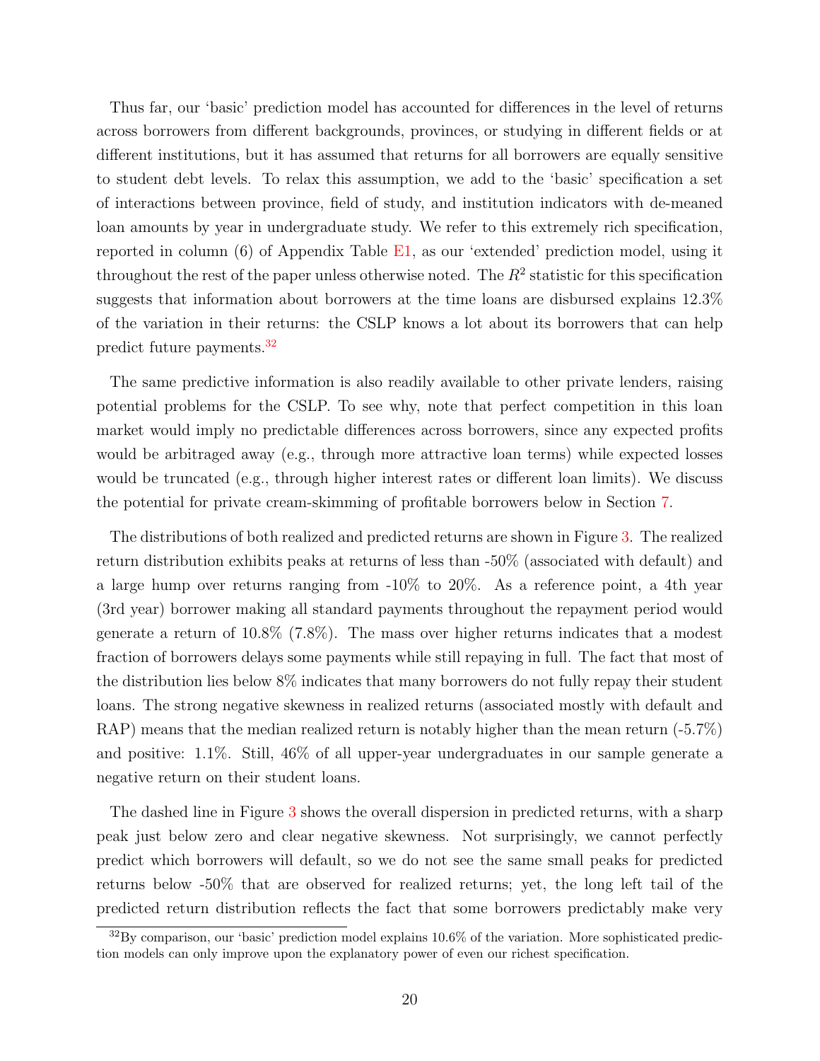Thus far, our 'basic' prediction model has accounted for differences in the level of returns across borrowers from different backgrounds, provinces, or studying in different fields or at different institutions, but it has assumed that returns for all borrowers are equally sensitive to student debt levels. To relax this assumption, we add to the 'basic' specification a set of interactions between province, field of study, and institution indicators with de-meaned loan amounts by year in undergraduate study. We refer to this extremely rich specification, reported in column (6) of Appendix Table E1, as our 'extended' prediction model, using it throughout the rest of the paper unless otherwise noted. The $R^2$ statistic for this specification suggests that information about borrowers at the time loans are disbursed explains 12.3% of the variation in their returns: the CSLP knows a lot about its borrowers that can help predict future payments.[32]

The same predictive information is also readily available to other private lenders, raising potential problems for the CSLP. To see why, note that perfect competition in this loan market would imply no predictable differences across borrowers, since any expected profits would be arbitraged away (e.g., through more attractive loan terms) while expected losses would be truncated (e.g., through higher interest rates or different loan limits). We discuss the potential for private cream-skimming of profitable borrowers below in Section 7.

The distributions of both realized and predicted returns are shown in Figure 3. The realized return distribution exhibits peaks at returns of less than -50% (associated with default) and a large hump over returns ranging from -10% to 20%. As a reference point, a 4th year (3rd year) borrower making all standard payments throughout the repayment period would generate a return of 10.8% (7.8%). The mass over higher returns indicates that a modest fraction of borrowers delays some payments while still repaying in full. The fact that most of the distribution lies below 8% indicates that many borrowers do not fully repay their student loans. The strong negative skewness in realized returns (associated mostly with default and RAP) means that the median realized return is notably higher than the mean return (-5.7%) and positive: 1.1%. Still, 46% of all upper-year undergraduates in our sample generate a negative return on their student loans.

The dashed line in Figure 3 shows the overall dispersion in predicted returns, with a sharp peak just below zero and clear negative skewness. Not surprisingly, we cannot perfectly predict which borrowers will default, so we do not see the same small peaks for predicted returns below -50% that are observed for realized returns; yet, the long left tail of the predicted return distribution reflects the fact that some borrowers predictably make very

[32] By comparison, our 'basic' prediction model explains 10.6% of the variation. More sophisticated prediction models can only improve upon the explanatory power of even our richest specification.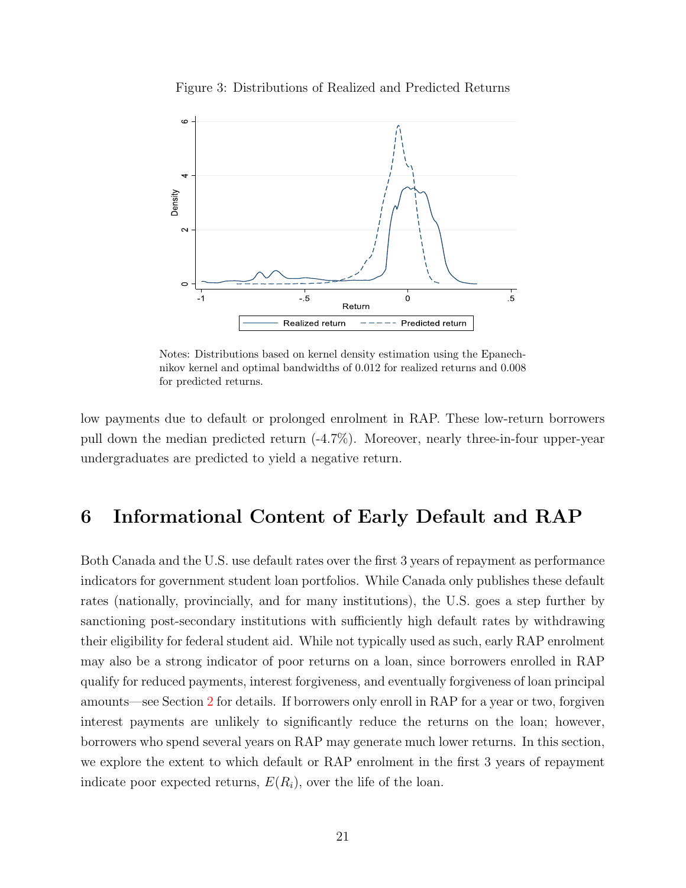Figure 3: Distributions of Realized and Predicted Returns

Density

6
4
2
0

-1
-.5
0
.5

Return

Realized return
Predicted return

Notes: Distributions based on kernel density estimation using the Epanechnikov kernel and optimal bandwidths of 0.012 for realized returns and 0.008 for predicted returns.

low payments due to default or prolonged enrolment in RAP. These low-return borrowers pull down the median predicted return (-4.7%). Moreover, nearly three-in-four upper-year undergraduates are predicted to yield a negative return.

# 6 Informational Content of Early Default and RAP

Both Canada and the U.S. use default rates over the first 3 years of repayment as performance indicators for government student loan portfolios. While Canada only publishes these default rates (nationally, provincially, and for many institutions), the U.S. goes a step further by sanctioning post-secondary institutions with sufficiently high default rates by withdrawing their eligibility for federal student aid. While not typically used as such, early RAP enrolment may also be a strong indicator of poor returns on a loan, since borrowers enrolled in RAP qualify for reduced payments, interest forgiveness, and eventually forgiveness of loan principal amounts—see Section 2 for details. If borrowers only enroll in RAP for a year or two, forgiven interest payments are unlikely to significantly reduce the returns on the loan; however, borrowers who spend several years on RAP may generate much lower returns. In this section, we explore the extent to which default or RAP enrolment in the first 3 years of repayment indicate poor expected returns, $E(R_i)$, over the life of the loan.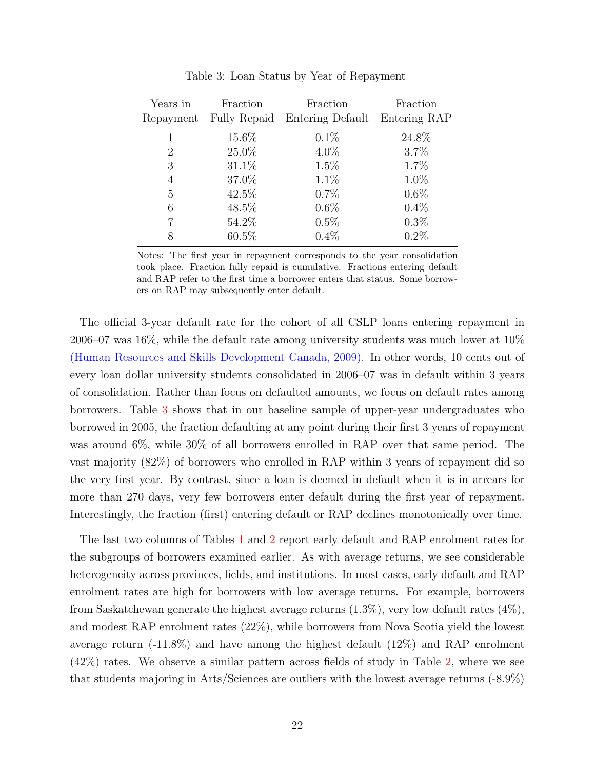Table 3: Loan Status by Year of Repayment

| Years in Repayment | Fraction Fully Repaid | Fraction Entering Default | Fraction Entering RAP |
|---|---|---|---|
| 1 | 15.6% | 0.1% | 24.8% |
| 2 | 25.0% | 4.0% | 3.7% |
| 3 | 31.1% | 1.5% | 1.7% |
| 4 | 37.0% | 1.1% | 1.0% |
| 5 | 42.5% | 0.7% | 0.6% |
| 6 | 48.5% | 0.6% | 0.4% |
| 7 | 54.2% | 0.5% | 0.3% |
| 8 | 60.5% | 0.4% | 0.2% |

Notes: The first year in repayment corresponds to the year consolidation took place. Fraction fully repaid is cumulative. Fractions entering default and RAP refer to the first time a borrower enters that status. Some borrowers on RAP may subsequently enter default.

The official 3-year default rate for the cohort of all CSLP loans entering repayment in 2006–07 was 16%, while the default rate among university students was much lower at 10% (Human Resources and Skills Development Canada, 2009). In other words, 10 cents out of every loan dollar university students consolidated in 2006–07 was in default within 3 years of consolidation. Rather than focus on defaulted amounts, we focus on default rates among borrowers. Table 3 shows that in our baseline sample of upper-year undergraduates who borrowed in 2005, the fraction defaulting at any point during their first 3 years of repayment was around 6%, while 30% of all borrowers enrolled in RAP over that same period. The vast majority (82%) of borrowers who enrolled in RAP within 3 years of repayment did so the very first year. By contrast, since a loan is deemed in default when it is in arrears for more than 270 days, very few borrowers enter default during the first year of repayment. Interestingly, the fraction (first) entering default or RAP declines monotonically over time.

The last two columns of Tables 1 and 2 report early default and RAP enrolment rates for the subgroups of borrowers examined earlier. As with average returns, we see considerable heterogeneity across provinces, fields, and institutions. In most cases, early default and RAP enrolment rates are high for borrowers with low average returns. For example, borrowers from Saskatchewan generate the highest average returns (1.3%), very low default rates (4%), and modest RAP enrolment rates (22%), while borrowers from Nova Scotia yield the lowest average return (-11.8%) and have among the highest default (12%) and RAP enrolment (42%) rates. We observe a similar pattern across fields of study in Table 2, where we see that students majoring in Arts/Sciences are outliers with the lowest average returns (-8.9%)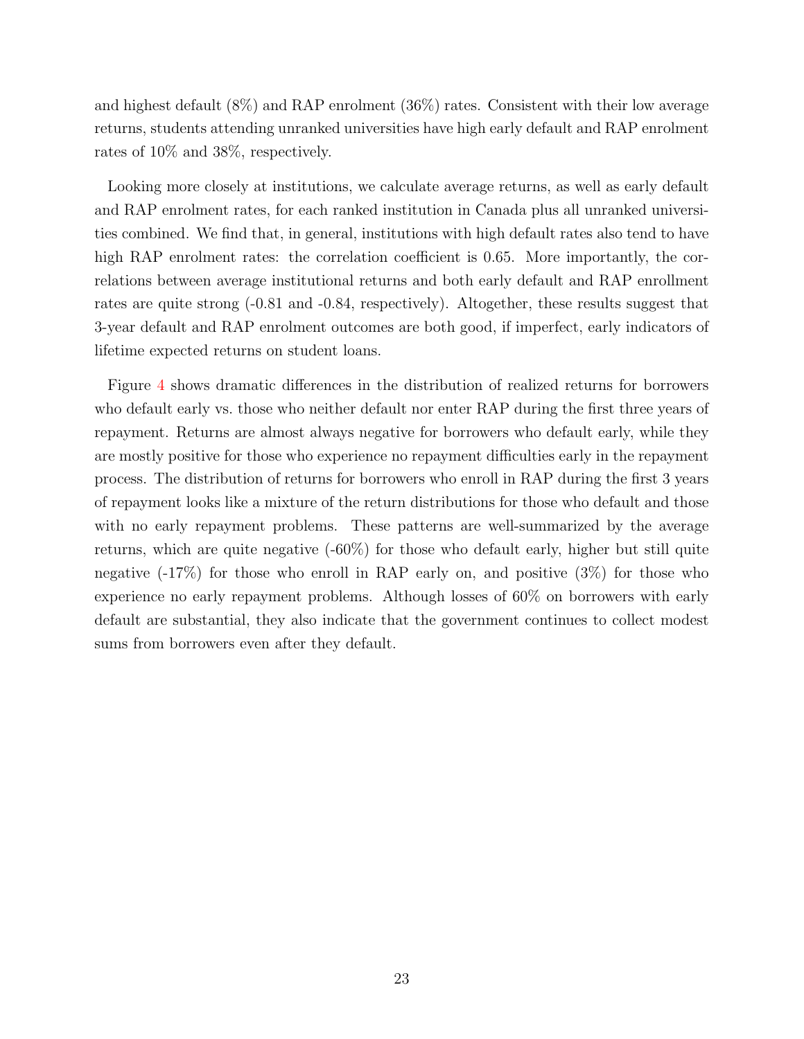and highest default (8%) and RAP enrolment (36%) rates. Consistent with their low average returns, students attending unranked universities have high early default and RAP enrolment rates of 10% and 38%, respectively.

Looking more closely at institutions, we calculate average returns, as well as early default and RAP enrolment rates, for each ranked institution in Canada plus all unranked universities combined. We find that, in general, institutions with high default rates also tend to have high RAP enrolment rates: the correlation coefficient is 0.65. More importantly, the correlations between average institutional returns and both early default and RAP enrollment rates are quite strong (-0.81 and -0.84, respectively). Altogether, these results suggest that 3-year default and RAP enrolment outcomes are both good, if imperfect, early indicators of lifetime expected returns on student loans.

Figure 4 shows dramatic differences in the distribution of realized returns for borrowers who default early vs. those who neither default nor enter RAP during the first three years of repayment. Returns are almost always negative for borrowers who default early, while they are mostly positive for those who experience no repayment difficulties early in the repayment process. The distribution of returns for borrowers who enroll in RAP during the first 3 years of repayment looks like a mixture of the return distributions for those who default and those with no early repayment problems. These patterns are well-summarized by the average returns, which are quite negative (-60%) for those who default early, higher but still quite negative (-17%) for those who enroll in RAP early on, and positive (3%) for those who experience no early repayment problems. Although losses of 60% on borrowers with early default are substantial, they also indicate that the government continues to collect modest sums from borrowers even after they default.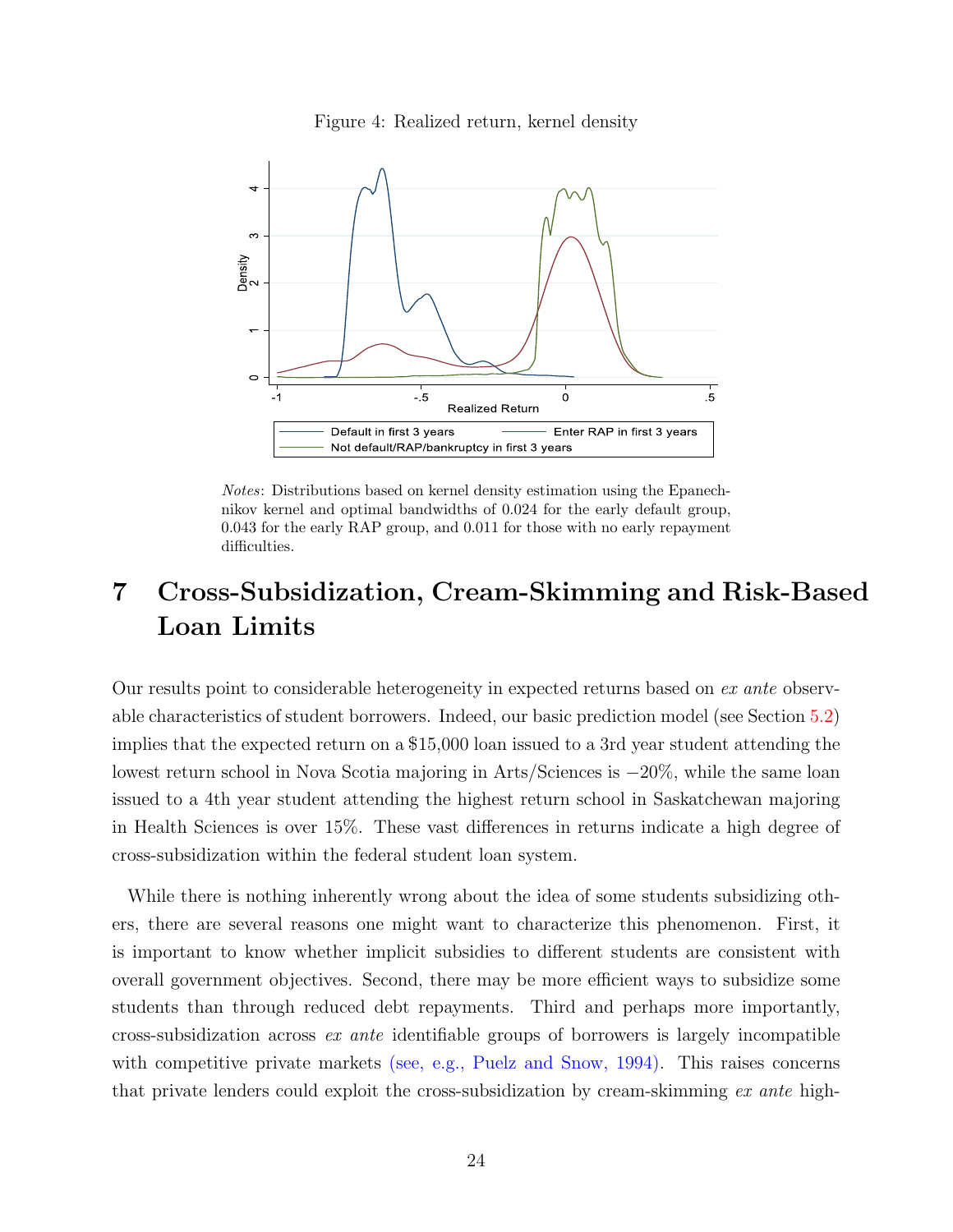Figure 4: Realized return, kernel density

*Notes*: Distributions based on kernel density estimation using the Epanechnikov kernel and optimal bandwidths of 0.024 for the early default group, 0.043 for the early RAP group, and 0.011 for those with no early repayment difficulties.

# 7 Cross-Subsidization, Cream-Skimming and Risk-Based Loan Limits

Our results point to considerable heterogeneity in expected returns based on *ex ante* observable characteristics of student borrowers. Indeed, our basic prediction model (see Section 5.2) implies that the expected return on a $15,000 loan issued to a 3rd year student attending the lowest return school in Nova Scotia majoring in Arts/Sciences is −20%, while the same loan issued to a 4th year student attending the highest return school in Saskatchewan majoring in Health Sciences is over 15%. These vast differences in returns indicate a high degree of cross-subsidization within the federal student loan system.

While there is nothing inherently wrong about the idea of some students subsidizing others, there are several reasons one might want to characterize this phenomenon. First, it is important to know whether implicit subsidies to different students are consistent with overall government objectives. Second, there may be more efficient ways to subsidize some students than through reduced debt repayments. Third and perhaps more importantly, cross-subsidization across *ex ante* identifiable groups of borrowers is largely incompatible with competitive private markets (see, e.g., Puelz and Snow, 1994). This raises concerns that private lenders could exploit the cross-subsidization by cream-skimming *ex ante* high-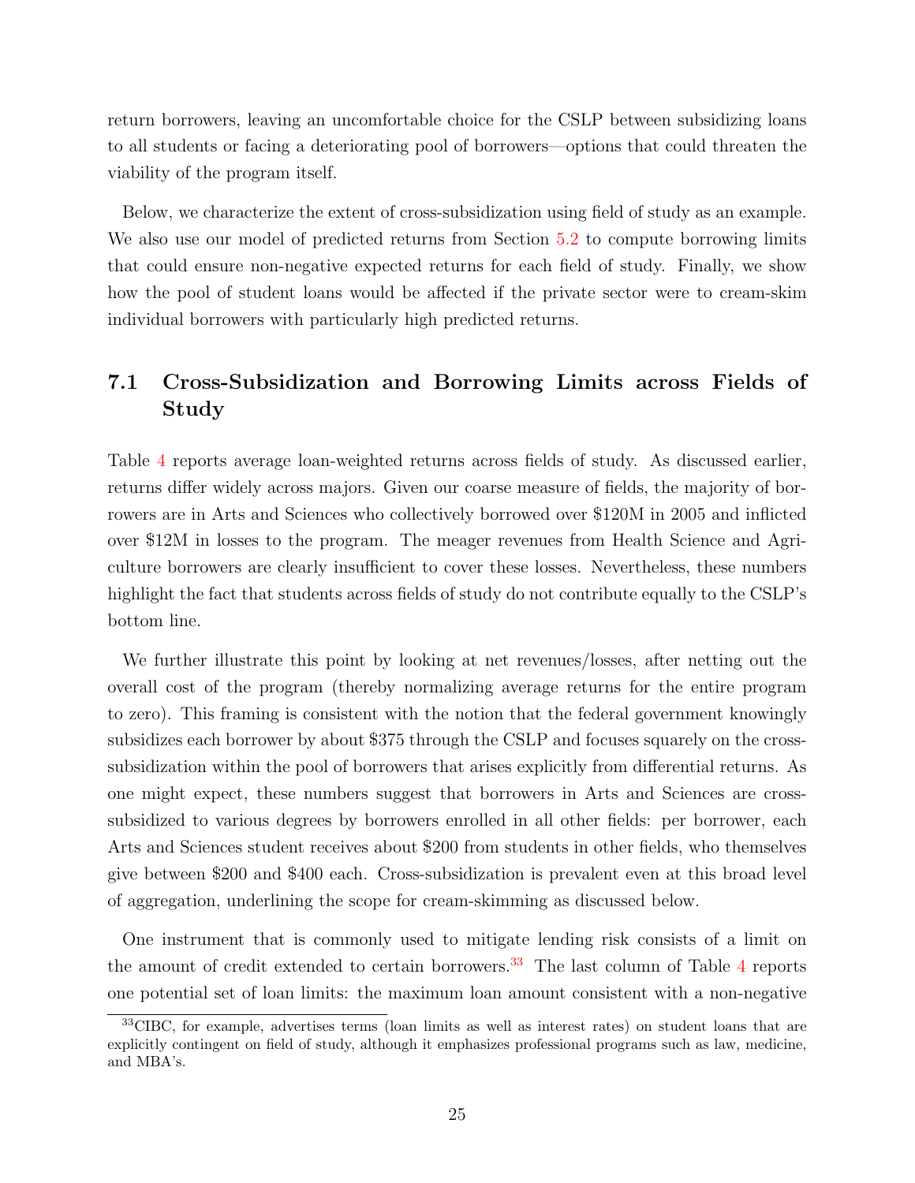return borrowers, leaving an uncomfortable choice for the CSLP between subsidizing loans to all students or facing a deteriorating pool of borrowers—options that could threaten the viability of the program itself.

Below, we characterize the extent of cross-subsidization using field of study as an example. We also use our model of predicted returns from Section 5.2 to compute borrowing limits that could ensure non-negative expected returns for each field of study. Finally, we show how the pool of student loans would be affected if the private sector were to cream-skim individual borrowers with particularly high predicted returns.

## 7.1 Cross-Subsidization and Borrowing Limits across Fields of Study

Table 4 reports average loan-weighted returns across fields of study. As discussed earlier, returns differ widely across majors. Given our coarse measure of fields, the majority of borrowers are in Arts and Sciences who collectively borrowed over \$120M in 2005 and inflicted over \$12M in losses to the program. The meager revenues from Health Science and Agriculture borrowers are clearly insufficient to cover these losses. Nevertheless, these numbers highlight the fact that students across fields of study do not contribute equally to the CSLP's bottom line.

We further illustrate this point by looking at net revenues/losses, after netting out the overall cost of the program (thereby normalizing average returns for the entire program to zero). This framing is consistent with the notion that the federal government knowingly subsidizes each borrower by about \$375 through the CSLP and focuses squarely on the cross-subsidization within the pool of borrowers that arises explicitly from differential returns. As one might expect, these numbers suggest that borrowers in Arts and Sciences are cross-subsidized to various degrees by borrowers enrolled in all other fields: per borrower, each Arts and Sciences student receives about \$200 from students in other fields, who themselves give between \$200 and \$400 each. Cross-subsidization is prevalent even at this broad level of aggregation, underlining the scope for cream-skimming as discussed below.

One instrument that is commonly used to mitigate lending risk consists of a limit on the amount of credit extended to certain borrowers.[33] The last column of Table 4 reports one potential set of loan limits: the maximum loan amount consistent with a non-negative

[33] CIBC, for example, advertises terms (loan limits as well as interest rates) on student loans that are explicitly contingent on field of study, although it emphasizes professional programs such as law, medicine, and MBA's.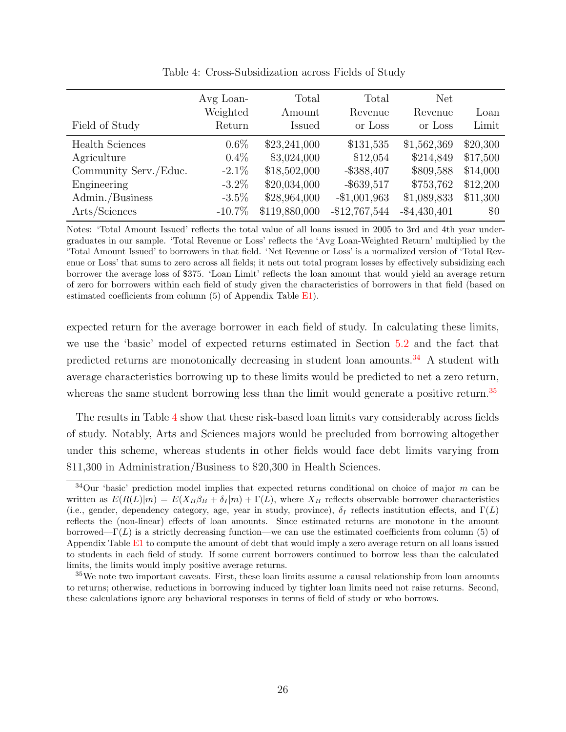Table 4: Cross-Subsidization across Fields of Study

| Field of Study | Avg Loan-Weighted Return | Total Amount Issued | Total Revenue or Loss | Net Revenue or Loss | Loan Limit |
|---|---|---|---|---|---|
| Health Sciences | 0.6% | $23,241,000 | $131,535 | $1,562,369 | $20,300 |
| Agriculture | 0.4% | $3,024,000 | $12,054 | $214,849 | $17,500 |
| Community Serv./Educ. | -2.1% | $18,502,000 | -$388,407 | $809,588 | $14,000 |
| Engineering | -3.2% | $20,034,000 | -$639,517 | $753,762 | $12,200 |
| Admin./Business | -3.5% | $28,964,000 | -$1,001,963 | $1,089,833 | $11,300 |
| Arts/Sciences | -10.7% | $119,880,000 | -$12,767,544 | -$4,430,401 | $0 |

Notes: 'Total Amount Issued' reflects the total value of all loans issued in 2005 to 3rd and 4th year undergraduates in our sample. 'Total Revenue or Loss' reflects the 'Avg Loan-Weighted Return' multiplied by the 'Total Amount Issued' to borrowers in that field. 'Net Revenue or Loss' is a normalized version of 'Total Revenue or Loss' that sums to zero across all fields; it nets out total program losses by effectively subsidizing each borrower the average loss of $375. 'Loan Limit' reflects the loan amount that would yield an average return of zero for borrowers within each field of study given the characteristics of borrowers in that field (based on estimated coefficients from column (5) of Appendix Table E1).

expected return for the average borrower in each field of study. In calculating these limits, we use the 'basic' model of expected returns estimated in Section 5.2 and the fact that predicted returns are monotonically decreasing in student loan amounts.[34] A student with average characteristics borrowing up to these limits would be predicted to net a zero return, whereas the same student borrowing less than the limit would generate a positive return.[35]

The results in Table 4 show that these risk-based loan limits vary considerably across fields of study. Notably, Arts and Sciences majors would be precluded from borrowing altogether under this scheme, whereas students in other fields would face debt limits varying from $11,300 in Administration/Business to $20,300 in Health Sciences.

[34] Our 'basic' prediction model implies that expected returns conditional on choice of major $m$ can be written as $E(R(L)|m) = E(X_B\beta_B + \delta_I|m) + \Gamma(L)$, where $X_B$ reflects observable borrower characteristics (i.e., gender, dependency category, age, year in study, province), $\delta_I$ reflects institution effects, and $\Gamma(L)$ reflects the (non-linear) effects of loan amounts. Since estimated returns are monotone in the amount borrowed—$\Gamma(L)$ is a strictly decreasing function—we can use the estimated coefficients from column (5) of Appendix Table E1 to compute the amount of debt that would imply a zero average return on all loans issued to students in each field of study. If some current borrowers continued to borrow less than the calculated limits, the limits would imply positive average returns.

[35] We note two important caveats. First, these loan limits assume a causal relationship from loan amounts to returns; otherwise, reductions in borrowing induced by tighter loan limits need not raise returns. Second, these calculations ignore any behavioral responses in terms of field of study or who borrows.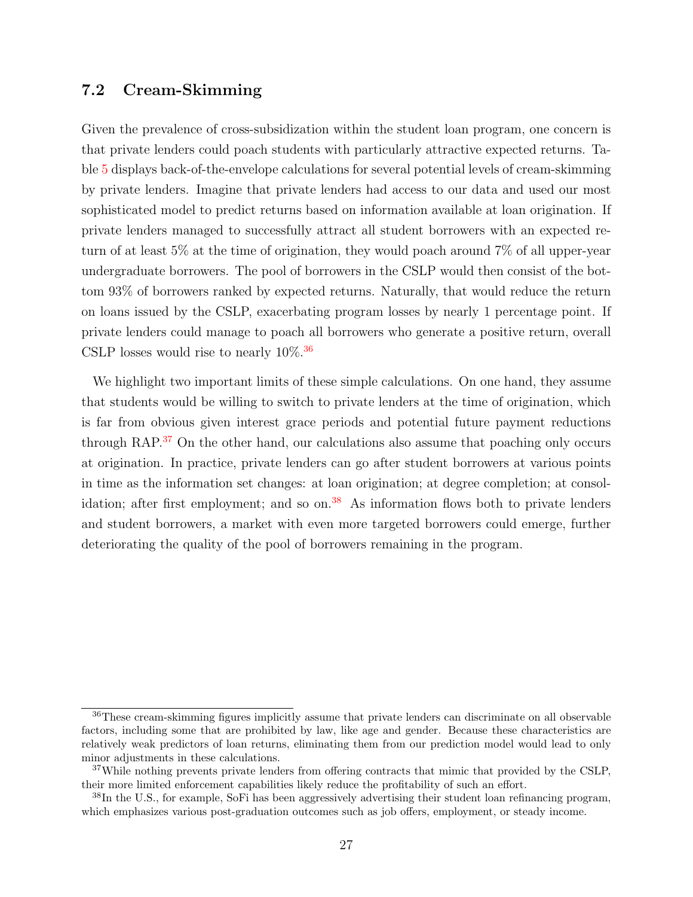### 7.2 Cream-Skimming

Given the prevalence of cross-subsidization within the student loan program, one concern is that private lenders could poach students with particularly attractive expected returns. Table 5 displays back-of-the-envelope calculations for several potential levels of cream-skimming by private lenders. Imagine that private lenders had access to our data and used our most sophisticated model to predict returns based on information available at loan origination. If private lenders managed to successfully attract all student borrowers with an expected return of at least 5% at the time of origination, they would poach around 7% of all upper-year undergraduate borrowers. The pool of borrowers in the CSLP would then consist of the bottom 93% of borrowers ranked by expected returns. Naturally, that would reduce the return on loans issued by the CSLP, exacerbating program losses by nearly 1 percentage point. If private lenders could manage to poach all borrowers who generate a positive return, overall CSLP losses would rise to nearly 10%.[36]

We highlight two important limits of these simple calculations. On one hand, they assume that students would be willing to switch to private lenders at the time of origination, which is far from obvious given interest grace periods and potential future payment reductions through RAP.[37] On the other hand, our calculations also assume that poaching only occurs at origination. In practice, private lenders can go after student borrowers at various points in time as the information set changes: at loan origination; at degree completion; at consolidation; after first employment; and so on.[38] As information flows both to private lenders and student borrowers, a market with even more targeted borrowers could emerge, further deteriorating the quality of the pool of borrowers remaining in the program.

---

[36] These cream-skimming figures implicitly assume that private lenders can discriminate on all observable factors, including some that are prohibited by law, like age and gender. Because these characteristics are relatively weak predictors of loan returns, eliminating them from our prediction model would lead to only minor adjustments in these calculations.

[37] While nothing prevents private lenders from offering contracts that mimic that provided by the CSLP, their more limited enforcement capabilities likely reduce the profitability of such an effort.

[38] In the U.S., for example, SoFi has been aggressively advertising their student loan refinancing program, which emphasizes various post-graduation outcomes such as job offers, employment, or steady income.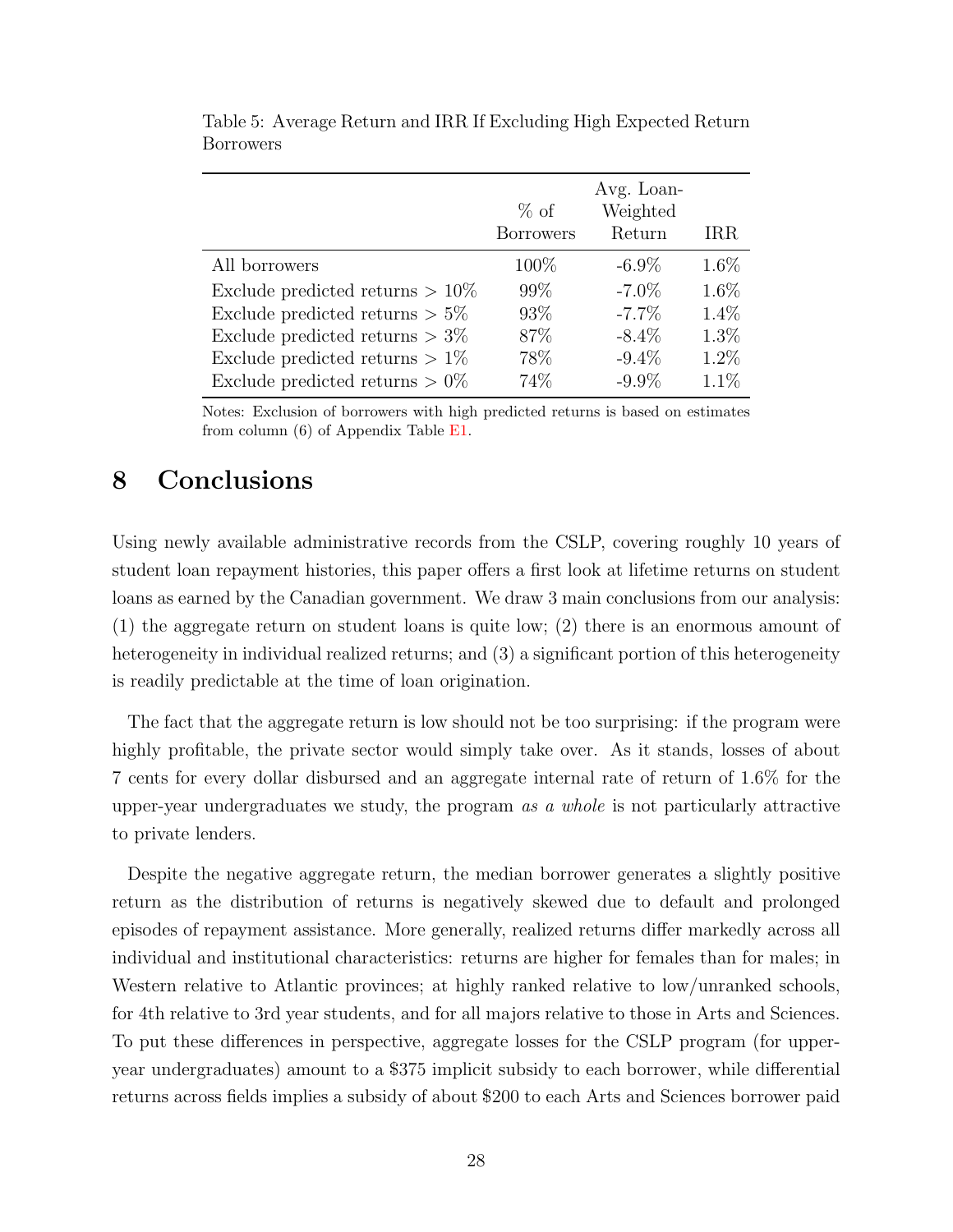Table 5: Average Return and IRR If Excluding High Expected Return Borrowers

| | % of Borrowers | Avg. Loan-Weighted Return | IRR |
|---|---|---|---|
| All borrowers | 100% | -6.9% | 1.6% |
| Exclude predicted returns > 10% | 99% | -7.0% | 1.6% |
| Exclude predicted returns > 5% | 93% | -7.7% | 1.4% |
| Exclude predicted returns > 3% | 87% | -8.4% | 1.3% |
| Exclude predicted returns > 1% | 78% | -9.4% | 1.2% |
| Exclude predicted returns > 0% | 74% | -9.9% | 1.1% |

Notes: Exclusion of borrowers with high predicted returns is based on estimates from column (6) of Appendix Table E1.

# 8 Conclusions

Using newly available administrative records from the CSLP, covering roughly 10 years of student loan repayment histories, this paper offers a first look at lifetime returns on student loans as earned by the Canadian government. We draw 3 main conclusions from our analysis: (1) the aggregate return on student loans is quite low; (2) there is an enormous amount of heterogeneity in individual realized returns; and (3) a significant portion of this heterogeneity is readily predictable at the time of loan origination.

The fact that the aggregate return is low should not be too surprising: if the program were highly profitable, the private sector would simply take over. As it stands, losses of about 7 cents for every dollar disbursed and an aggregate internal rate of return of 1.6% for the upper-year undergraduates we study, the program *as a whole* is not particularly attractive to private lenders.

Despite the negative aggregate return, the median borrower generates a slightly positive return as the distribution of returns is negatively skewed due to default and prolonged episodes of repayment assistance. More generally, realized returns differ markedly across all individual and institutional characteristics: returns are higher for females than for males; in Western relative to Atlantic provinces; at highly ranked relative to low/unranked schools, for 4th relative to 3rd year students, and for all majors relative to those in Arts and Sciences. To put these differences in perspective, aggregate losses for the CSLP program (for upper-year undergraduates) amount to a \$375 implicit subsidy to each borrower, while differential returns across fields implies a subsidy of about \$200 to each Arts and Sciences borrower paid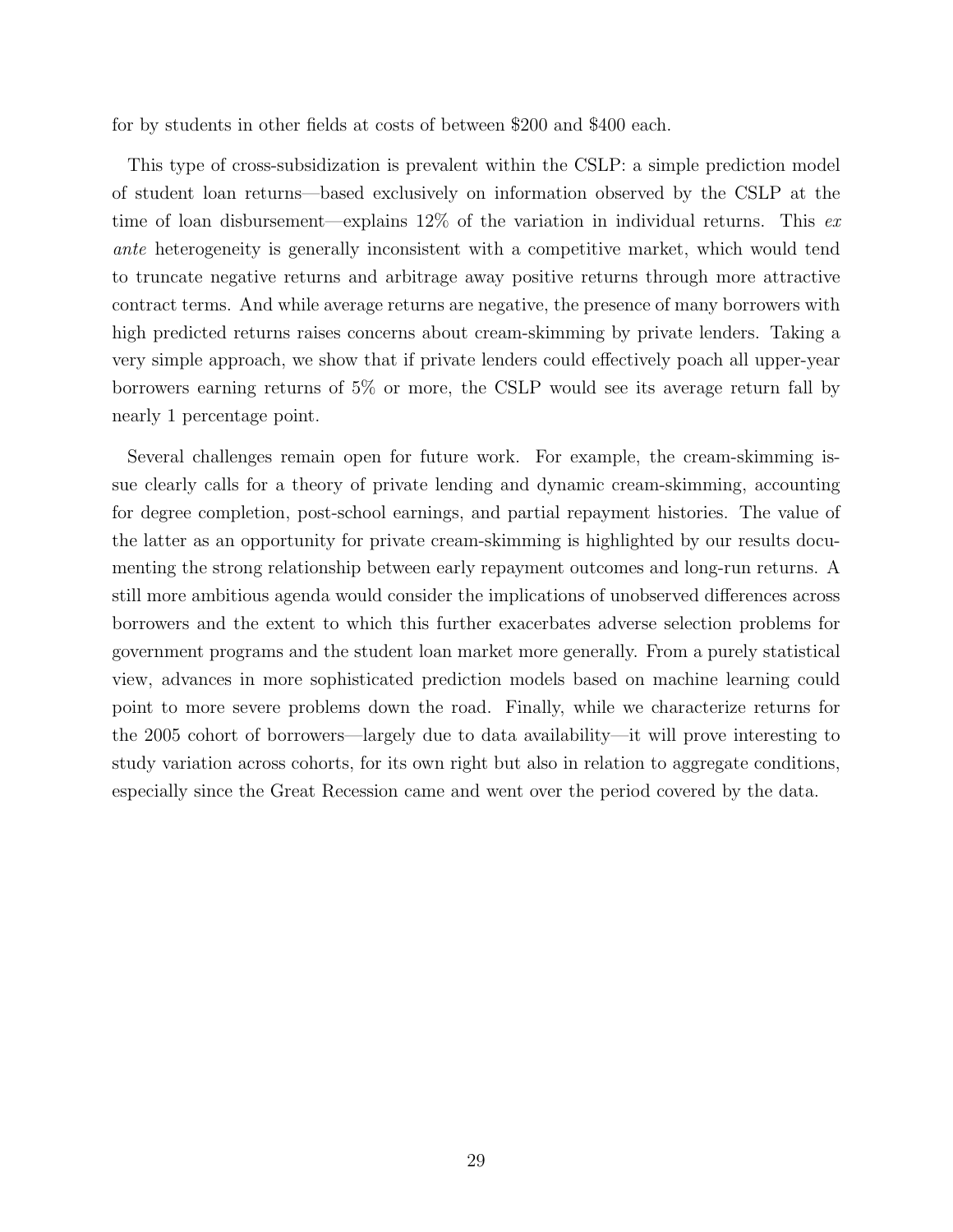for by students in other fields at costs of between \$200 and \$400 each.

This type of cross-subsidization is prevalent within the CSLP: a simple prediction model of student loan returns—based exclusively on information observed by the CSLP at the time of loan disbursement—explains 12% of the variation in individual returns. This *ex ante* heterogeneity is generally inconsistent with a competitive market, which would tend to truncate negative returns and arbitrage away positive returns through more attractive contract terms. And while average returns are negative, the presence of many borrowers with high predicted returns raises concerns about cream-skimming by private lenders. Taking a very simple approach, we show that if private lenders could effectively poach all upper-year borrowers earning returns of 5% or more, the CSLP would see its average return fall by nearly 1 percentage point.

Several challenges remain open for future work. For example, the cream-skimming issue clearly calls for a theory of private lending and dynamic cream-skimming, accounting for degree completion, post-school earnings, and partial repayment histories. The value of the latter as an opportunity for private cream-skimming is highlighted by our results documenting the strong relationship between early repayment outcomes and long-run returns. A still more ambitious agenda would consider the implications of unobserved differences across borrowers and the extent to which this further exacerbates adverse selection problems for government programs and the student loan market more generally. From a purely statistical view, advances in more sophisticated prediction models based on machine learning could point to more severe problems down the road. Finally, while we characterize returns for the 2005 cohort of borrowers—largely due to data availability—it will prove interesting to study variation across cohorts, for its own right but also in relation to aggregate conditions, especially since the Great Recession came and went over the period covered by the data.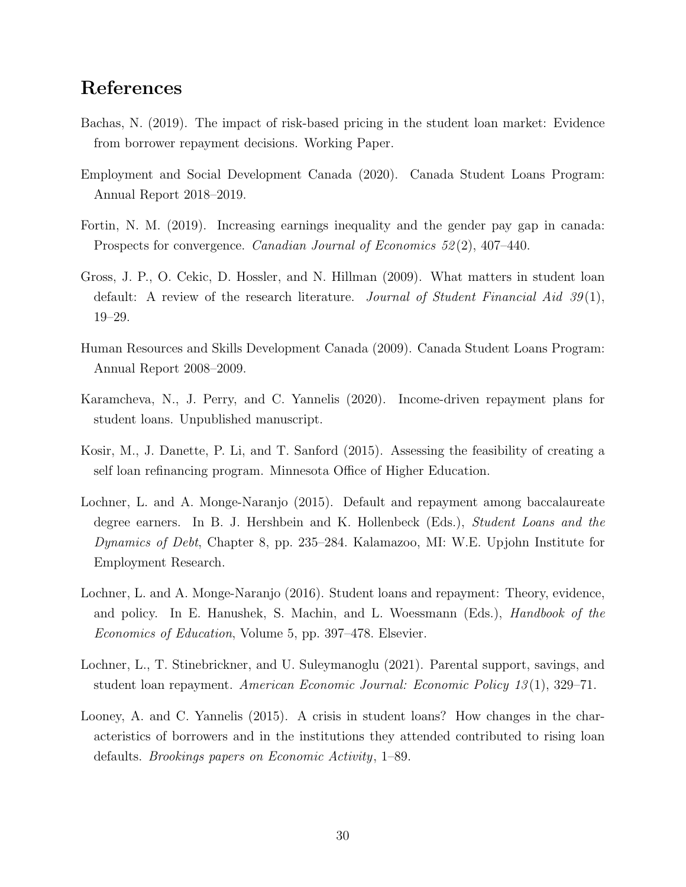# References

Bachas, N. (2019). The impact of risk-based pricing in the student loan market: Evidence from borrower repayment decisions. Working Paper.

Employment and Social Development Canada (2020). Canada Student Loans Program: Annual Report 2018–2019.

Fortin, N. M. (2019). Increasing earnings inequality and the gender pay gap in canada: Prospects for convergence. *Canadian Journal of Economics 52*(2), 407–440.

Gross, J. P., O. Cekic, D. Hossler, and N. Hillman (2009). What matters in student loan default: A review of the research literature. *Journal of Student Financial Aid 39*(1), 19–29.

Human Resources and Skills Development Canada (2009). Canada Student Loans Program: Annual Report 2008–2009.

Karamcheva, N., J. Perry, and C. Yannelis (2020). Income-driven repayment plans for student loans. Unpublished manuscript.

Kosir, M., J. Danette, P. Li, and T. Sanford (2015). Assessing the feasibility of creating a self loan refinancing program. Minnesota Office of Higher Education.

Lochner, L. and A. Monge-Naranjo (2015). Default and repayment among baccalaureate degree earners. In B. J. Hershbein and K. Hollenbeck (Eds.), *Student Loans and the Dynamics of Debt*, Chapter 8, pp. 235–284. Kalamazoo, MI: W.E. Upjohn Institute for Employment Research.

Lochner, L. and A. Monge-Naranjo (2016). Student loans and repayment: Theory, evidence, and policy. In E. Hanushek, S. Machin, and L. Woessmann (Eds.), *Handbook of the Economics of Education*, Volume 5, pp. 397–478. Elsevier.

Lochner, L., T. Stinebrickner, and U. Suleymanoglu (2021). Parental support, savings, and student loan repayment. *American Economic Journal: Economic Policy 13*(1), 329–71.

Looney, A. and C. Yannelis (2015). A crisis in student loans? How changes in the characteristics of borrowers and in the institutions they attended contributed to rising loan defaults. *Brookings papers on Economic Activity*, 1–89.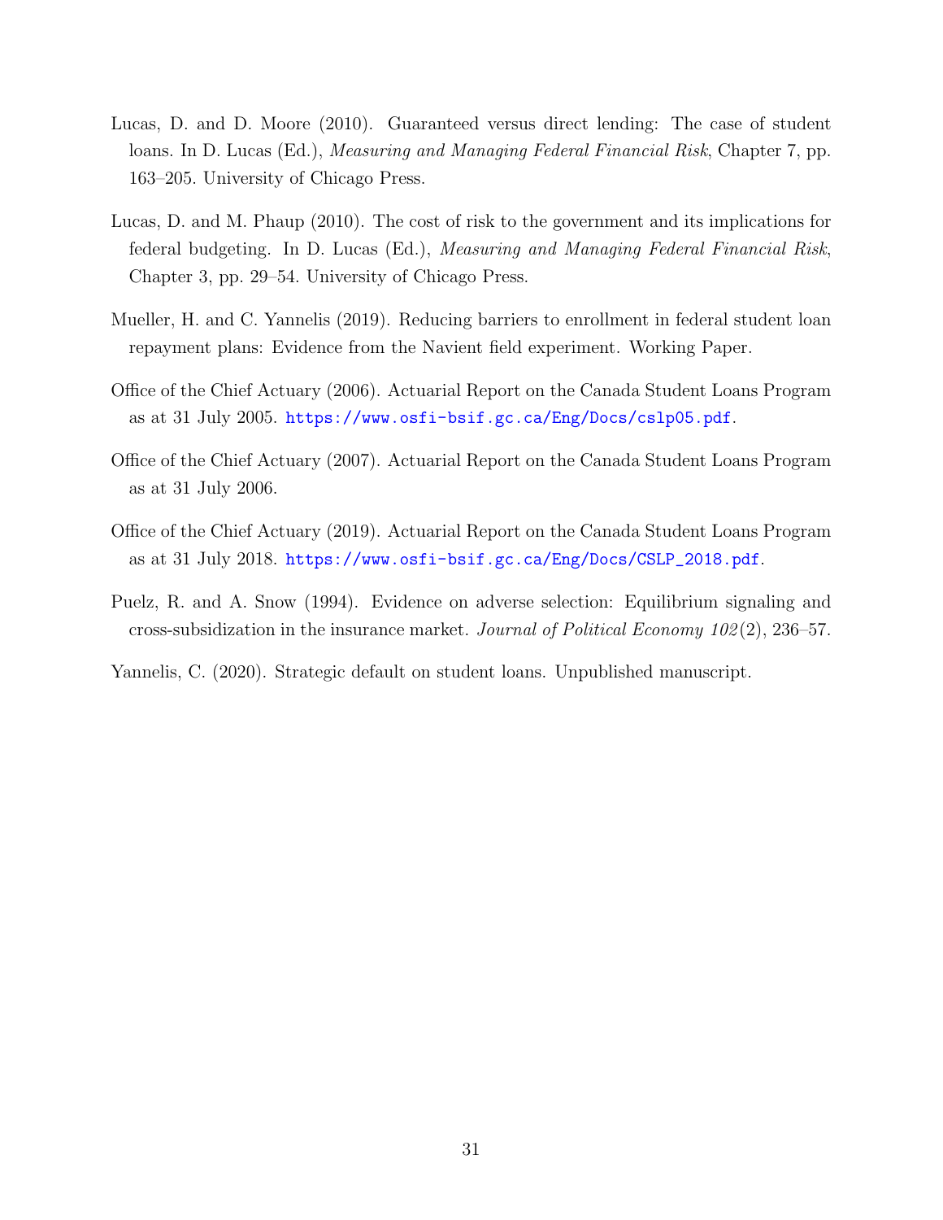Lucas, D. and D. Moore (2010). Guaranteed versus direct lending: The case of student loans. In D. Lucas (Ed.), *Measuring and Managing Federal Financial Risk*, Chapter 7, pp. 163–205. University of Chicago Press.

Lucas, D. and M. Phaup (2010). The cost of risk to the government and its implications for federal budgeting. In D. Lucas (Ed.), *Measuring and Managing Federal Financial Risk*, Chapter 3, pp. 29–54. University of Chicago Press.

Mueller, H. and C. Yannelis (2019). Reducing barriers to enrollment in federal student loan repayment plans: Evidence from the Navient field experiment. Working Paper.

Office of the Chief Actuary (2006). Actuarial Report on the Canada Student Loans Program as at 31 July 2005. https://www.osfi-bsif.gc.ca/Eng/Docs/cslp05.pdf.

Office of the Chief Actuary (2007). Actuarial Report on the Canada Student Loans Program as at 31 July 2006.

Office of the Chief Actuary (2019). Actuarial Report on the Canada Student Loans Program as at 31 July 2018. https://www.osfi-bsif.gc.ca/Eng/Docs/CSLP_2018.pdf.

Puelz, R. and A. Snow (1994). Evidence on adverse selection: Equilibrium signaling and cross-subsidization in the insurance market. *Journal of Political Economy 102*(2), 236–57.

Yannelis, C. (2020). Strategic default on student loans. Unpublished manuscript.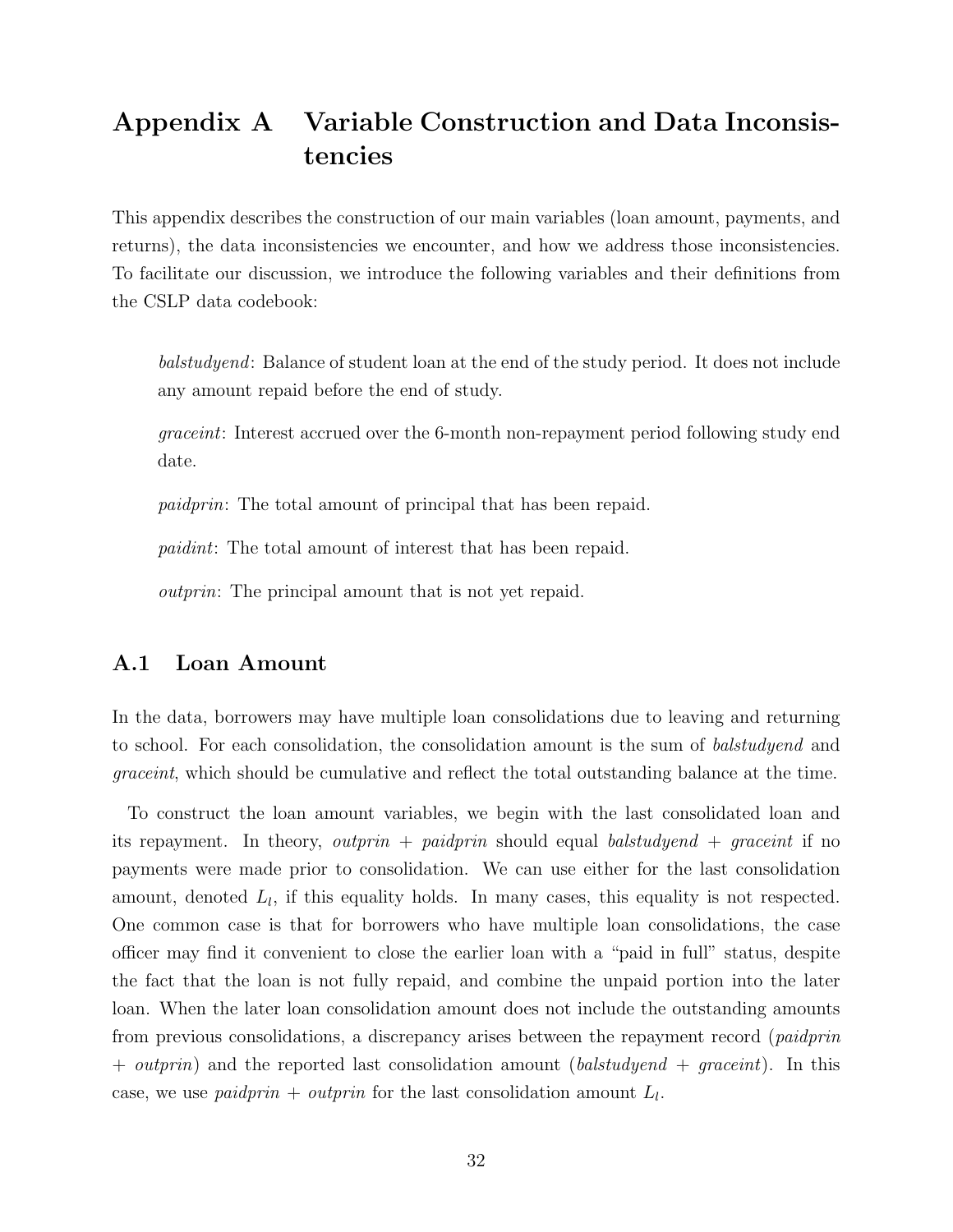# Appendix A Variable Construction and Data Inconsistencies

This appendix describes the construction of our main variables (loan amount, payments, and returns), the data inconsistencies we encounter, and how we address those inconsistencies. To facilitate our discussion, we introduce the following variables and their definitions from the CSLP data codebook:

> *balstudyend*: Balance of student loan at the end of the study period. It does not include any amount repaid before the end of study.
>
> *graceint*: Interest accrued over the 6-month non-repayment period following study end date.
>
> *paidprin*: The total amount of principal that has been repaid.
>
> *paidint*: The total amount of interest that has been repaid.
>
> *outprin*: The principal amount that is not yet repaid.

## A.1 Loan Amount

In the data, borrowers may have multiple loan consolidations due to leaving and returning to school. For each consolidation, the consolidation amount is the sum of *balstudyend* and *graceint*, which should be cumulative and reflect the total outstanding balance at the time.

To construct the loan amount variables, we begin with the last consolidated loan and its repayment. In theory, *outprin* + *paidprin* should equal *balstudyend* + *graceint* if no payments were made prior to consolidation. We can use either for the last consolidation amount, denoted $L_l$, if this equality holds. In many cases, this equality is not respected. One common case is that for borrowers who have multiple loan consolidations, the case officer may find it convenient to close the earlier loan with a "paid in full" status, despite the fact that the loan is not fully repaid, and combine the unpaid portion into the later loan. When the later loan consolidation amount does not include the outstanding amounts from previous consolidations, a discrepancy arises between the repayment record (*paidprin* + *outprin*) and the reported last consolidation amount (*balstudyend* + *graceint*). In this case, we use *paidprin* + *outprin* for the last consolidation amount $L_l$.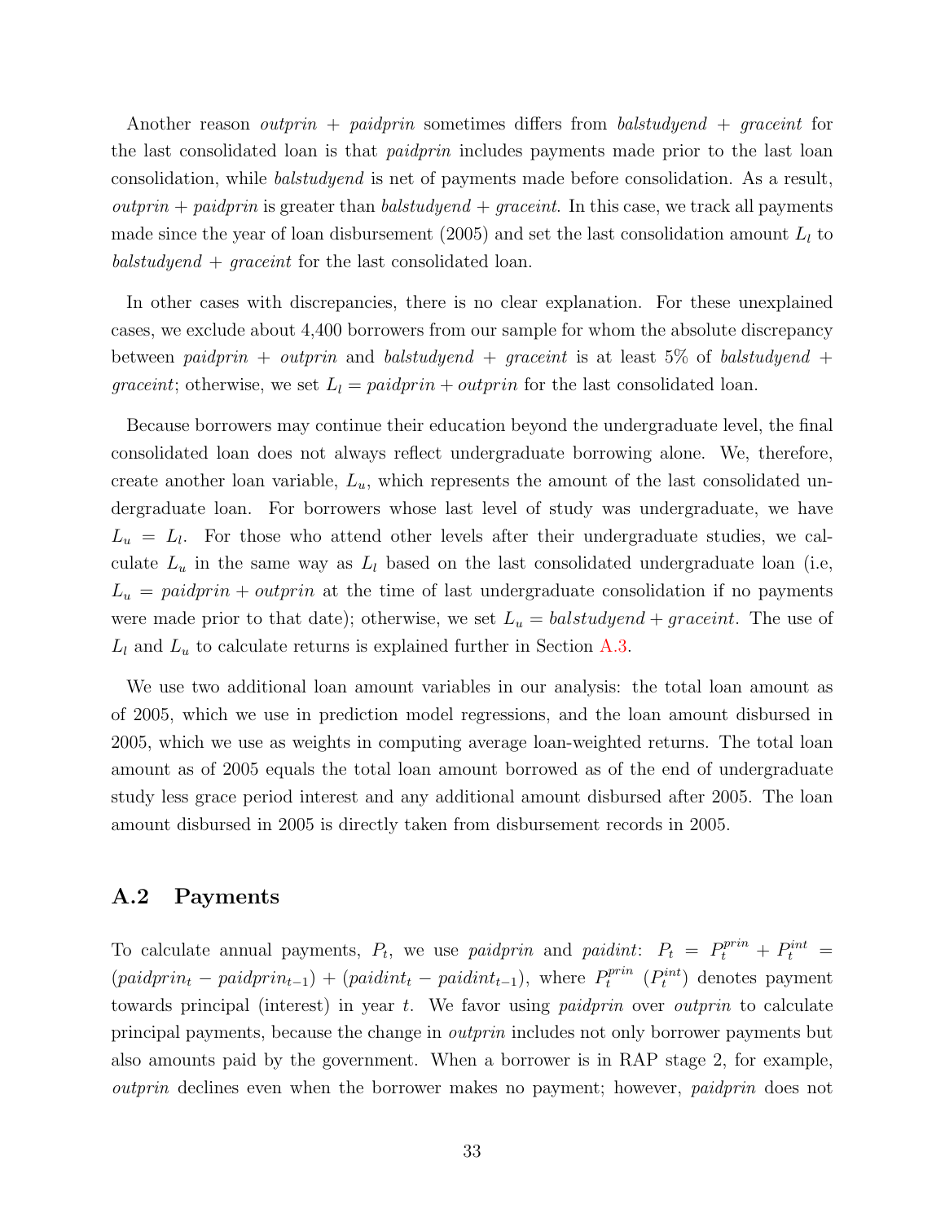Another reason *outprin* + *paidprin* sometimes differs from *balstudyend* + *graceint* for the last consolidated loan is that *paidprin* includes payments made prior to the last loan consolidation, while *balstudyend* is net of payments made before consolidation. As a result, *outprin* + *paidprin* is greater than *balstudyend* + *graceint*. In this case, we track all payments made since the year of loan disbursement (2005) and set the last consolidation amount $L_l$ to *balstudyend* + *graceint* for the last consolidated loan.

In other cases with discrepancies, there is no clear explanation. For these unexplained cases, we exclude about 4,400 borrowers from our sample for whom the absolute discrepancy between *paidprin* + *outprin* and *balstudyend* + *graceint* is at least 5% of *balstudyend* + *graceint*; otherwise, we set $L_l = paidprin + outprin$ for the last consolidated loan.

Because borrowers may continue their education beyond the undergraduate level, the final consolidated loan does not always reflect undergraduate borrowing alone. We, therefore, create another loan variable, $L_u$, which represents the amount of the last consolidated undergraduate loan. For borrowers whose last level of study was undergraduate, we have $L_u = L_l$. For those who attend other levels after their undergraduate studies, we calculate $L_u$ in the same way as $L_l$ based on the last consolidated undergraduate loan (i.e, $L_u = paidprin + outprin$ at the time of last undergraduate consolidation if no payments were made prior to that date); otherwise, we set $L_u = balstudyend + graceint$. The use of $L_l$ and $L_u$ to calculate returns is explained further in Section A.3.

We use two additional loan amount variables in our analysis: the total loan amount as of 2005, which we use in prediction model regressions, and the loan amount disbursed in 2005, which we use as weights in computing average loan-weighted returns. The total loan amount as of 2005 equals the total loan amount borrowed as of the end of undergraduate study less grace period interest and any additional amount disbursed after 2005. The loan amount disbursed in 2005 is directly taken from disbursement records in 2005.

## A.2 Payments

To calculate annual payments, $P_t$, we use *paidprin* and *paidint*: $P_t = P_t^{prin} + P_t^{int} = (paidprin_t - paidprin_{t-1}) + (paidint_t - paidint_{t-1})$, where $P_t^{prin}$ ($P_t^{int}$) denotes payment towards principal (interest) in year $t$. We favor using *paidprin* over *outprin* to calculate principal payments, because the change in *outprin* includes not only borrower payments but also amounts paid by the government. When a borrower is in RAP stage 2, for example, *outprin* declines even when the borrower makes no payment; however, *paidprin* does not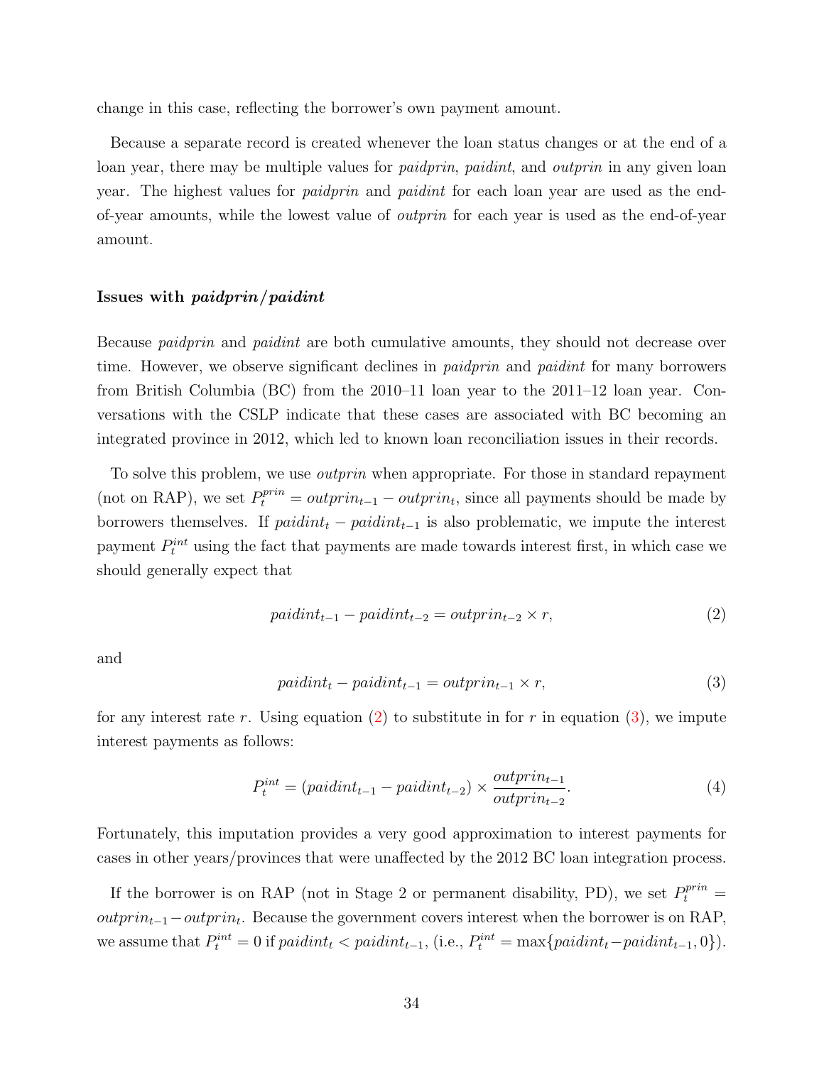change in this case, reflecting the borrower's own payment amount.

Because a separate record is created whenever the loan status changes or at the end of a loan year, there may be multiple values for *paidprin*, *paidint*, and *outprin* in any given loan year. The highest values for *paidprin* and *paidint* for each loan year are used as the end-of-year amounts, while the lowest value of *outprin* for each year is used as the end-of-year amount.

#### Issues with *paidprin*/*paidint*

Because *paidprin* and *paidint* are both cumulative amounts, they should not decrease over time. However, we observe significant declines in *paidprin* and *paidint* for many borrowers from British Columbia (BC) from the 2010–11 loan year to the 2011–12 loan year. Conversations with the CSLP indicate that these cases are associated with BC becoming an integrated province in 2012, which led to known loan reconciliation issues in their records.

To solve this problem, we use *outprin* when appropriate. For those in standard repayment (not on RAP), we set $P_t^{prin} = outprin_{t-1} - outprin_t$, since all payments should be made by borrowers themselves. If $paidint_t - paidint_{t-1}$ is also problematic, we impute the interest payment $P_t^{int}$ using the fact that payments are made towards interest first, in which case we should generally expect that

$$paidint_{t-1} - paidint_{t-2} = outprin_{t-2} \times r, \tag{2}$$

and

$$paidint_t - paidint_{t-1} = outprin_{t-1} \times r, \tag{3}$$

for any interest rate $r$. Using equation (2) to substitute in for $r$ in equation (3), we impute interest payments as follows:

$$P_t^{int} = (paidint_{t-1} - paidint_{t-2}) \times \frac{outprin_{t-1}}{outprin_{t-2}}. \tag{4}$$

Fortunately, this imputation provides a very good approximation to interest payments for cases in other years/provinces that were unaffected by the 2012 BC loan integration process.

If the borrower is on RAP (not in Stage 2 or permanent disability, PD), we set $P_t^{prin} = outprin_{t-1} - outprin_t$. Because the government covers interest when the borrower is on RAP, we assume that $P_t^{int} = 0$ if $paidint_t < paidint_{t-1}$, (i.e., $P_t^{int} = \max\{paidint_t - paidint_{t-1}, 0\}$).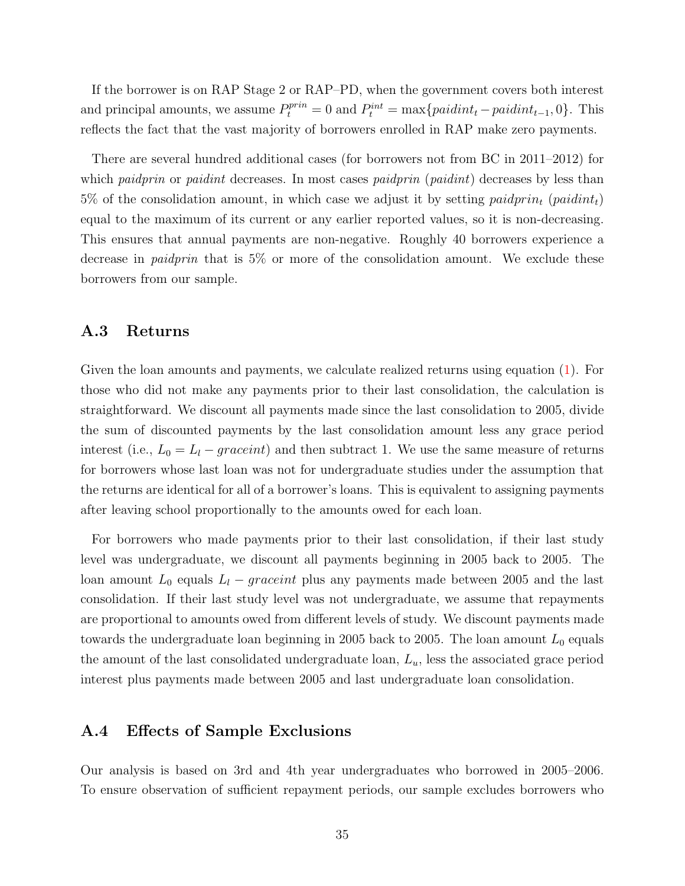If the borrower is on RAP Stage 2 or RAP–PD, when the government covers both interest and principal amounts, we assume $P_t^{prin} = 0$ and $P_t^{int} = \max\{paidint_t - paidint_{t-1}, 0\}$. This reflects the fact that the vast majority of borrowers enrolled in RAP make zero payments.

There are several hundred additional cases (for borrowers not from BC in 2011–2012) for which *paidprin* or *paidint* decreases. In most cases *paidprin* (*paidint*) decreases by less than 5% of the consolidation amount, in which case we adjust it by setting $paidprin_t$ ($paidint_t$) equal to the maximum of its current or any earlier reported values, so it is non-decreasing. This ensures that annual payments are non-negative. Roughly 40 borrowers experience a decrease in *paidprin* that is 5% or more of the consolidation amount. We exclude these borrowers from our sample.

## A.3 Returns

Given the loan amounts and payments, we calculate realized returns using equation (1). For those who did not make any payments prior to their last consolidation, the calculation is straightforward. We discount all payments made since the last consolidation to 2005, divide the sum of discounted payments by the last consolidation amount less any grace period interest (i.e., $L_0 = L_l - graceint$) and then subtract 1. We use the same measure of returns for borrowers whose last loan was not for undergraduate studies under the assumption that the returns are identical for all of a borrower's loans. This is equivalent to assigning payments after leaving school proportionally to the amounts owed for each loan.

For borrowers who made payments prior to their last consolidation, if their last study level was undergraduate, we discount all payments beginning in 2005 back to 2005. The loan amount $L_0$ equals $L_l - graceint$ plus any payments made between 2005 and the last consolidation. If their last study level was not undergraduate, we assume that repayments are proportional to amounts owed from different levels of study. We discount payments made towards the undergraduate loan beginning in 2005 back to 2005. The loan amount $L_0$ equals the amount of the last consolidated undergraduate loan, $L_u$, less the associated grace period interest plus payments made between 2005 and last undergraduate loan consolidation.

## A.4 Effects of Sample Exclusions

Our analysis is based on 3rd and 4th year undergraduates who borrowed in 2005–2006. To ensure observation of sufficient repayment periods, our sample excludes borrowers who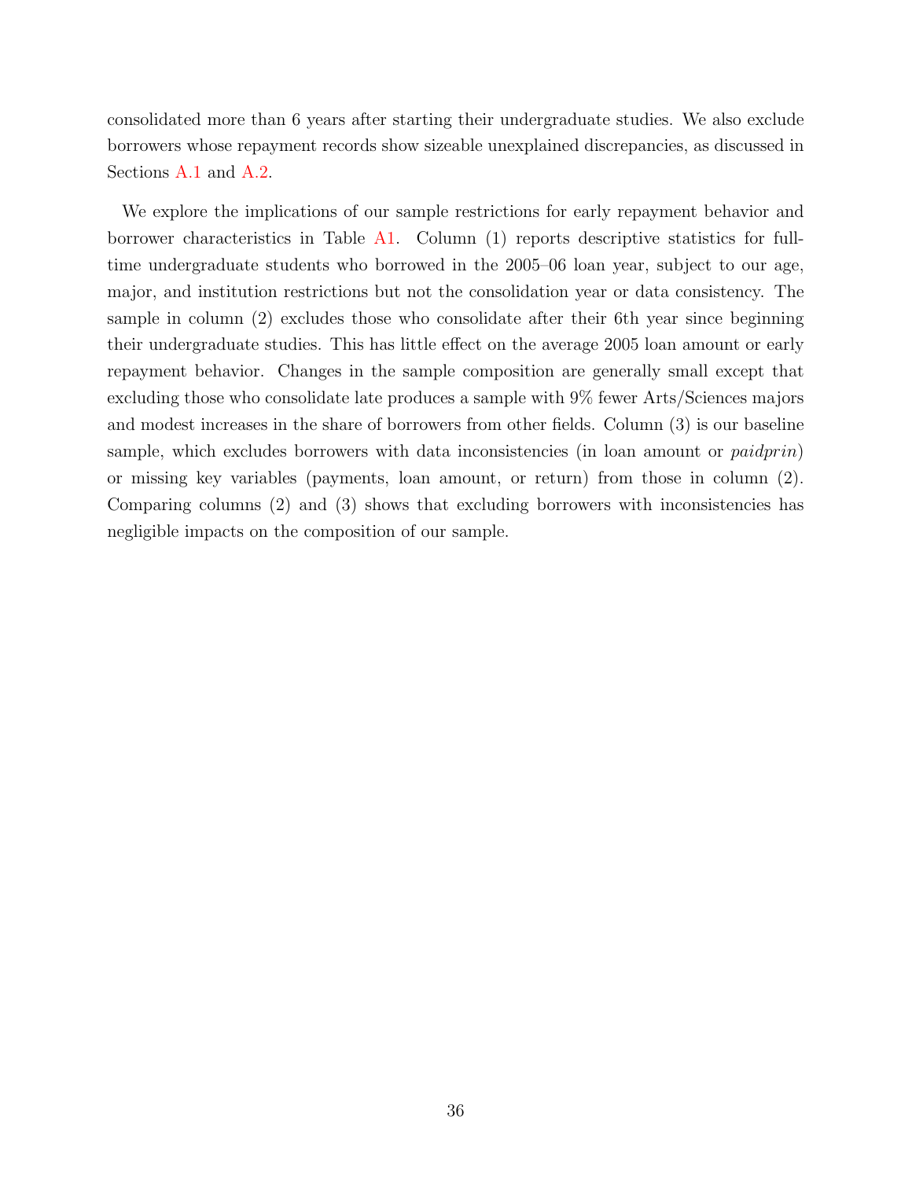consolidated more than 6 years after starting their undergraduate studies. We also exclude borrowers whose repayment records show sizeable unexplained discrepancies, as discussed in Sections A.1 and A.2.

We explore the implications of our sample restrictions for early repayment behavior and borrower characteristics in Table A1. Column (1) reports descriptive statistics for full-time undergraduate students who borrowed in the 2005–06 loan year, subject to our age, major, and institution restrictions but not the consolidation year or data consistency. The sample in column (2) excludes those who consolidate after their 6th year since beginning their undergraduate studies. This has little effect on the average 2005 loan amount or early repayment behavior. Changes in the sample composition are generally small except that excluding those who consolidate late produces a sample with 9% fewer Arts/Sciences majors and modest increases in the share of borrowers from other fields. Column (3) is our baseline sample, which excludes borrowers with data inconsistencies (in loan amount or *paidprin*) or missing key variables (payments, loan amount, or return) from those in column (2). Comparing columns (2) and (3) shows that excluding borrowers with inconsistencies has negligible impacts on the composition of our sample.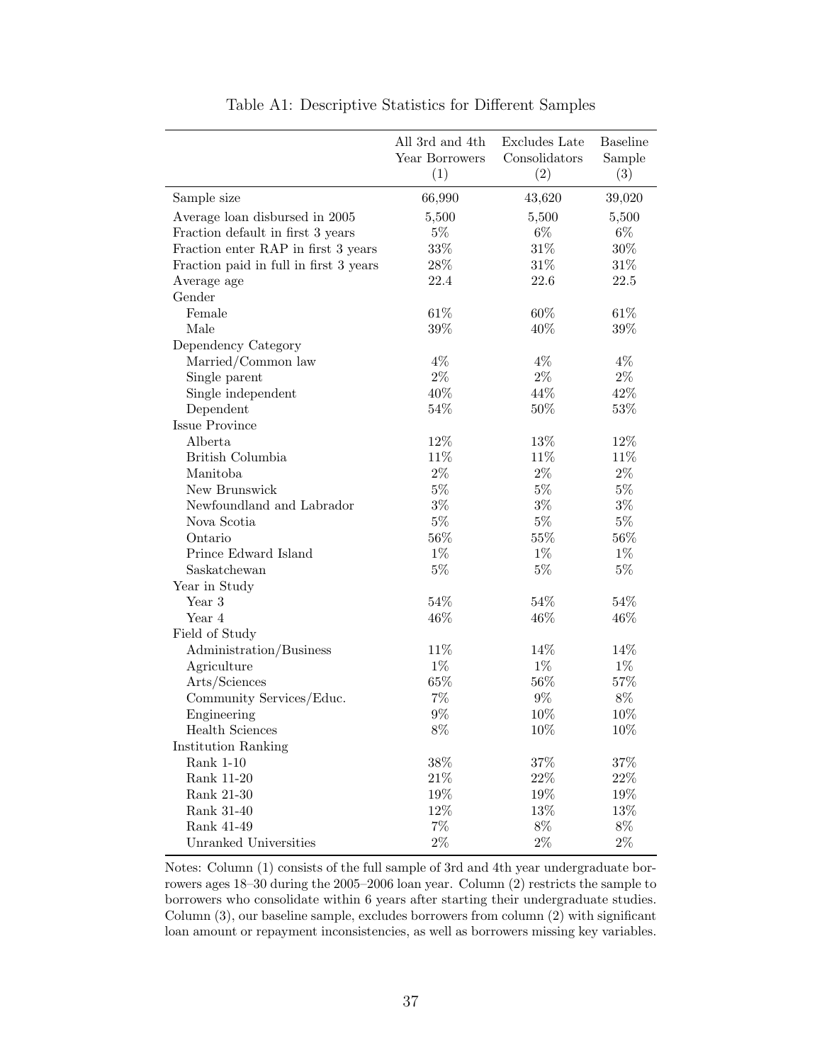Table A1: Descriptive Statistics for Different Samples

| | All 3rd and 4th Year Borrowers (1) | Excludes Late Consolidators (2) | Baseline Sample (3) |
|---|---|---|---|
| Sample size | 66,990 | 43,620 | 39,020 |
| Average loan disbursed in 2005 | 5,500 | 5,500 | 5,500 |
| Fraction default in first 3 years | 5% | 6% | 6% |
| Fraction enter RAP in first 3 years | 33% | 31% | 30% |
| Fraction paid in full in first 3 years | 28% | 31% | 31% |
| Average age | 22.4 | 22.6 | 22.5 |
| Gender | | | |
| Female | 61% | 60% | 61% |
| Male | 39% | 40% | 39% |
| Dependency Category | | | |
| Married/Common law | 4% | 4% | 4% |
| Single parent | 2% | 2% | 2% |
| Single independent | 40% | 44% | 42% |
| Dependent | 54% | 50% | 53% |
| Issue Province | | | |
| Alberta | 12% | 13% | 12% |
| British Columbia | 11% | 11% | 11% |
| Manitoba | 2% | 2% | 2% |
| New Brunswick | 5% | 5% | 5% |
| Newfoundland and Labrador | 3% | 3% | 3% |
| Nova Scotia | 5% | 5% | 5% |
| Ontario | 56% | 55% | 56% |
| Prince Edward Island | 1% | 1% | 1% |
| Saskatchewan | 5% | 5% | 5% |
| Year in Study | | | |
| Year 3 | 54% | 54% | 54% |
| Year 4 | 46% | 46% | 46% |
| Field of Study | | | |
| Administration/Business | 11% | 14% | 14% |
| Agriculture | 1% | 1% | 1% |
| Arts/Sciences | 65% | 56% | 57% |
| Community Services/Educ. | 7% | 9% | 8% |
| Engineering | 9% | 10% | 10% |
| Health Sciences | 8% | 10% | 10% |
| Institution Ranking | | | |
| Rank 1-10 | 38% | 37% | 37% |
| Rank 11-20 | 21% | 22% | 22% |
| Rank 21-30 | 19% | 19% | 19% |
| Rank 31-40 | 12% | 13% | 13% |
| Rank 41-49 | 7% | 8% | 8% |
| Unranked Universities | 2% | 2% | 2% |

Notes: Column (1) consists of the full sample of 3rd and 4th year undergraduate borrowers ages 18–30 during the 2005–2006 loan year. Column (2) restricts the sample to borrowers who consolidate within 6 years after starting their undergraduate studies. Column (3), our baseline sample, excludes borrowers from column (2) with significant loan amount or repayment inconsistencies, as well as borrowers missing key variables.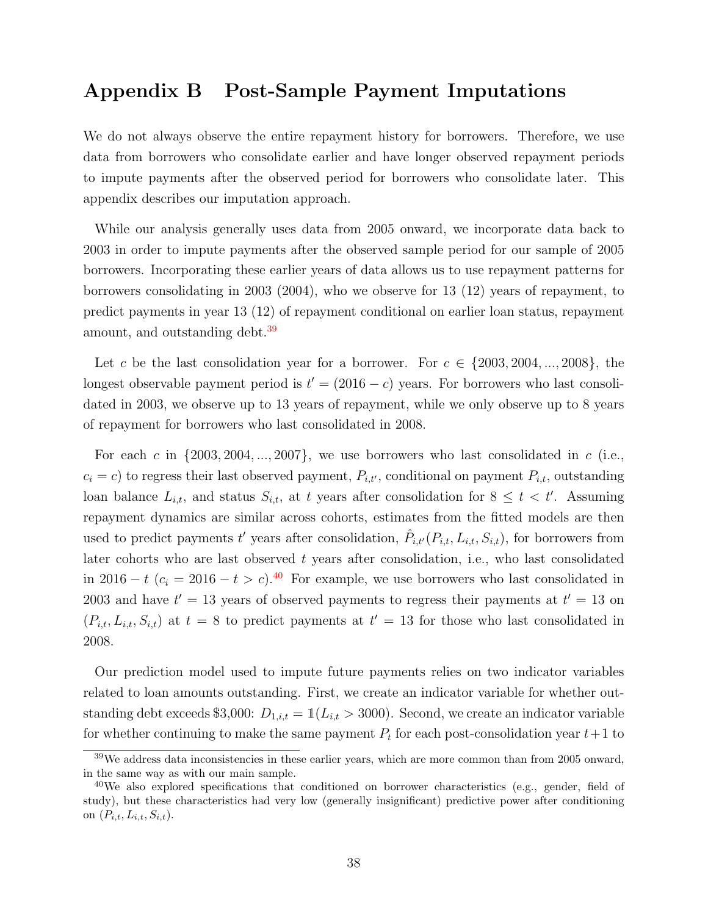# Appendix B Post-Sample Payment Imputations

We do not always observe the entire repayment history for borrowers. Therefore, we use data from borrowers who consolidate earlier and have longer observed repayment periods to impute payments after the observed period for borrowers who consolidate later. This appendix describes our imputation approach.

While our analysis generally uses data from 2005 onward, we incorporate data back to 2003 in order to impute payments after the observed sample period for our sample of 2005 borrowers. Incorporating these earlier years of data allows us to use repayment patterns for borrowers consolidating in 2003 (2004), who we observe for 13 (12) years of repayment, to predict payments in year 13 (12) of repayment conditional on earlier loan status, repayment amount, and outstanding debt.[39]

Let $c$ be the last consolidation year for a borrower. For $c \in \{2003, 2004, ..., 2008\}$, the longest observable payment period is $t' = (2016 - c)$ years. For borrowers who last consolidated in 2003, we observe up to 13 years of repayment, while we only observe up to 8 years of repayment for borrowers who last consolidated in 2008.

For each $c$ in $\{2003, 2004, ..., 2007\}$, we use borrowers who last consolidated in $c$ (i.e., $c_i = c$) to regress their last observed payment, $P_{i,t'}$, conditional on payment $P_{i,t}$, outstanding loan balance $L_{i,t}$, and status $S_{i,t}$, at $t$ years after consolidation for $8 \leq t < t'$. Assuming repayment dynamics are similar across cohorts, estimates from the fitted models are then used to predict payments $t'$ years after consolidation, $\hat{P}_{i,t'}(P_{i,t}, L_{i,t}, S_{i,t})$, for borrowers from later cohorts who are last observed $t$ years after consolidation, i.e., who last consolidated in $2016 - t$ ($c_i = 2016 - t > c$).[40] For example, we use borrowers who last consolidated in 2003 and have $t' = 13$ years of observed payments to regress their payments at $t' = 13$ on $(P_{i,t}, L_{i,t}, S_{i,t})$ at $t = 8$ to predict payments at $t' = 13$ for those who last consolidated in 2008.

Our prediction model used to impute future payments relies on two indicator variables related to loan amounts outstanding. First, we create an indicator variable for whether outstanding debt exceeds \$3,000: $D_{1,i,t} = \mathbb{1}(L_{i,t} > 3000)$. Second, we create an indicator variable for whether continuing to make the same payment $P_t$ for each post-consolidation year $t+1$ to

[39] We address data inconsistencies in these earlier years, which are more common than from 2005 onward, in the same way as with our main sample.

[40] We also explored specifications that conditioned on borrower characteristics (e.g., gender, field of study), but these characteristics had very low (generally insignificant) predictive power after conditioning on $(P_{i,t}, L_{i,t}, S_{i,t})$.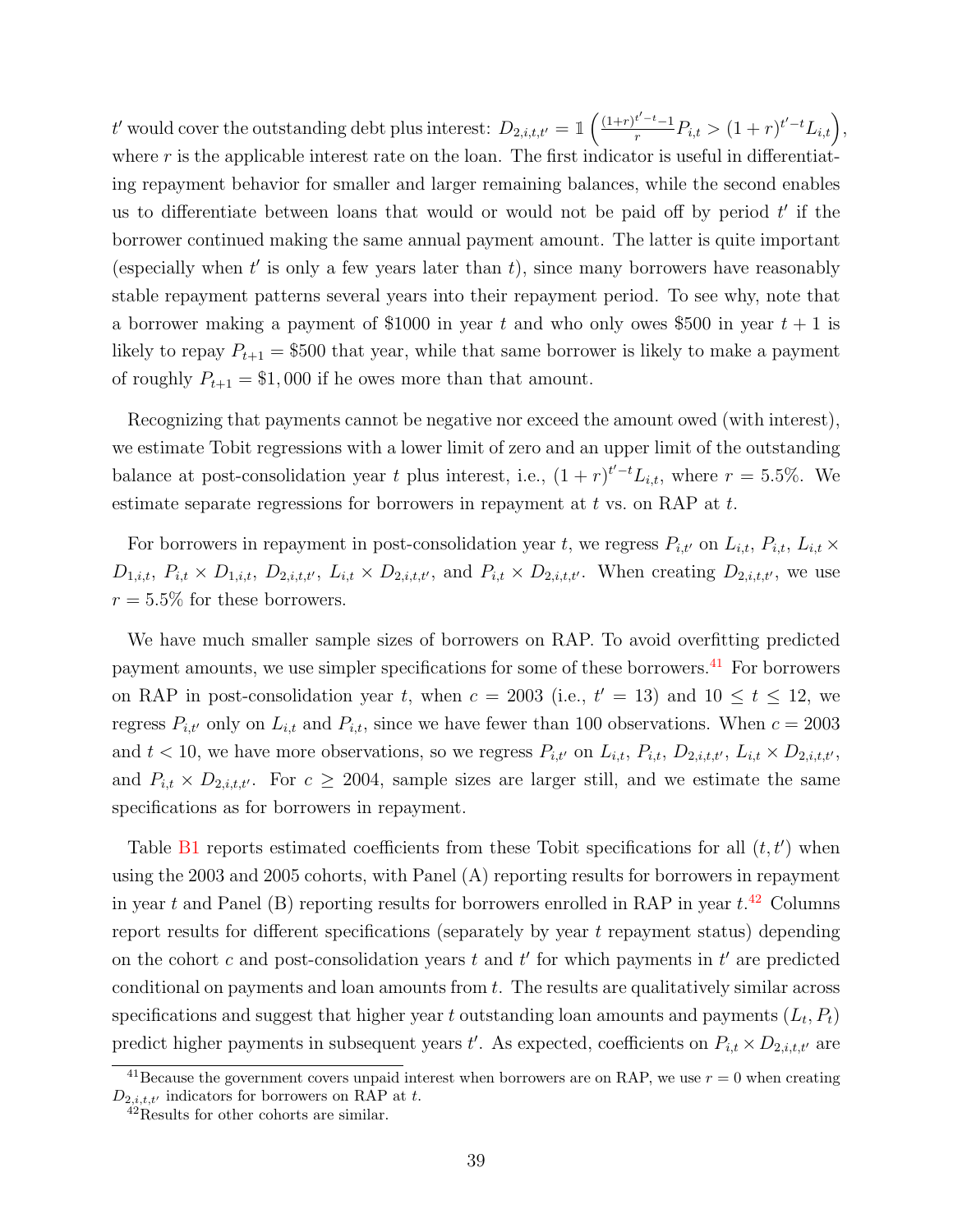$t'$ would cover the outstanding debt plus interest: $D_{2,i,t,t'} = \mathbb{1}\left(\frac{(1+r)^{t'-t}-1}{r} P_{i,t} > (1+r)^{t'-t} L_{i,t}\right)$, where $r$ is the applicable interest rate on the loan. The first indicator is useful in differentiating repayment behavior for smaller and larger remaining balances, while the second enables us to differentiate between loans that would or would not be paid off by period $t'$ if the borrower continued making the same annual payment amount. The latter is quite important (especially when $t'$ is only a few years later than $t$), since many borrowers have reasonably stable repayment patterns several years into their repayment period. To see why, note that a borrower making a payment of \$1000 in year $t$ and who only owes \$500 in year $t+1$ is likely to repay $P_{t+1} = \$500$ that year, while that same borrower is likely to make a payment of roughly $P_{t+1} = \$1,000$ if he owes more than that amount.

Recognizing that payments cannot be negative nor exceed the amount owed (with interest), we estimate Tobit regressions with a lower limit of zero and an upper limit of the outstanding balance at post-consolidation year $t$ plus interest, i.e., $(1+r)^{t'-t} L_{i,t}$, where $r = 5.5\%$. We estimate separate regressions for borrowers in repayment at $t$ vs. on RAP at $t$.

For borrowers in repayment in post-consolidation year $t$, we regress $P_{i,t'}$ on $L_{i,t}$, $P_{i,t}$, $L_{i,t} \times D_{1,i,t}$, $P_{i,t} \times D_{1,i,t}$, $D_{2,i,t,t'}$, $L_{i,t} \times D_{2,i,t,t'}$, and $P_{i,t} \times D_{2,i,t,t'}$. When creating $D_{2,i,t,t'}$, we use $r = 5.5\%$ for these borrowers.

We have much smaller sample sizes of borrowers on RAP. To avoid overfitting predicted payment amounts, we use simpler specifications for some of these borrowers.[41] For borrowers on RAP in post-consolidation year $t$, when $c = 2003$ (i.e., $t' = 13$) and $10 \leq t \leq 12$, we regress $P_{i,t'}$ only on $L_{i,t}$ and $P_{i,t}$, since we have fewer than 100 observations. When $c = 2003$ and $t < 10$, we have more observations, so we regress $P_{i,t'}$ on $L_{i,t}$, $P_{i,t}$, $D_{2,i,t,t'}$, $L_{i,t} \times D_{2,i,t,t'}$, and $P_{i,t} \times D_{2,i,t,t'}$. For $c \geq 2004$, sample sizes are larger still, and we estimate the same specifications as for borrowers in repayment.

Table B1 reports estimated coefficients from these Tobit specifications for all $(t, t')$ when using the 2003 and 2005 cohorts, with Panel (A) reporting results for borrowers in repayment in year $t$ and Panel (B) reporting results for borrowers enrolled in RAP in year $t$.[42] Columns report results for different specifications (separately by year $t$ repayment status) depending on the cohort $c$ and post-consolidation years $t$ and $t'$ for which payments in $t'$ are predicted conditional on payments and loan amounts from $t$. The results are qualitatively similar across specifications and suggest that higher year $t$ outstanding loan amounts and payments $(L_t, P_t)$ predict higher payments in subsequent years $t'$. As expected, coefficients on $P_{i,t} \times D_{2,i,t,t'}$ are

[41] Because the government covers unpaid interest when borrowers are on RAP, we use $r = 0$ when creating $D_{2,i,t,t'}$ indicators for borrowers on RAP at $t$.

[42] Results for other cohorts are similar.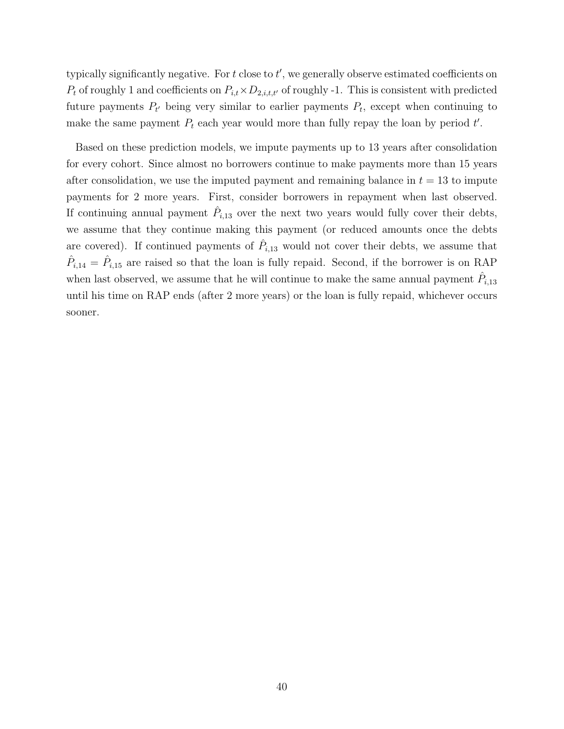typically significantly negative. For $t$ close to $t'$, we generally observe estimated coefficients on $P_t$ of roughly 1 and coefficients on $P_{i,t} \times D_{2,i,t,t'}$ of roughly -1. This is consistent with predicted future payments $P_{t'}$ being very similar to earlier payments $P_t$, except when continuing to make the same payment $P_t$ each year would more than fully repay the loan by period $t'$.

Based on these prediction models, we impute payments up to 13 years after consolidation for every cohort. Since almost no borrowers continue to make payments more than 15 years after consolidation, we use the imputed payment and remaining balance in $t = 13$ to impute payments for 2 more years. First, consider borrowers in repayment when last observed. If continuing annual payment $\hat{P}_{i,13}$ over the next two years would fully cover their debts, we assume that they continue making this payment (or reduced amounts once the debts are covered). If continued payments of $\hat{P}_{i,13}$ would not cover their debts, we assume that $\hat{P}_{i,14} = \hat{P}_{i,15}$ are raised so that the loan is fully repaid. Second, if the borrower is on RAP when last observed, we assume that he will continue to make the same annual payment $\hat{P}_{i,13}$ until his time on RAP ends (after 2 more years) or the loan is fully repaid, whichever occurs sooner.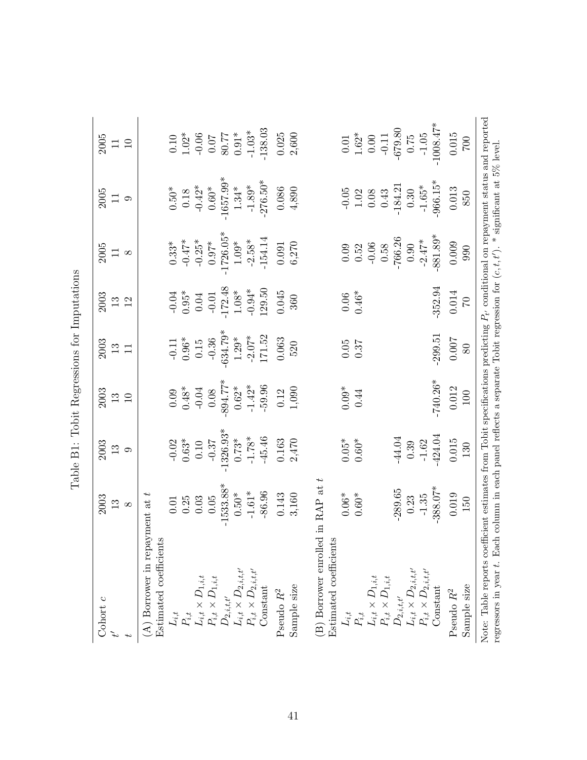Table B1: Tobit Regressions for Imputations

| Cohort $c$ | 2003 | 2003 | 2003 | 2003 | 2003 | 2005 | 2005 | 2005 |
|---|---|---|---|---|---|---|---|---|
| $t'$ | 13 | 13 | 13 | 13 | 13 | 11 | 11 | 11 |
| $t$ | 8 | 9 | 10 | 11 | 12 | 8 | 9 | 10 |
| (A) Borrower in repayment at $t$ | | | | | | | | |
| Estimated coefficients | | | | | | | | |
| $L_{i,t}$ | 0.01 | -0.02 | 0.09 | -0.11 | -0.04 | 0.33* | 0.50* | 0.10 |
| $P_{i,t}$ | 0.25 | 0.63* | 0.48* | 0.96* | 0.95* | -0.47* | 0.18 | 1.02* |
| $L_{i,t} \times D_{1,i,t}$ | 0.03 | 0.10 | -0.04 | 0.15 | 0.04 | -0.25* | -0.42* | -0.06 |
| $P_{i,t} \times D_{1,i,t}$ | 0.05 | -0.37 | 0.08 | -0.36 | -0.01 | 0.97* | 0.60* | 0.07 |
| $D_{2,i,t,t'}$ | -1533.88* | -1326.93* | -894.77* | -634.79* | -172.48 | -1726.05* | -1657.99* | 80.77 |
| $L_{i,t} \times D_{2,i,t,t'}$ | 0.50* | 0.73* | 0.62* | 1.29* | 1.08* | 1.09* | 1.34* | 0.91* |
| $P_{i,t} \times D_{2,i,t,t'}$ | -1.61* | -1.78* | -1.42* | -2.07* | -0.94* | -2.58* | -1.89* | -1.03* |
| Constant | -86.96 | -45.46 | -59.96 | 171.52 | 129.50 | -154.14 | -276.50* | -138.03 |
| Pseudo $R^2$ | 0.143 | 0.163 | 0.12 | 0.063 | 0.045 | 0.091 | 0.086 | 0.025 |
| Sample size | 3,160 | 2,470 | 1,090 | 520 | 360 | 6,270 | 4,890 | 2,600 |
| (B) Borrower enrolled in RAP at $t$ | | | | | | | | |
| Estimated coefficients | | | | | | | | |
| $L_{i,t}$ | 0.06* | 0.05* | 0.09* | 0.05 | 0.06 | 0.09 | -0.05 | 0.01 |
| $P_{i,t}$ | 0.60* | 0.60* | 0.44 | 0.37 | 0.46* | 0.52 | 1.02 | 1.62* |
| $L_{i,t} \times D_{1,i,t}$ | | | | | | -0.06 | 0.08 | 0.00 |
| $P_{i,t} \times D_{1,i,t}$ | | | | | | 0.58 | 0.43 | -0.11 |
| $D_{2,i,t,t'}$ | -289.65 | -44.04 | | | | -766.26 | -184.21 | -679.80 |
| $L_{i,t} \times D_{2,i,t,t'}$ | 0.23 | 0.39 | | | | 0.90 | 0.30 | 0.75 |
| $P_{i,t} \times D_{2,i,t,t'}$ | -1.35 | -1.62 | | | | -2.47* | -1.65* | -1.05 |
| Constant | -388.07* | -424.04 | -740.26* | -299.51 | -352.94 | -881.89* | -966.15* | -1008.47* |
| Pseudo $R^2$ | 0.019 | 0.015 | 0.012 | 0.007 | 0.014 | 0.009 | 0.013 | 0.015 |
| Sample size | 150 | 130 | 100 | 80 | 70 | 990 | 850 | 700 |

Note: Table reports coefficient estimates from Tobit specifications predicting $P_{t'}$ conditional on repayment status and reported regressors in year $t$. Each column in each panel reflects a separate Tobit regression for $(c, t, t')$. * significant at 5% level.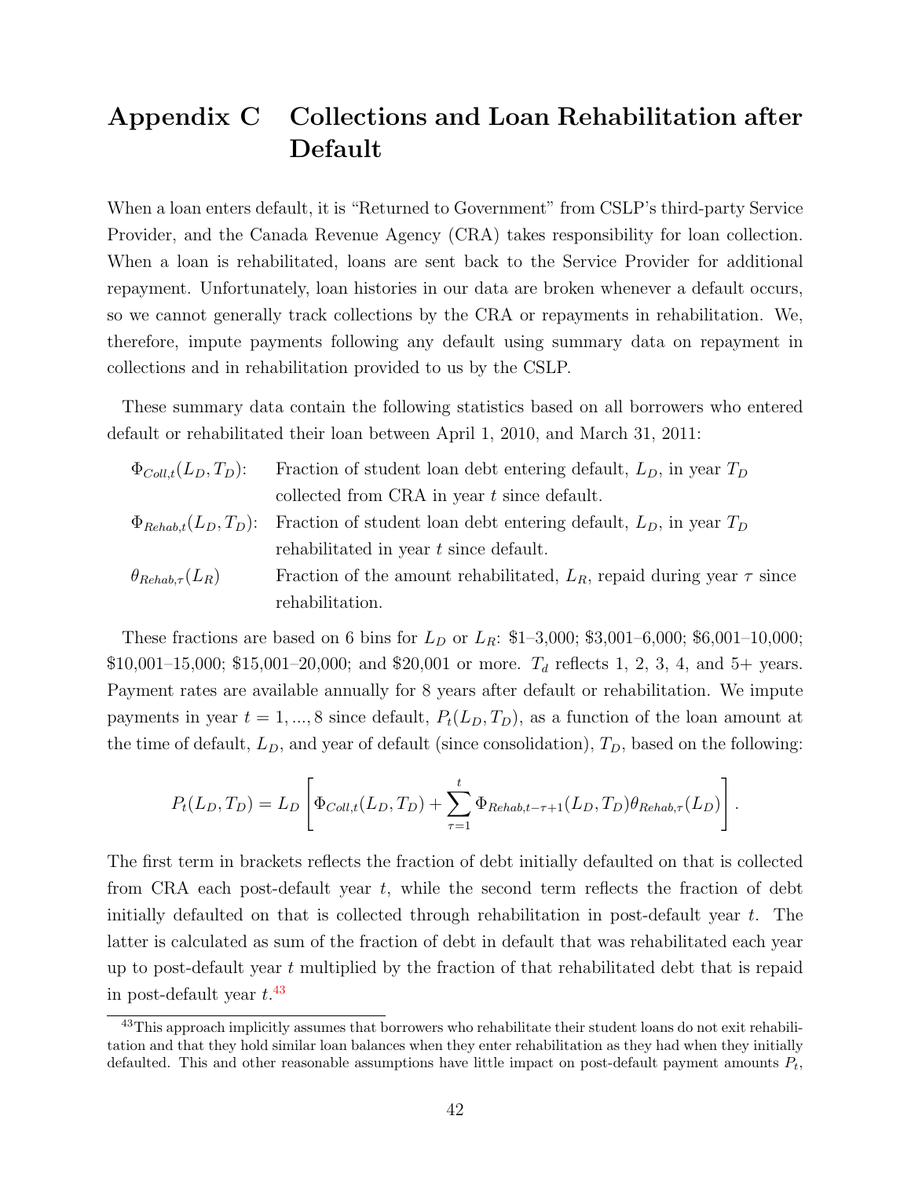# Appendix C Collections and Loan Rehabilitation after Default

When a loan enters default, it is "Returned to Government" from CSLP's third-party Service Provider, and the Canada Revenue Agency (CRA) takes responsibility for loan collection. When a loan is rehabilitated, loans are sent back to the Service Provider for additional repayment. Unfortunately, loan histories in our data are broken whenever a default occurs, so we cannot generally track collections by the CRA or repayments in rehabilitation. We, therefore, impute payments following any default using summary data on repayment in collections and in rehabilitation provided to us by the CSLP.

These summary data contain the following statistics based on all borrowers who entered default or rehabilitated their loan between April 1, 2010, and March 31, 2011:

- $\Phi_{Coll,t}(L_D, T_D)$: Fraction of student loan debt entering default, $L_D$, in year $T_D$ collected from CRA in year $t$ since default.
- $\Phi_{Rehab,t}(L_D, T_D)$: Fraction of student loan debt entering default, $L_D$, in year $T_D$ rehabilitated in year $t$ since default.
- $\theta_{Rehab,\tau}(L_R)$ Fraction of the amount rehabilitated, $L_R$, repaid during year $\tau$ since rehabilitation.

These fractions are based on 6 bins for $L_D$ or $L_R$: \$1–3,000; \$3,001–6,000; \$6,001–10,000; \$10,001–15,000; \$15,001–20,000; and \$20,001 or more. $T_d$ reflects 1, 2, 3, 4, and 5+ years. Payment rates are available annually for 8 years after default or rehabilitation. We impute payments in year $t = 1, ..., 8$ since default, $P_t(L_D, T_D)$, as a function of the loan amount at the time of default, $L_D$, and year of default (since consolidation), $T_D$, based on the following:

$$P_t(L_D, T_D) = L_D \left[ \Phi_{Coll,t}(L_D, T_D) + \sum_{\tau=1}^{t} \Phi_{Rehab,t-\tau+1}(L_D, T_D)\theta_{Rehab,\tau}(L_D) \right].$$

The first term in brackets reflects the fraction of debt initially defaulted on that is collected from CRA each post-default year $t$, while the second term reflects the fraction of debt initially defaulted on that is collected through rehabilitation in post-default year $t$. The latter is calculated as sum of the fraction of debt in default that was rehabilitated each year up to post-default year $t$ multiplied by the fraction of that rehabilitated debt that is repaid in post-default year $t$.[43]

[43] This approach implicitly assumes that borrowers who rehabilitate their student loans do not exit rehabilitation and that they hold similar loan balances when they enter rehabilitation as they had when they initially defaulted. This and other reasonable assumptions have little impact on post-default payment amounts $P_t$,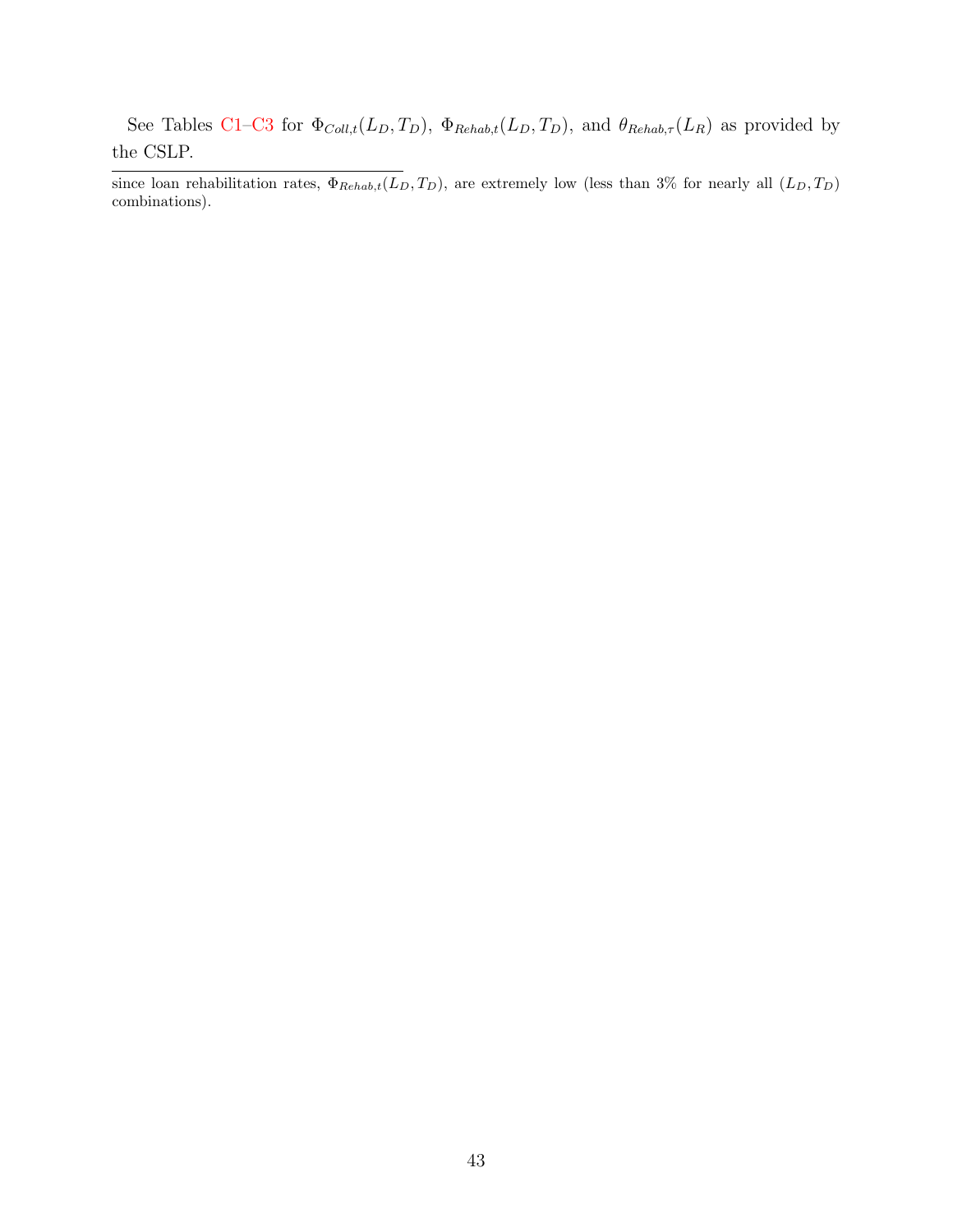See Tables C1–C3 for $\Phi_{Coll,t}(L_D, T_D)$, $\Phi_{Rehab,t}(L_D, T_D)$, and $\theta_{Rehab,\tau}(L_R)$ as provided by the CSLP.

---

since loan rehabilitation rates, $\Phi_{Rehab,t}(L_D, T_D)$, are extremely low (less than 3% for nearly all $(L_D, T_D)$ combinations).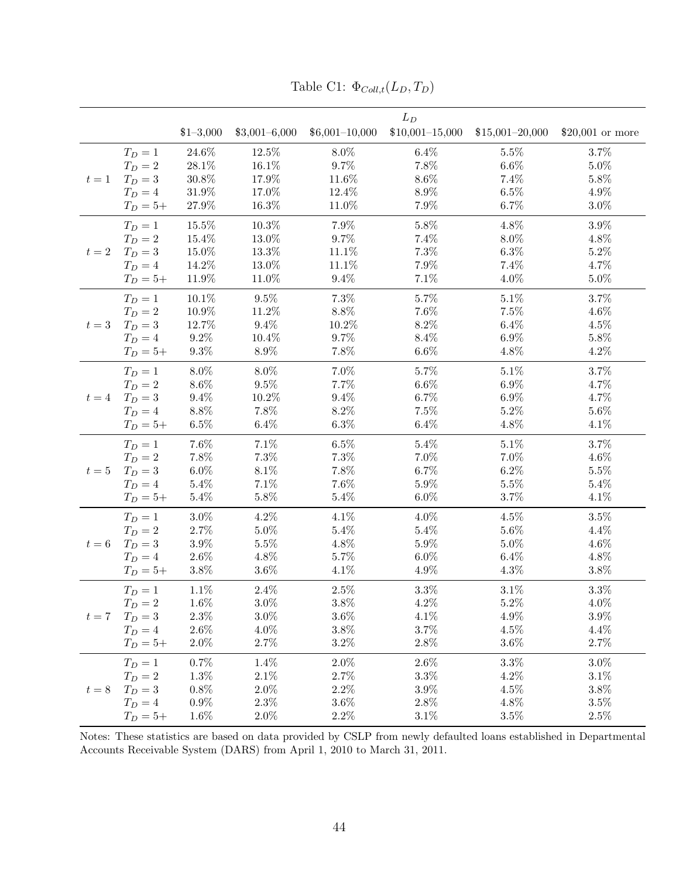Table C1: $\Phi_{Coll,t}(L_D, T_D)$

| | | $L_D$ | | | | | |
|---|---|---|---|---|---|---|---|
| | | \$1–3,000 | \$3,001–6,000 | \$6,001–10,000 | \$10,001–15,000 | \$15,001–20,000 | \$20,001 or more |
| $t = 1$ | $T_D = 1$ | 24.6% | 12.5% | 8.0% | 6.4% | 5.5% | 3.7% |
| | $T_D = 2$ | 28.1% | 16.1% | 9.7% | 7.8% | 6.6% | 5.0% |
| | $T_D = 3$ | 30.8% | 17.9% | 11.6% | 8.6% | 7.4% | 5.8% |
| | $T_D = 4$ | 31.9% | 17.0% | 12.4% | 8.9% | 6.5% | 4.9% |
| | $T_D = 5+$ | 27.9% | 16.3% | 11.0% | 7.9% | 6.7% | 3.0% |
| $t = 2$ | $T_D = 1$ | 15.5% | 10.3% | 7.9% | 5.8% | 4.8% | 3.9% |
| | $T_D = 2$ | 15.4% | 13.0% | 9.7% | 7.4% | 8.0% | 4.8% |
| | $T_D = 3$ | 15.0% | 13.3% | 11.1% | 7.3% | 6.3% | 5.2% |
| | $T_D = 4$ | 14.2% | 13.0% | 11.1% | 7.9% | 7.4% | 4.7% |
| | $T_D = 5+$ | 11.9% | 11.0% | 9.4% | 7.1% | 4.0% | 5.0% |
| $t = 3$ | $T_D = 1$ | 10.1% | 9.5% | 7.3% | 5.7% | 5.1% | 3.7% |
| | $T_D = 2$ | 10.9% | 11.2% | 8.8% | 7.6% | 7.5% | 4.6% |
| | $T_D = 3$ | 12.7% | 9.4% | 10.2% | 8.2% | 6.4% | 4.5% |
| | $T_D = 4$ | 9.2% | 10.4% | 9.7% | 8.4% | 6.9% | 5.8% |
| | $T_D = 5+$ | 9.3% | 8.9% | 7.8% | 6.6% | 4.8% | 4.2% |
| $t = 4$ | $T_D = 1$ | 8.0% | 8.0% | 7.0% | 5.7% | 5.1% | 3.7% |
| | $T_D = 2$ | 8.6% | 9.5% | 7.7% | 6.6% | 6.9% | 4.7% |
| | $T_D = 3$ | 9.4% | 10.2% | 9.4% | 6.7% | 6.9% | 4.7% |
| | $T_D = 4$ | 8.8% | 7.8% | 8.2% | 7.5% | 5.2% | 5.6% |
| | $T_D = 5+$ | 6.5% | 6.4% | 6.3% | 6.4% | 4.8% | 4.1% |
| $t = 5$ | $T_D = 1$ | 7.6% | 7.1% | 6.5% | 5.4% | 5.1% | 3.7% |
| | $T_D = 2$ | 7.8% | 7.3% | 7.3% | 7.0% | 7.0% | 4.6% |
| | $T_D = 3$ | 6.0% | 8.1% | 7.8% | 6.7% | 6.2% | 5.5% |
| | $T_D = 4$ | 5.4% | 7.1% | 7.6% | 5.9% | 5.5% | 5.4% |
| | $T_D = 5+$ | 5.4% | 5.8% | 5.4% | 6.0% | 3.7% | 4.1% |
| $t = 6$ | $T_D = 1$ | 3.0% | 4.2% | 4.1% | 4.0% | 4.5% | 3.5% |
| | $T_D = 2$ | 2.7% | 5.0% | 5.4% | 5.4% | 5.6% | 4.4% |
| | $T_D = 3$ | 3.9% | 5.5% | 4.8% | 5.9% | 5.0% | 4.6% |
| | $T_D = 4$ | 2.6% | 4.8% | 5.7% | 6.0% | 6.4% | 4.8% |
| | $T_D = 5+$ | 3.8% | 3.6% | 4.1% | 4.9% | 4.3% | 3.8% |
| $t = 7$ | $T_D = 1$ | 1.1% | 2.4% | 2.5% | 3.3% | 3.1% | 3.3% |
| | $T_D = 2$ | 1.6% | 3.0% | 3.8% | 4.2% | 5.2% | 4.0% |
| | $T_D = 3$ | 2.3% | 3.0% | 3.6% | 4.1% | 4.9% | 3.9% |
| | $T_D = 4$ | 2.6% | 4.0% | 3.8% | 3.7% | 4.5% | 4.4% |
| | $T_D = 5+$ | 2.0% | 2.7% | 3.2% | 2.8% | 3.6% | 2.7% |
| $t = 8$ | $T_D = 1$ | 0.7% | 1.4% | 2.0% | 2.6% | 3.3% | 3.0% |
| | $T_D = 2$ | 1.3% | 2.1% | 2.7% | 3.3% | 4.2% | 3.1% |
| | $T_D = 3$ | 0.8% | 2.0% | 2.2% | 3.9% | 4.5% | 3.8% |
| | $T_D = 4$ | 0.9% | 2.3% | 3.6% | 2.8% | 4.8% | 3.5% |
| | $T_D = 5+$ | 1.6% | 2.0% | 2.2% | 3.1% | 3.5% | 2.5% |

Notes: These statistics are based on data provided by CSLP from newly defaulted loans established in Departmental Accounts Receivable System (DARS) from April 1, 2010 to March 31, 2011.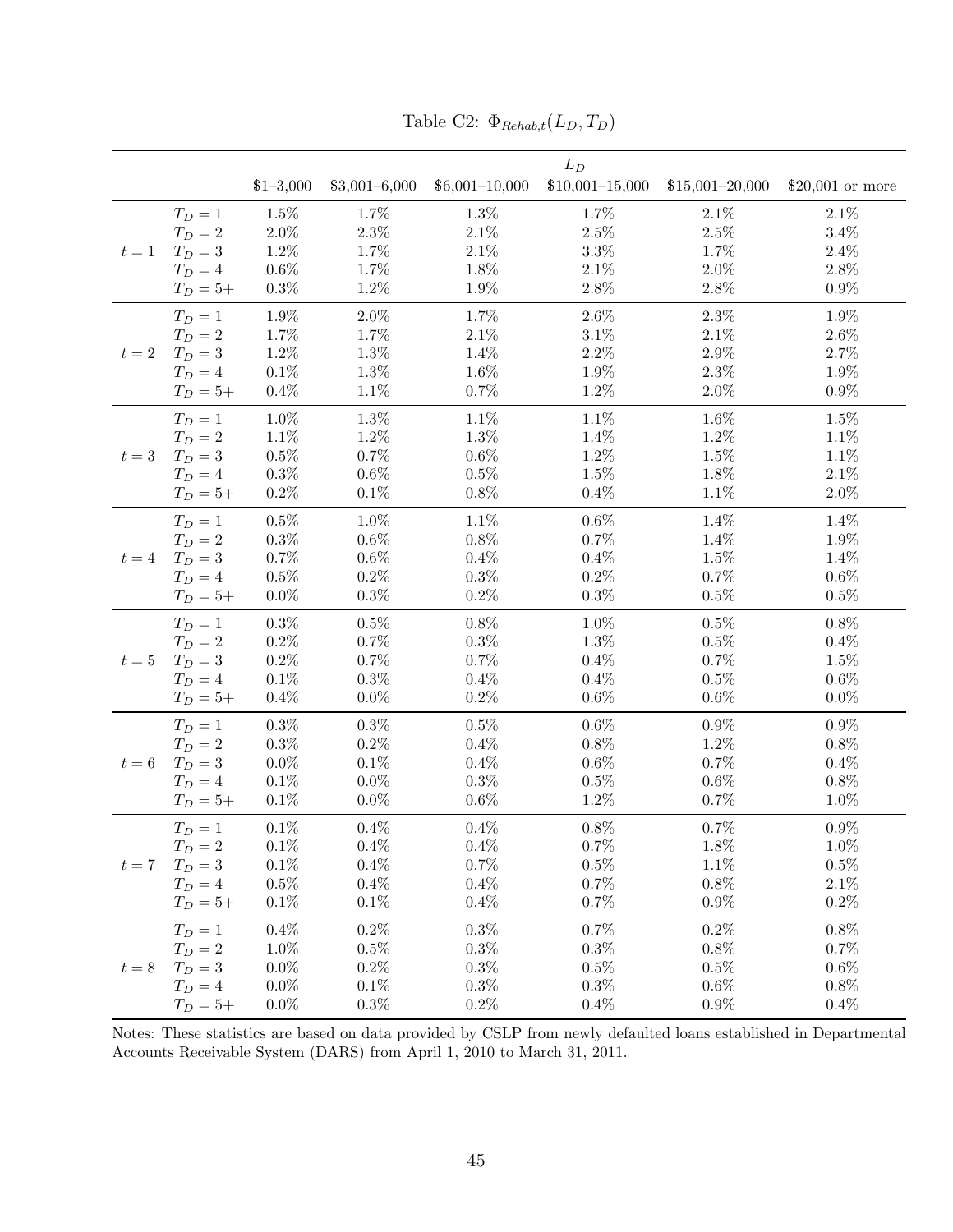Table C2: $\Phi_{Rehab,t}(L_D, T_D)$

| | | $L_D$ | | | | | |
|---|---|---|---|---|---|---|---|
| | | \$1–3,000 | \$3,001–6,000 | \$6,001–10,000 | \$10,001–15,000 | \$15,001–20,000 | \$20,001 or more |
| $t = 1$ | $T_D = 1$ | 1.5% | 1.7% | 1.3% | 1.7% | 2.1% | 2.1% |
| | $T_D = 2$ | 2.0% | 2.3% | 2.1% | 2.5% | 2.5% | 3.4% |
| | $T_D = 3$ | 1.2% | 1.7% | 2.1% | 3.3% | 1.7% | 2.4% |
| | $T_D = 4$ | 0.6% | 1.7% | 1.8% | 2.1% | 2.0% | 2.8% |
| | $T_D = 5+$ | 0.3% | 1.2% | 1.9% | 2.8% | 2.8% | 0.9% |
| $t = 2$ | $T_D = 1$ | 1.9% | 2.0% | 1.7% | 2.6% | 2.3% | 1.9% |
| | $T_D = 2$ | 1.7% | 1.7% | 2.1% | 3.1% | 2.1% | 2.6% |
| | $T_D = 3$ | 1.2% | 1.3% | 1.4% | 2.2% | 2.9% | 2.7% |
| | $T_D = 4$ | 0.1% | 1.3% | 1.6% | 1.9% | 2.3% | 1.9% |
| | $T_D = 5+$ | 0.4% | 1.1% | 0.7% | 1.2% | 2.0% | 0.9% |
| $t = 3$ | $T_D = 1$ | 1.0% | 1.3% | 1.1% | 1.1% | 1.6% | 1.5% |
| | $T_D = 2$ | 1.1% | 1.2% | 1.3% | 1.4% | 1.2% | 1.1% |
| | $T_D = 3$ | 0.5% | 0.7% | 0.6% | 1.2% | 1.5% | 1.1% |
| | $T_D = 4$ | 0.3% | 0.6% | 0.5% | 1.5% | 1.8% | 2.1% |
| | $T_D = 5+$ | 0.2% | 0.1% | 0.8% | 0.4% | 1.1% | 2.0% |
| $t = 4$ | $T_D = 1$ | 0.5% | 1.0% | 1.1% | 0.6% | 1.4% | 1.4% |
| | $T_D = 2$ | 0.3% | 0.6% | 0.8% | 0.7% | 1.4% | 1.9% |
| | $T_D = 3$ | 0.7% | 0.6% | 0.4% | 0.4% | 1.5% | 1.4% |
| | $T_D = 4$ | 0.5% | 0.2% | 0.3% | 0.2% | 0.7% | 0.6% |
| | $T_D = 5+$ | 0.0% | 0.3% | 0.2% | 0.3% | 0.5% | 0.5% |
| $t = 5$ | $T_D = 1$ | 0.3% | 0.5% | 0.8% | 1.0% | 0.5% | 0.8% |
| | $T_D = 2$ | 0.2% | 0.7% | 0.3% | 1.3% | 0.5% | 0.4% |
| | $T_D = 3$ | 0.2% | 0.7% | 0.7% | 0.4% | 0.7% | 1.5% |
| | $T_D = 4$ | 0.1% | 0.3% | 0.4% | 0.4% | 0.5% | 0.6% |
| | $T_D = 5+$ | 0.4% | 0.0% | 0.2% | 0.6% | 0.6% | 0.0% |
| $t = 6$ | $T_D = 1$ | 0.3% | 0.3% | 0.5% | 0.6% | 0.9% | 0.9% |
| | $T_D = 2$ | 0.3% | 0.2% | 0.4% | 0.8% | 1.2% | 0.8% |
| | $T_D = 3$ | 0.0% | 0.1% | 0.4% | 0.6% | 0.7% | 0.4% |
| | $T_D = 4$ | 0.1% | 0.0% | 0.3% | 0.5% | 0.6% | 0.8% |
| | $T_D = 5+$ | 0.1% | 0.0% | 0.6% | 1.2% | 0.7% | 1.0% |
| $t = 7$ | $T_D = 1$ | 0.1% | 0.4% | 0.4% | 0.8% | 0.7% | 0.9% |
| | $T_D = 2$ | 0.1% | 0.4% | 0.4% | 0.7% | 1.8% | 1.0% |
| | $T_D = 3$ | 0.1% | 0.4% | 0.7% | 0.5% | 1.1% | 0.5% |
| | $T_D = 4$ | 0.5% | 0.4% | 0.4% | 0.7% | 0.8% | 2.1% |
| | $T_D = 5+$ | 0.1% | 0.1% | 0.4% | 0.7% | 0.9% | 0.2% |
| $t = 8$ | $T_D = 1$ | 0.4% | 0.2% | 0.3% | 0.7% | 0.2% | 0.8% |
| | $T_D = 2$ | 1.0% | 0.5% | 0.3% | 0.3% | 0.8% | 0.7% |
| | $T_D = 3$ | 0.0% | 0.2% | 0.3% | 0.5% | 0.5% | 0.6% |
| | $T_D = 4$ | 0.0% | 0.1% | 0.3% | 0.3% | 0.6% | 0.8% |
| | $T_D = 5+$ | 0.0% | 0.3% | 0.2% | 0.4% | 0.9% | 0.4% |

Notes: These statistics are based on data provided by CSLP from newly defaulted loans established in Departmental Accounts Receivable System (DARS) from April 1, 2010 to March 31, 2011.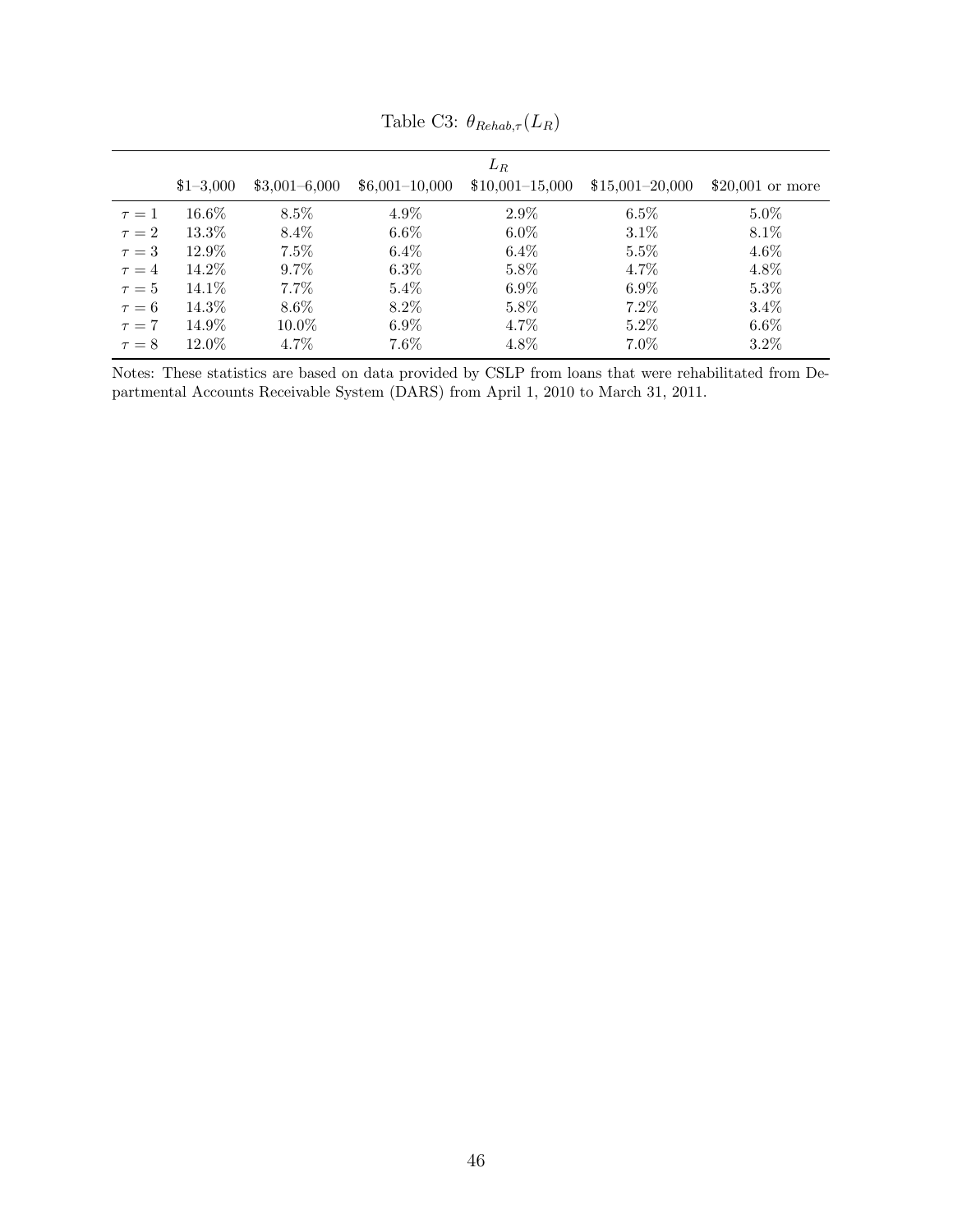Table C3: $\theta_{Rehab,\tau}(L_R)$

| | $L_R$ | | | | | |
|---|---|---|---|---|---|---|
| | \$1–3,000 | \$3,001–6,000 | \$6,001–10,000 | \$10,001–15,000 | \$15,001–20,000 | \$20,001 or more |
| $\tau = 1$ | 16.6% | 8.5% | 4.9% | 2.9% | 6.5% | 5.0% |
| $\tau = 2$ | 13.3% | 8.4% | 6.6% | 6.0% | 3.1% | 8.1% |
| $\tau = 3$ | 12.9% | 7.5% | 6.4% | 6.4% | 5.5% | 4.6% |
| $\tau = 4$ | 14.2% | 9.7% | 6.3% | 5.8% | 4.7% | 4.8% |
| $\tau = 5$ | 14.1% | 7.7% | 5.4% | 6.9% | 6.9% | 5.3% |
| $\tau = 6$ | 14.3% | 8.6% | 8.2% | 5.8% | 7.2% | 3.4% |
| $\tau = 7$ | 14.9% | 10.0% | 6.9% | 4.7% | 5.2% | 6.6% |
| $\tau = 8$ | 12.0% | 4.7% | 7.6% | 4.8% | 7.0% | 3.2% |

Notes: These statistics are based on data provided by CSLP from loans that were rehabilitated from Departmental Accounts Receivable System (DARS) from April 1, 2010 to March 31, 2011.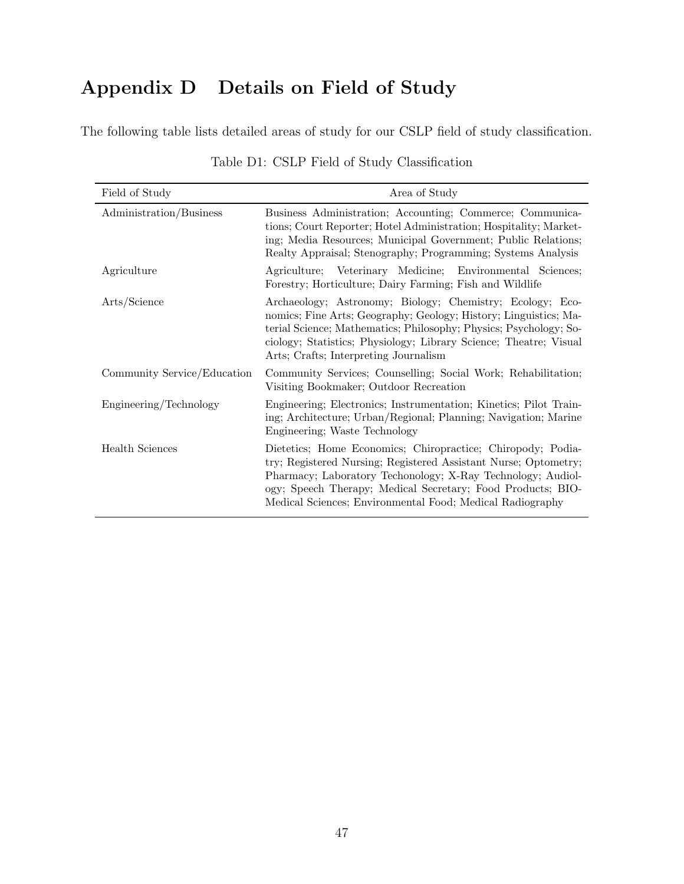# Appendix D Details on Field of Study

The following table lists detailed areas of study for our CSLP field of study classification.

Table D1: CSLP Field of Study Classification

| Field of Study | Area of Study |
| --- | --- |
| Administration/Business | Business Administration; Accounting; Commerce; Communications; Court Reporter; Hotel Administration; Hospitality; Marketing; Media Resources; Municipal Government; Public Relations; Realty Appraisal; Stenography; Programming; Systems Analysis |
| Agriculture | Agriculture; Veterinary Medicine; Environmental Sciences; Forestry; Horticulture; Dairy Farming; Fish and Wildlife |
| Arts/Science | Archaeology; Astronomy; Biology; Chemistry; Ecology; Economics; Fine Arts; Geography; Geology; History; Linguistics; Material Science; Mathematics; Philosophy; Physics; Psychology; Sociology; Statistics; Physiology; Library Science; Theatre; Visual Arts; Crafts; Interpreting Journalism |
| Community Service/Education | Community Services; Counselling; Social Work; Rehabilitation; Visiting Bookmaker; Outdoor Recreation |
| Engineering/Technology | Engineering; Electronics; Instrumentation; Kinetics; Pilot Training; Architecture; Urban/Regional; Planning; Navigation; Marine Engineering; Waste Technology |
| Health Sciences | Dietetics; Home Economics; Chiropractice; Chiropody; Podiatry; Registered Nursing; Registered Assistant Nurse; Optometry; Pharmacy; Laboratory Techonology; X-Ray Technology; Audiology; Speech Therapy; Medical Secretary; Food Products; BIO-Medical Sciences; Environmental Food; Medical Radiography |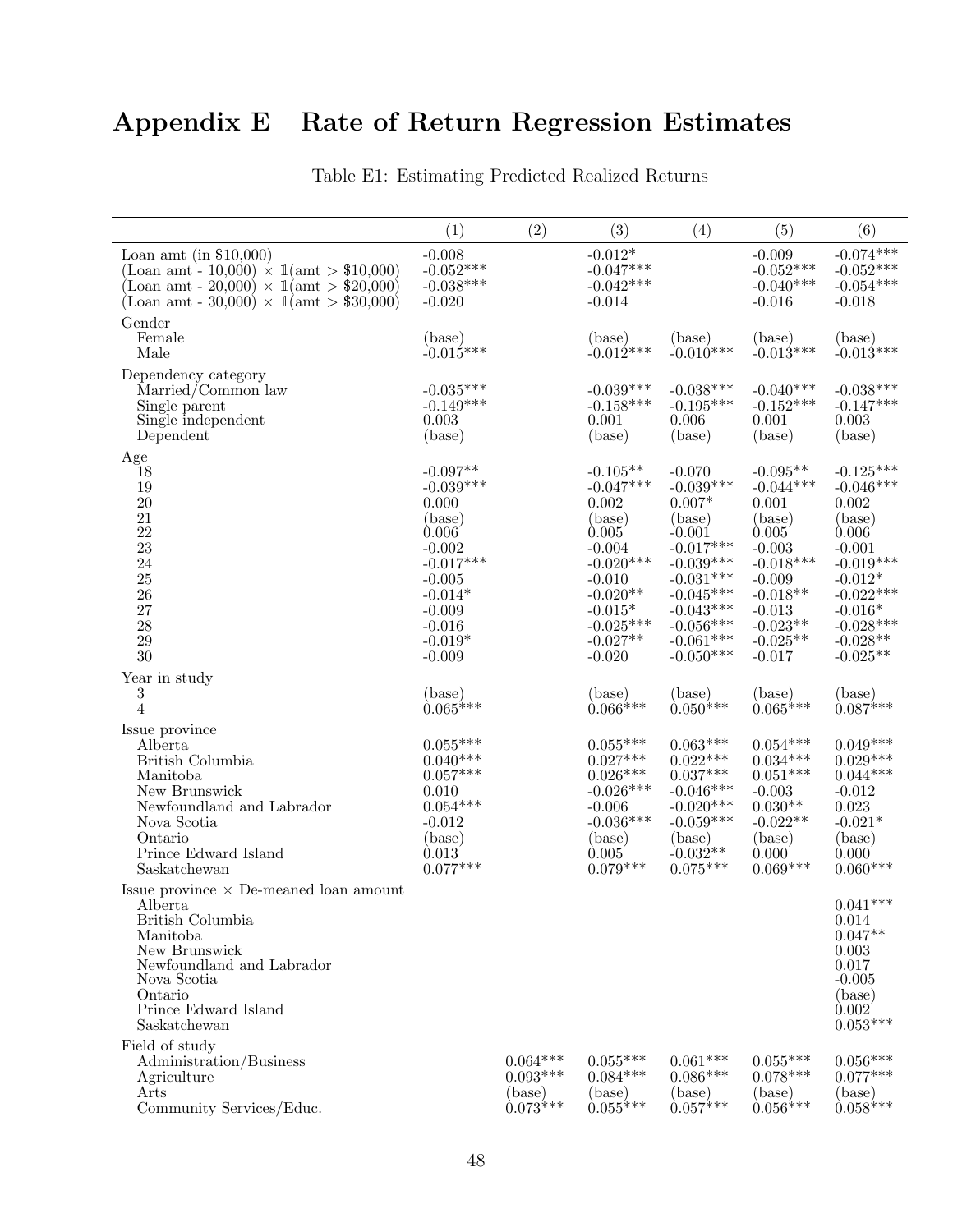# Appendix E Rate of Return Regression Estimates

Table E1: Estimating Predicted Realized Returns

| | (1) | (2) | (3) | (4) | (5) | (6) |
|---|---|---|---|---|---|---|
| Loan amt (in \$10,000) | -0.008 | | -0.012* | | -0.009 | -0.074*** |
| (Loan amt - 10,000) $\times$ $\mathbb{1}$(amt > \$10,000) | -0.052*** | | -0.047*** | | -0.052*** | -0.052*** |
| (Loan amt - 20,000) $\times$ $\mathbb{1}$(amt > \$20,000) | -0.038*** | | -0.042*** | | -0.040*** | -0.054*** |
| (Loan amt - 30,000) $\times$ $\mathbb{1}$(amt > \$30,000) | -0.020 | | -0.014 | | -0.016 | -0.018 |
| Gender | | | | | | |
| Female | (base) | | (base) | (base) | (base) | (base) |
| Male | -0.015*** | | -0.012*** | -0.010*** | -0.013*** | -0.013*** |
| Dependency category | | | | | | |
| Married/Common law | -0.035*** | | -0.039*** | -0.038*** | -0.040*** | -0.038*** |
| Single parent | -0.149*** | | -0.158*** | -0.195*** | -0.152*** | -0.147*** |
| Single independent | 0.003 | | 0.001 | 0.006 | 0.001 | 0.003 |
| Dependent | (base) | | (base) | (base) | (base) | (base) |
| Age | | | | | | |
| 18 | -0.097** | | -0.105** | -0.070 | -0.095** | -0.125*** |
| 19 | -0.039*** | | -0.047*** | -0.039*** | -0.044*** | -0.046*** |
| 20 | 0.000 | | 0.002 | 0.007* | 0.001 | 0.002 |
| 21 | (base) | | (base) | (base) | (base) | (base) |
| 22 | 0.006 | | 0.005 | -0.001 | 0.005 | 0.006 |
| 23 | -0.002 | | -0.004 | -0.017*** | -0.003 | -0.001 |
| 24 | -0.017*** | | -0.020*** | -0.039*** | -0.018*** | -0.019*** |
| 25 | -0.005 | | -0.010 | -0.031*** | -0.009 | -0.012* |
| 26 | -0.014* | | -0.020** | -0.045*** | -0.018** | -0.022*** |
| 27 | -0.009 | | -0.015* | -0.043*** | -0.013 | -0.016* |
| 28 | -0.016 | | -0.025*** | -0.056*** | -0.023** | -0.028*** |
| 29 | -0.019* | | -0.027** | -0.061*** | -0.025** | -0.028** |
| 30 | -0.009 | | -0.020 | -0.050*** | -0.017 | -0.025** |
| Year in study | | | | | | |
| 3 | (base) | | (base) | (base) | (base) | (base) |
| 4 | 0.065*** | | 0.066*** | 0.050*** | 0.065*** | 0.087*** |
| Issue province | | | | | | |
| Alberta | 0.055*** | | 0.055*** | 0.063*** | 0.054*** | 0.049*** |
| British Columbia | 0.040*** | | 0.027*** | 0.022*** | 0.034*** | 0.029*** |
| Manitoba | 0.057*** | | 0.026*** | 0.037*** | 0.051*** | 0.044*** |
| New Brunswick | 0.010 | | -0.026*** | -0.046*** | -0.003 | -0.012 |
| Newfoundland and Labrador | 0.054*** | | -0.006 | -0.020*** | 0.030** | 0.023 |
| Nova Scotia | -0.012 | | -0.036*** | -0.059*** | -0.022** | -0.021* |
| Ontario | (base) | | (base) | (base) | (base) | (base) |
| Prince Edward Island | 0.013 | | 0.005 | -0.032** | 0.000 | 0.000 |
| Saskatchewan | 0.077*** | | 0.079*** | 0.075*** | 0.069*** | 0.060*** |
| Issue province $\times$ De-meaned loan amount | | | | | | |
| Alberta | | | | | | 0.041*** |
| British Columbia | | | | | | 0.014 |
| Manitoba | | | | | | 0.047** |
| New Brunswick | | | | | | 0.003 |
| Newfoundland and Labrador | | | | | | 0.017 |
| Nova Scotia | | | | | | -0.005 |
| Ontario | | | | | | (base) |
| Prince Edward Island | | | | | | 0.002 |
| Saskatchewan | | | | | | 0.053*** |
| Field of study | | | | | | |
| Administration/Business | | 0.064*** | 0.055*** | 0.061*** | 0.055*** | 0.056*** |
| Agriculture | | 0.093*** | 0.084*** | 0.086*** | 0.078*** | 0.077*** |
| Arts | | (base) | (base) | (base) | (base) | (base) |
| Community Services/Educ. | | 0.073*** | 0.055*** | 0.057*** | 0.056*** | 0.058*** |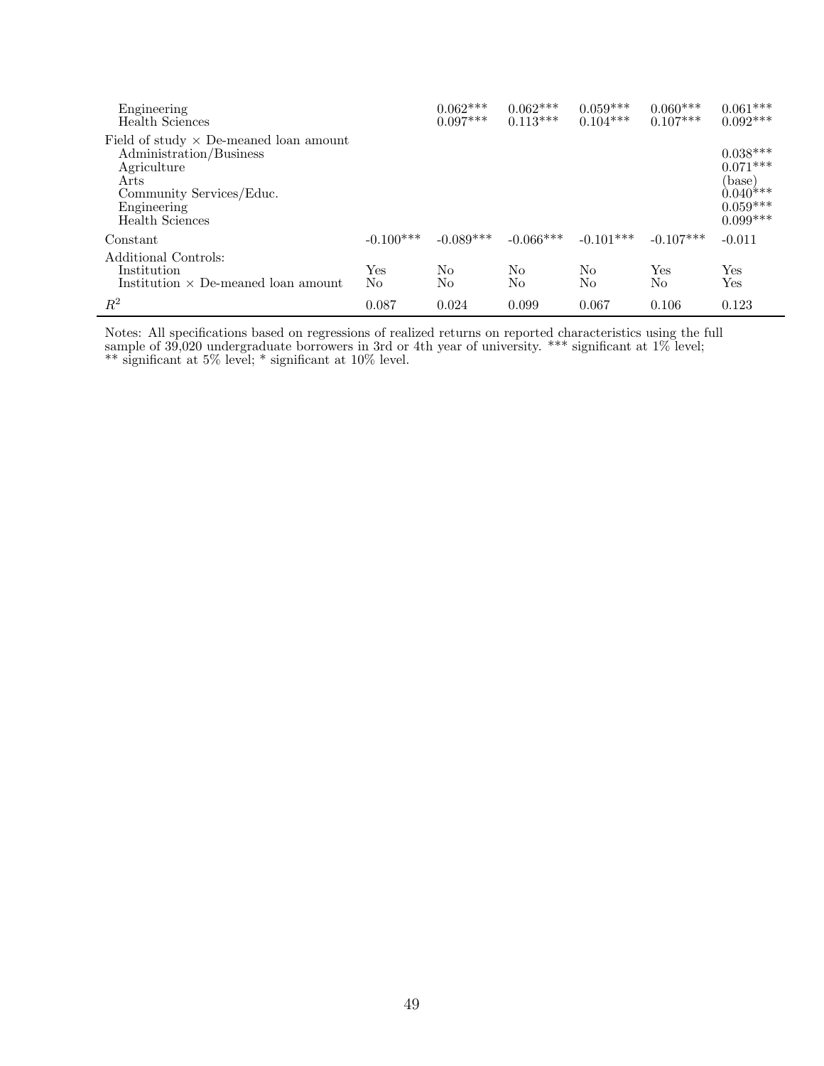| | | | | | | |
|---|---|---|---|---|---|---|
| Engineering | | 0.062*** | 0.062*** | 0.059*** | 0.060*** | 0.061*** |
| Health Sciences | | 0.097*** | 0.113*** | 0.104*** | 0.107*** | 0.092*** |
| Field of study × De-meaned loan amount | | | | | | |
| Administration/Business | | | | | | 0.038*** |
| Agriculture | | | | | | 0.071*** |
| Arts | | | | | | (base) |
| Community Services/Educ. | | | | | | 0.040*** |
| Engineering | | | | | | 0.059*** |
| Health Sciences | | | | | | 0.099*** |
| Constant | -0.100*** | -0.089*** | -0.066*** | -0.101*** | -0.107*** | -0.011 |
| Additional Controls: | | | | | | |
| Institution | Yes | No | No | No | Yes | Yes |
| Institution × De-meaned loan amount | No | No | No | No | No | Yes |
| $R^2$ | 0.087 | 0.024 | 0.099 | 0.067 | 0.106 | 0.123 |

Notes: All specifications based on regressions of realized returns on reported characteristics using the full sample of 39,020 undergraduate borrowers in 3rd or 4th year of university. *** significant at 1% level; ** significant at 5% level; * significant at 10% level.